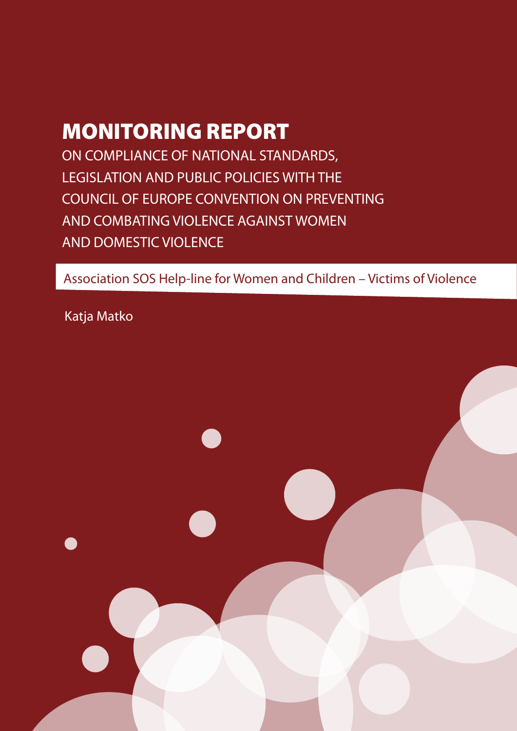# MONITORING REPORT

ON COMPLIANCE OF NATIONAL STANDARDS, LEGISLATION AND PUBLIC POLICIES WITH THE COUNCIL OF EUROPE CONVENTION ON PREVENTING AND COMBATING VIOLENCE AGAINST WOMEN AND DOMESTIC VIOLENCE

Association SOS Help-line for Women and Children – Victims of Violence

Katja Matko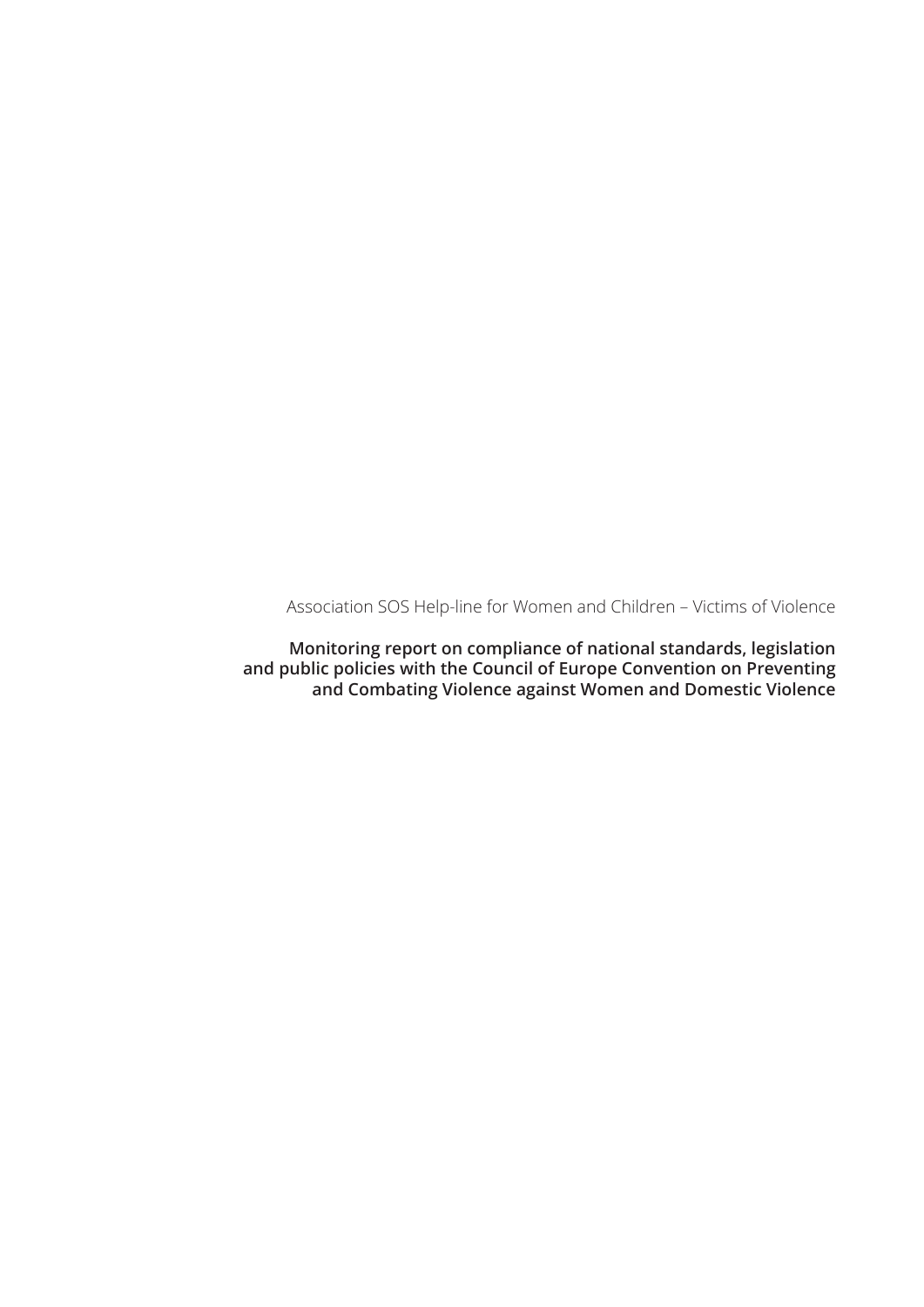Association SOS Help-line for Women and Children – Victims of Violence

**Monitoring report on compliance of national standards, legislation and public policies with the Council of Europe Convention on Preventing and Combating Violence against Women and Domestic Violence**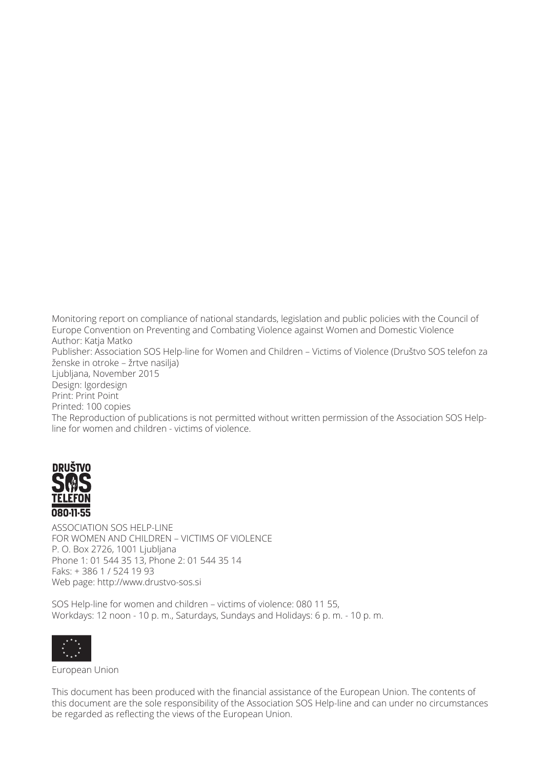Monitoring report on compliance of national standards, legislation and public policies with the Council of Europe Convention on Preventing and Combating Violence against Women and Domestic Violence
Author: Katja Matko
Publisher: Association SOS Help-line for Women and Children – Victims of Violence (Društvo SOS telefon za ženske in otroke – žrtve nasilja)
Ljubljana, November 2015
Design: Igordesign
Print: Print Point
Printed: 100 copies
The Reproduction of publications is not permitted without written permission of the Association SOS Help-line for women and children - victims of violence.

DRUŠTVO
SOS
TELEFON
080·11·55

ASSOCIATION SOS HELP-LINE
FOR WOMEN AND CHILDREN – VICTIMS OF VIOLENCE
P. O. Box 2726, 1001 Ljubljana
Phone 1: 01 544 35 13, Phone 2: 01 544 35 14
Faks: + 386 1 / 524 19 93
Web page: http://www.drustvo-sos.si

SOS Help-line for women and children – victims of violence: 080 11 55,
Workdays: 12 noon - 10 p. m., Saturdays, Sundays and Holidays: 6 p. m. - 10 p. m.

European Union

This document has been produced with the financial assistance of the European Union. The contents of this document are the sole responsibility of the Association SOS Help-line and can under no circumstances be regarded as reflecting the views of the European Union.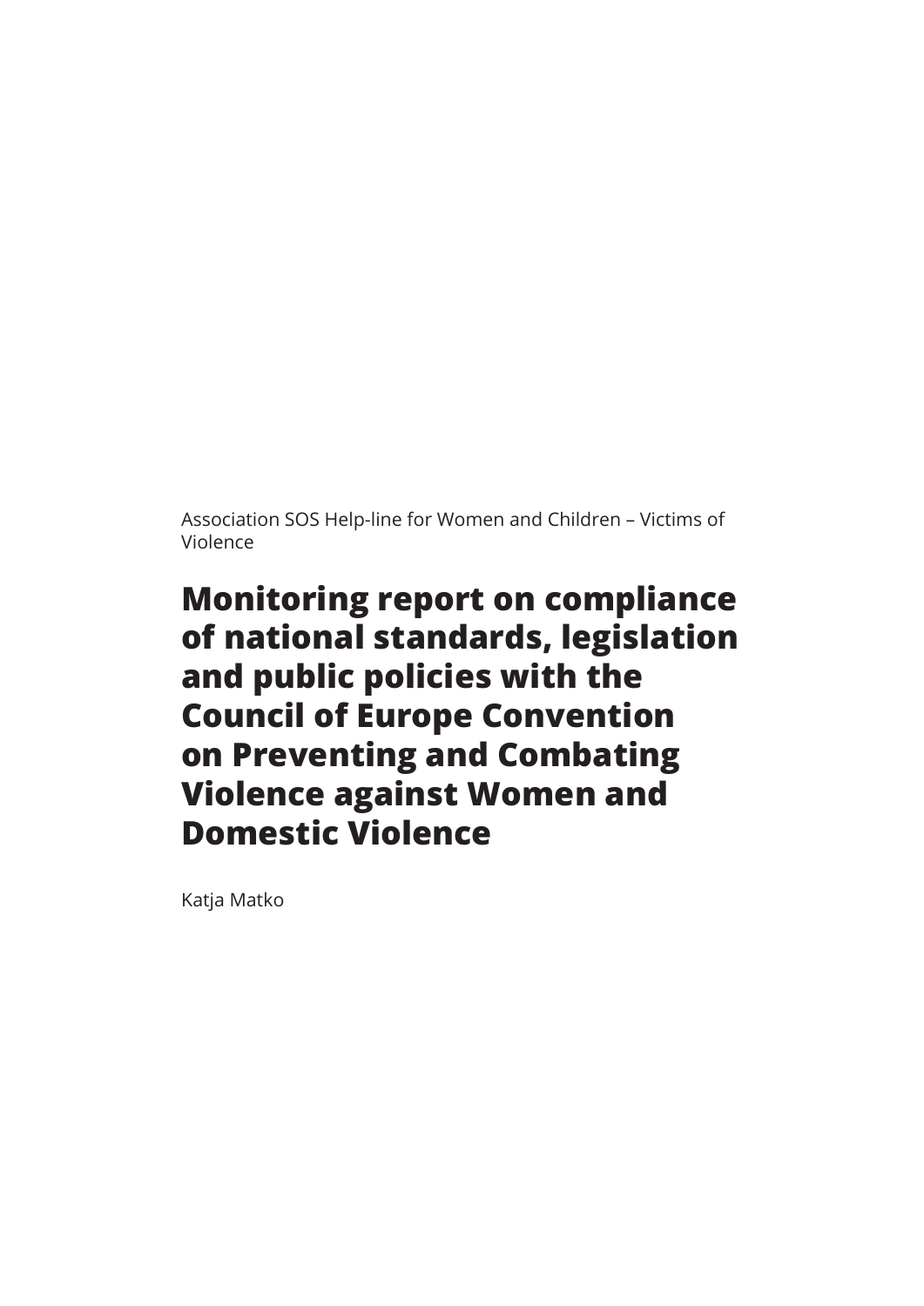Association SOS Help-line for Women and Children – Victims of Violence

# Monitoring report on compliance of national standards, legislation and public policies with the Council of Europe Convention on Preventing and Combating Violence against Women and Domestic Violence

Katja Matko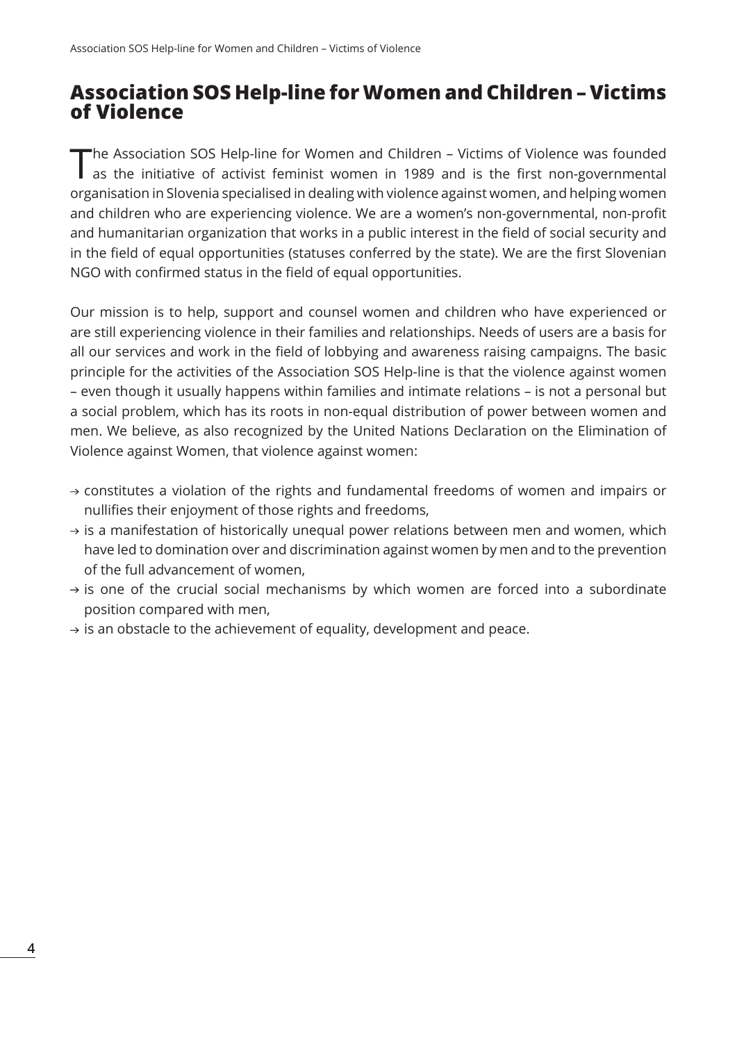# Association SOS Help-line for Women and Children – Victims of Violence

The Association SOS Help-line for Women and Children – Victims of Violence was founded as the initiative of activist feminist women in 1989 and is the first non-governmental organisation in Slovenia specialised in dealing with violence against women, and helping women and children who are experiencing violence. We are a women's non-governmental, non-profit and humanitarian organization that works in a public interest in the field of social security and in the field of equal opportunities (statuses conferred by the state). We are the first Slovenian NGO with confirmed status in the field of equal opportunities.

Our mission is to help, support and counsel women and children who have experienced or are still experiencing violence in their families and relationships. Needs of users are a basis for all our services and work in the field of lobbying and awareness raising campaigns. The basic principle for the activities of the Association SOS Help-line is that the violence against women – even though it usually happens within families and intimate relations – is not a personal but a social problem, which has its roots in non-equal distribution of power between women and men. We believe, as also recognized by the United Nations Declaration on the Elimination of Violence against Women, that violence against women:

- → constitutes a violation of the rights and fundamental freedoms of women and impairs or nullifies their enjoyment of those rights and freedoms,
- → is a manifestation of historically unequal power relations between men and women, which have led to domination over and discrimination against women by men and to the prevention of the full advancement of women,
- → is one of the crucial social mechanisms by which women are forced into a subordinate position compared with men,
- → is an obstacle to the achievement of equality, development and peace.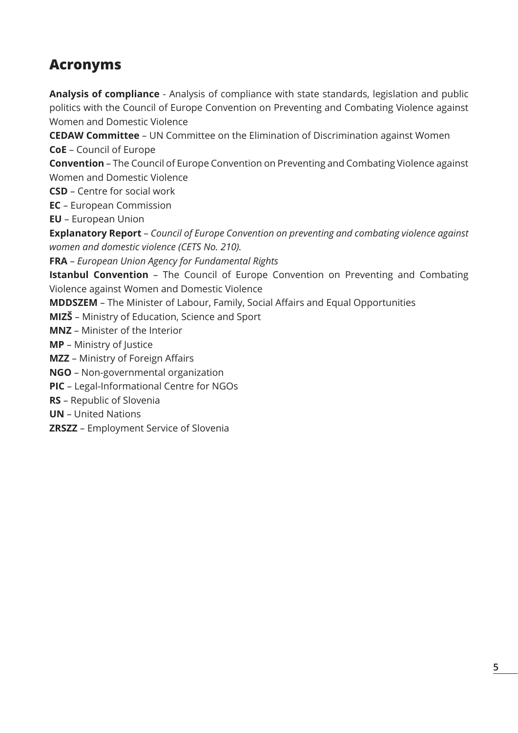## Acronyms

**Analysis of compliance** - Analysis of compliance with state standards, legislation and public politics with the Council of Europe Convention on Preventing and Combating Violence against Women and Domestic Violence

**CEDAW Committee** – UN Committee on the Elimination of Discrimination against Women

**CoE** – Council of Europe

**Convention** – The Council of Europe Convention on Preventing and Combating Violence against Women and Domestic Violence

**CSD** – Centre for social work

**EC** – European Commission

**EU** – European Union

**Explanatory Report** – *Council of Europe Convention on preventing and combating violence against women and domestic violence (CETS No. 210).*

**FRA** – *European Union Agency for Fundamental Rights*

**Istanbul Convention** – The Council of Europe Convention on Preventing and Combating Violence against Women and Domestic Violence

**MDDSZEM** – The Minister of Labour, Family, Social Affairs and Equal Opportunities

**MIZŠ** – Ministry of Education, Science and Sport

**MNZ** – Minister of the Interior

**MP** – Ministry of Justice

**MZZ** – Ministry of Foreign Affairs

**NGO** – Non-governmental organization

**PIC** – Legal-Informational Centre for NGOs

**RS** – Republic of Slovenia

**UN** – United Nations

**ZRSZZ** – Employment Service of Slovenia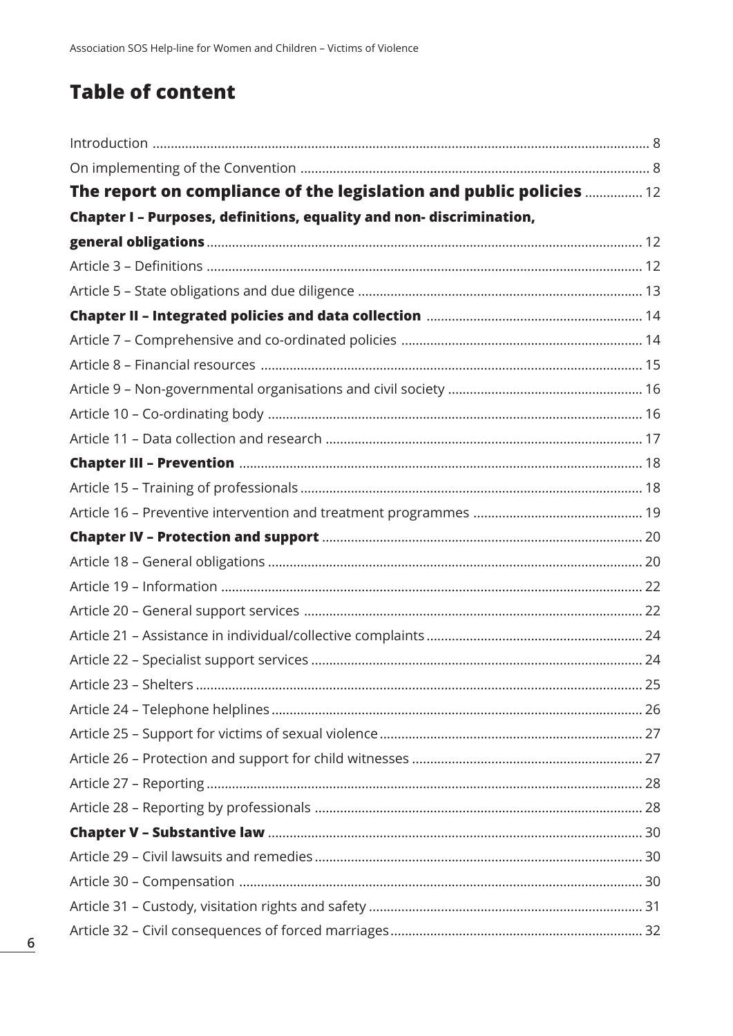# Table of content

Introduction ........................................................................................................................................ 8

On implementing of the Convention ................................................................................................ 8

**The report on compliance of the legislation and public policies** ............... 12

**Chapter I – Purposes, definitions, equality and non- discrimination, general obligations** ....................................................................................................................... 12

Article 3 – Definitions ........................................................................................................................ 12

Article 5 – State obligations and due diligence .............................................................................. 13

**Chapter II – Integrated policies and data collection** ........................................................... 14

Article 7 – Comprehensive and co-ordinated policies .................................................................. 14

Article 8 – Financial resources ......................................................................................................... 15

Article 9 – Non-governmental organisations and civil society ..................................................... 16

Article 10 – Co-ordinating body ....................................................................................................... 16

Article 11 – Data collection and research ....................................................................................... 17

**Chapter III – Prevention** .............................................................................................................. 18

Article 15 – Training of professionals .............................................................................................. 18

Article 16 – Preventive intervention and treatment programmes .............................................. 19

**Chapter IV – Protection and support** ........................................................................................ 20

Article 18 – General obligations ....................................................................................................... 20

Article 19 – Information .................................................................................................................... 22

Article 20 – General support services ............................................................................................ 22

Article 21 – Assistance in individual/collective complaints ........................................................... 24

Article 22 – Specialist support services ........................................................................................... 24

Article 23 – Shelters .......................................................................................................................... 25

Article 24 – Telephone helplines ...................................................................................................... 26

Article 25 – Support for victims of sexual violence ........................................................................ 27

Article 26 – Protection and support for child witnesses ................................................................ 27

Article 27 – Reporting ....................................................................................................................... 28

Article 28 – Reporting by professionals ........................................................................................... 28

**Chapter V – Substantive law** ....................................................................................................... 30

Article 29 – Civil lawsuits and remedies .......................................................................................... 30

Article 30 – Compensation ............................................................................................................... 30

Article 31 – Custody, visitation rights and safety ........................................................................... 31

Article 32 – Civil consequences of forced marriages ..................................................................... 32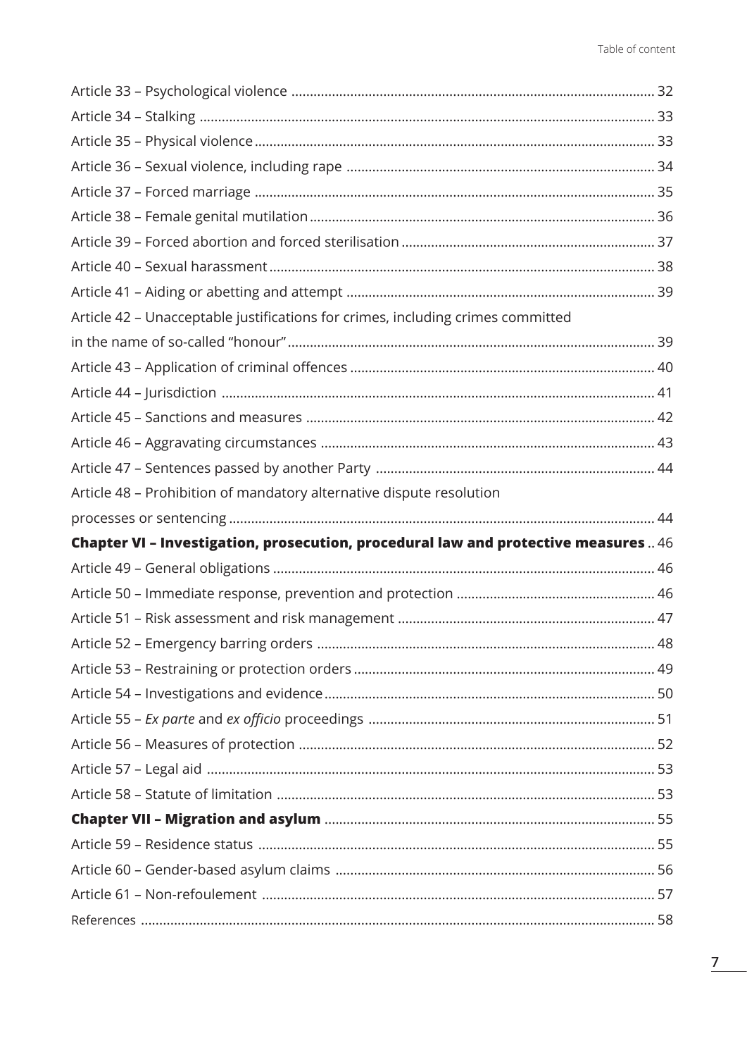Article 33 – Psychological violence ........................................................................................... 32

Article 34 – Stalking ........................................................................................................................ 33

Article 35 – Physical violence ......................................................................................................... 33

Article 36 – Sexual violence, including rape ................................................................................... 34

Article 37 – Forced marriage ........................................................................................................... 35

Article 38 – Female genital mutilation ............................................................................................. 36

Article 39 – Forced abortion and forced sterilisation ....................................................................... 37

Article 40 – Sexual harassment ........................................................................................................ 38

Article 41 – Aiding or abetting and attempt .................................................................................... 39

Article 42 – Unacceptable justifications for crimes, including crimes committed in the name of so-called "honour" ........................................................................................................ 39

Article 43 – Application of criminal offences ................................................................................... 40

Article 44 – Jurisdiction ..................................................................................................................... 41

Article 45 – Sanctions and measures ............................................................................................... 42

Article 46 – Aggravating circumstances ........................................................................................... 43

Article 47 – Sentences passed by another Party ............................................................................. 44

Article 48 – Prohibition of mandatory alternative dispute resolution processes or sentencing ...................................................................................................................... 44

**Chapter VI – Investigation, prosecution, procedural law and protective measures** .. 46

Article 49 – General obligations ........................................................................................................ 46

Article 50 – Immediate response, prevention and protection ....................................................... 46

Article 51 – Risk assessment and risk management ....................................................................... 47

Article 52 – Emergency barring orders ............................................................................................ 48

Article 53 – Restraining or protection orders .................................................................................. 49

Article 54 – Investigations and evidence .......................................................................................... 50

Article 55 – *Ex parte* and *ex officio* proceedings .............................................................................. 51

Article 56 – Measures of protection ................................................................................................. 52

Article 57 – Legal aid .......................................................................................................................... 53

Article 58 – Statute of limitation ....................................................................................................... 53

**Chapter VII – Migration and asylum** ............................................................................................. 55

Article 59 – Residence status ............................................................................................................ 55

Article 60 – Gender-based asylum claims ....................................................................................... 56

Article 61 – Non-refoulement ........................................................................................................... 57

References ........................................................................................................................................... 58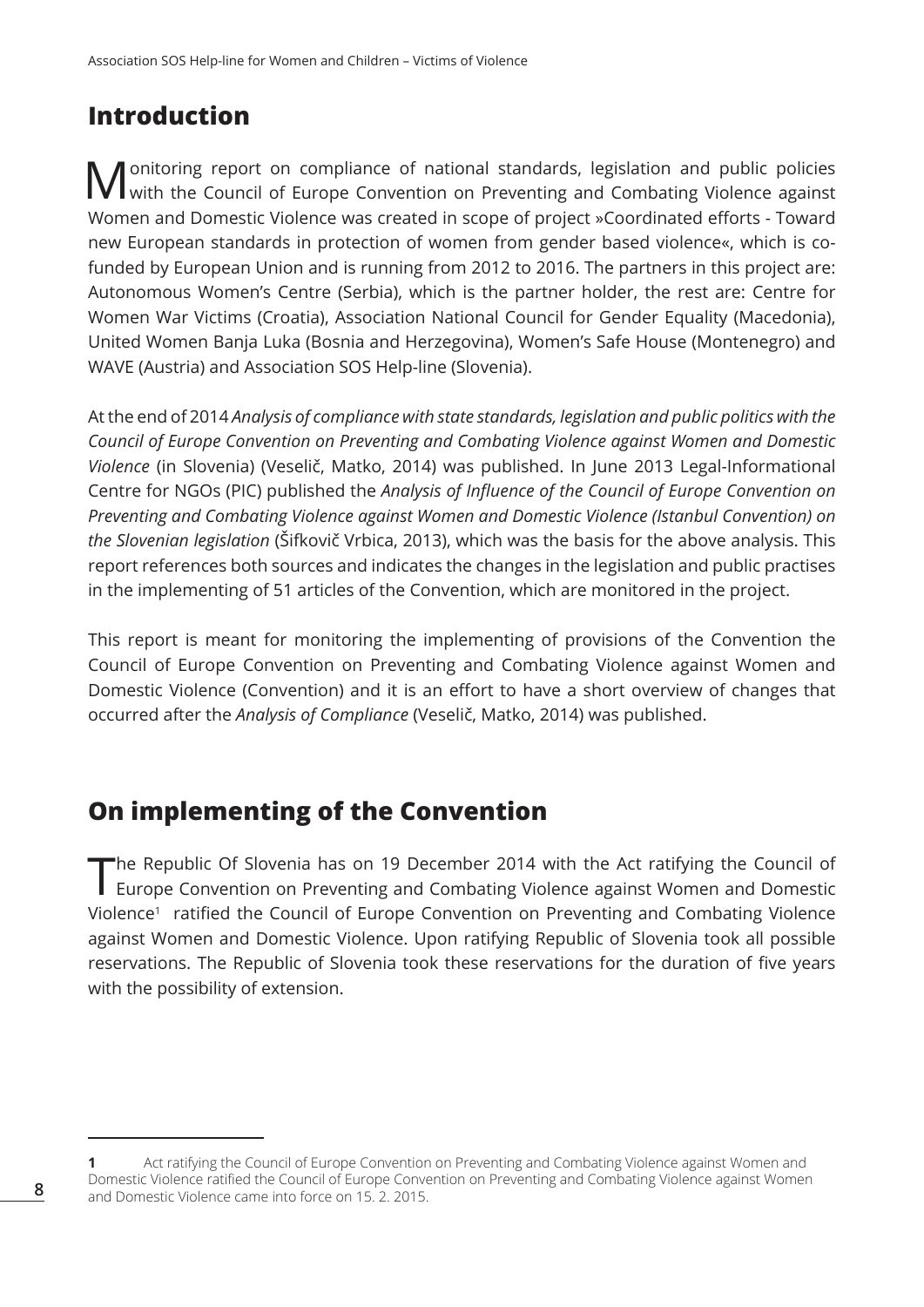## Introduction

Monitoring report on compliance of national standards, legislation and public policies with the Council of Europe Convention on Preventing and Combating Violence against Women and Domestic Violence was created in scope of project »Coordinated efforts - Toward new European standards in protection of women from gender based violence«, which is co-funded by European Union and is running from 2012 to 2016. The partners in this project are: Autonomous Women's Centre (Serbia), which is the partner holder, the rest are: Centre for Women War Victims (Croatia), Association National Council for Gender Equality (Macedonia), United Women Banja Luka (Bosnia and Herzegovina), Women's Safe House (Montenegro) and WAVE (Austria) and Association SOS Help-line (Slovenia).

At the end of 2014 *Analysis of compliance with state standards, legislation and public politics with the Council of Europe Convention on Preventing and Combating Violence against Women and Domestic Violence* (in Slovenia) (Veselič, Matko, 2014) was published. In June 2013 Legal-Informational Centre for NGOs (PIC) published the *Analysis of Influence of the Council of Europe Convention on Preventing and Combating Violence against Women and Domestic Violence (Istanbul Convention) on the Slovenian legislation* (Šifkovič Vrbica, 2013), which was the basis for the above analysis. This report references both sources and indicates the changes in the legislation and public practises in the implementing of 51 articles of the Convention, which are monitored in the project.

This report is meant for monitoring the implementing of provisions of the Convention the Council of Europe Convention on Preventing and Combating Violence against Women and Domestic Violence (Convention) and it is an effort to have a short overview of changes that occurred after the *Analysis of Compliance* (Veselič, Matko, 2014) was published.

## On implementing of the Convention

The Republic Of Slovenia has on 19 December 2014 with the Act ratifying the Council of Europe Convention on Preventing and Combating Violence against Women and Domestic Violence[1] ratified the Council of Europe Convention on Preventing and Combating Violence against Women and Domestic Violence. Upon ratifying Republic of Slovenia took all possible reservations. The Republic of Slovenia took these reservations for the duration of five years with the possibility of extension.

---

**1** Act ratifying the Council of Europe Convention on Preventing and Combating Violence against Women and Domestic Violence ratified the Council of Europe Convention on Preventing and Combating Violence against Women and Domestic Violence came into force on 15. 2. 2015.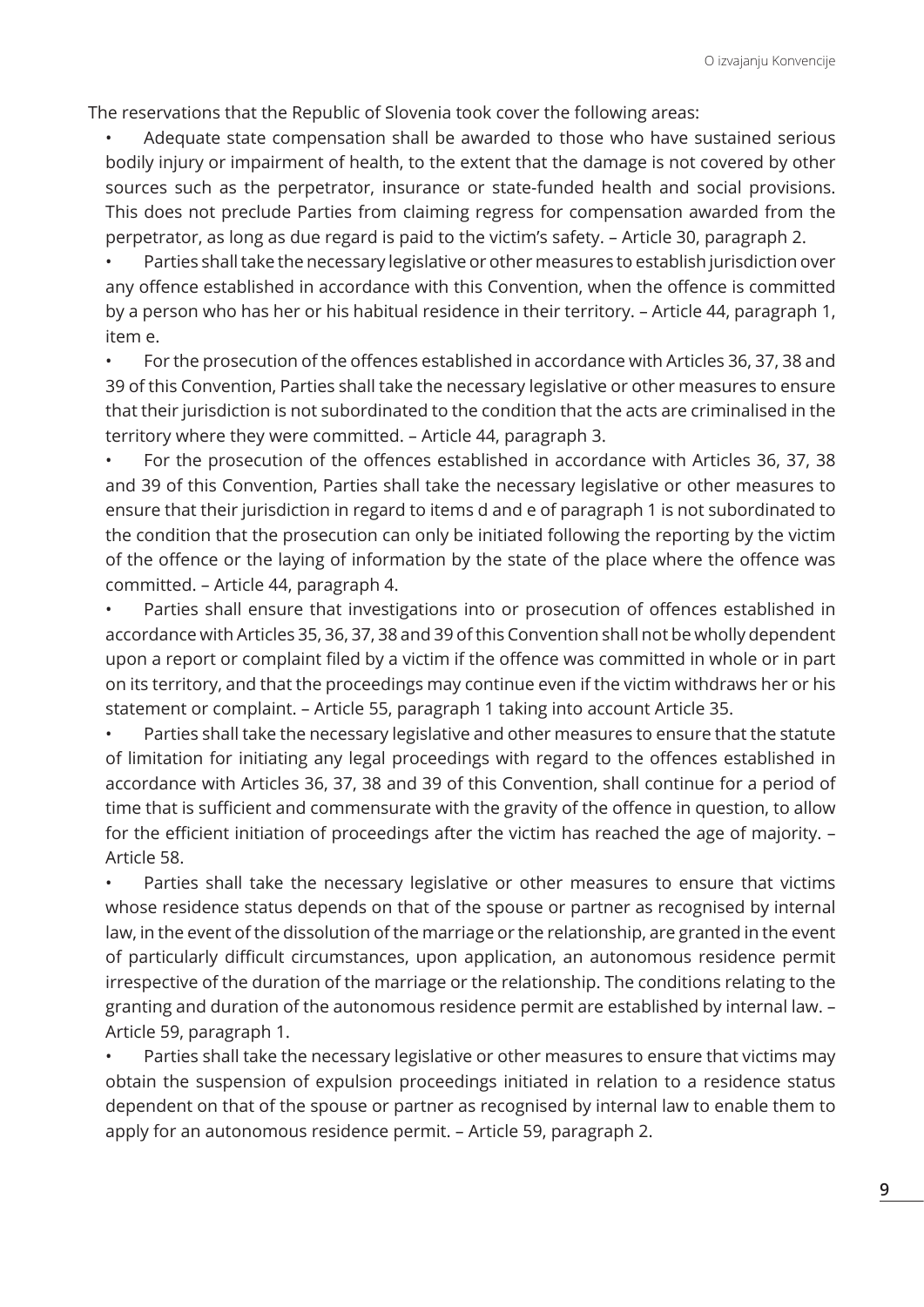The reservations that the Republic of Slovenia took cover the following areas:

- Adequate state compensation shall be awarded to those who have sustained serious bodily injury or impairment of health, to the extent that the damage is not covered by other sources such as the perpetrator, insurance or state-funded health and social provisions. This does not preclude Parties from claiming regress for compensation awarded from the perpetrator, as long as due regard is paid to the victim's safety. – Article 30, paragraph 2.
- Parties shall take the necessary legislative or other measures to establish jurisdiction over any offence established in accordance with this Convention, when the offence is committed by a person who has her or his habitual residence in their territory. – Article 44, paragraph 1, item e.
- For the prosecution of the offences established in accordance with Articles 36, 37, 38 and 39 of this Convention, Parties shall take the necessary legislative or other measures to ensure that their jurisdiction is not subordinated to the condition that the acts are criminalised in the territory where they were committed. – Article 44, paragraph 3.
- For the prosecution of the offences established in accordance with Articles 36, 37, 38 and 39 of this Convention, Parties shall take the necessary legislative or other measures to ensure that their jurisdiction in regard to items d and e of paragraph 1 is not subordinated to the condition that the prosecution can only be initiated following the reporting by the victim of the offence or the laying of information by the state of the place where the offence was committed. – Article 44, paragraph 4.
- Parties shall ensure that investigations into or prosecution of offences established in accordance with Articles 35, 36, 37, 38 and 39 of this Convention shall not be wholly dependent upon a report or complaint filed by a victim if the offence was committed in whole or in part on its territory, and that the proceedings may continue even if the victim withdraws her or his statement or complaint. – Article 55, paragraph 1 taking into account Article 35.
- Parties shall take the necessary legislative and other measures to ensure that the statute of limitation for initiating any legal proceedings with regard to the offences established in accordance with Articles 36, 37, 38 and 39 of this Convention, shall continue for a period of time that is sufficient and commensurate with the gravity of the offence in question, to allow for the efficient initiation of proceedings after the victim has reached the age of majority. – Article 58.
- Parties shall take the necessary legislative or other measures to ensure that victims whose residence status depends on that of the spouse or partner as recognised by internal law, in the event of the dissolution of the marriage or the relationship, are granted in the event of particularly difficult circumstances, upon application, an autonomous residence permit irrespective of the duration of the marriage or the relationship. The conditions relating to the granting and duration of the autonomous residence permit are established by internal law. – Article 59, paragraph 1.
- Parties shall take the necessary legislative or other measures to ensure that victims may obtain the suspension of expulsion proceedings initiated in relation to a residence status dependent on that of the spouse or partner as recognised by internal law to enable them to apply for an autonomous residence permit. – Article 59, paragraph 2.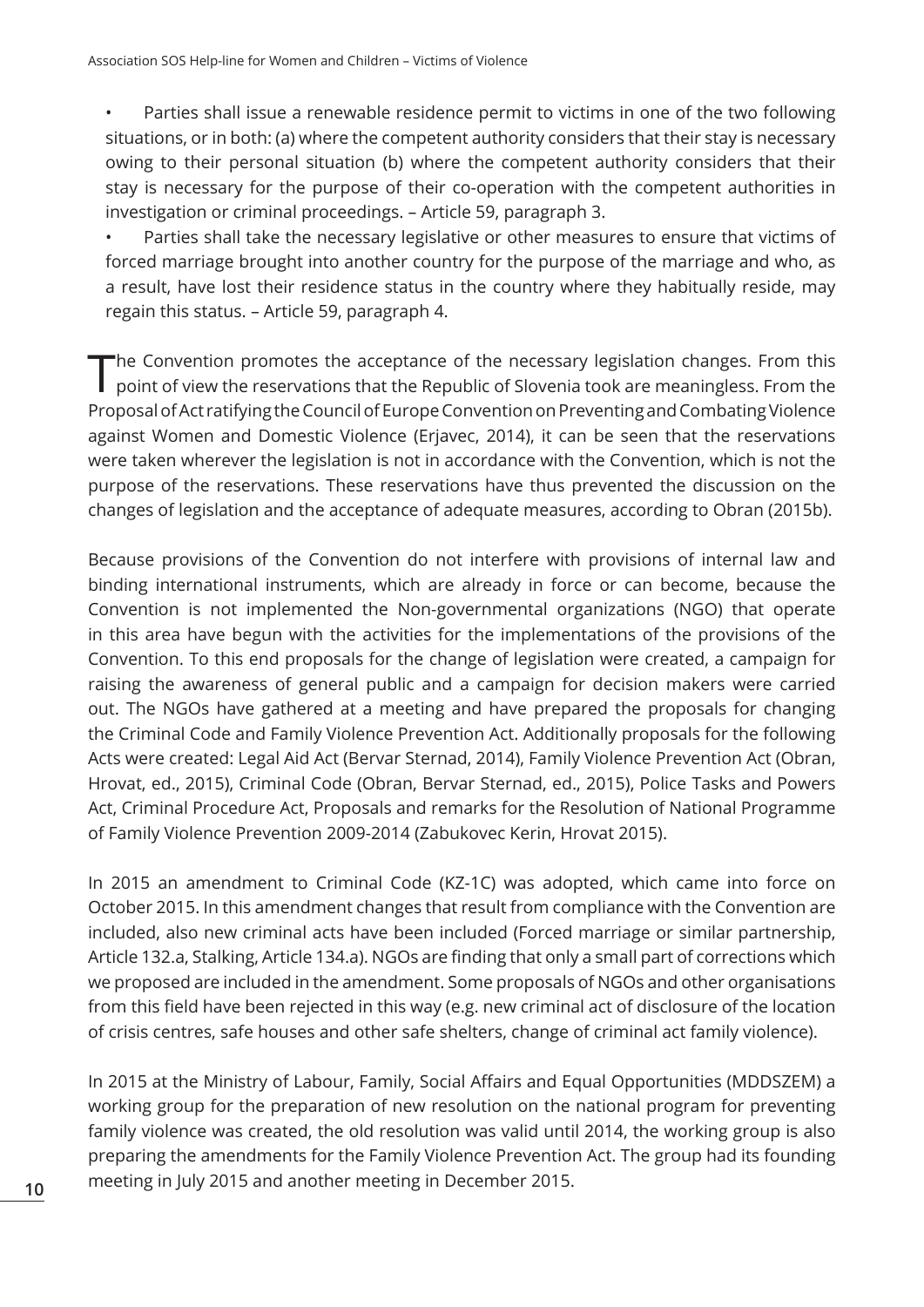- Parties shall issue a renewable residence permit to victims in one of the two following situations, or in both: (a) where the competent authority considers that their stay is necessary owing to their personal situation (b) where the competent authority considers that their stay is necessary for the purpose of their co-operation with the competent authorities in investigation or criminal proceedings. – Article 59, paragraph 3.
- Parties shall take the necessary legislative or other measures to ensure that victims of forced marriage brought into another country for the purpose of the marriage and who, as a result, have lost their residence status in the country where they habitually reside, may regain this status. – Article 59, paragraph 4.

The Convention promotes the acceptance of the necessary legislation changes. From this point of view the reservations that the Republic of Slovenia took are meaningless. From the Proposal of Act ratifying the Council of Europe Convention on Preventing and Combating Violence against Women and Domestic Violence (Erjavec, 2014), it can be seen that the reservations were taken wherever the legislation is not in accordance with the Convention, which is not the purpose of the reservations. These reservations have thus prevented the discussion on the changes of legislation and the acceptance of adequate measures, according to Obran (2015b).

Because provisions of the Convention do not interfere with provisions of internal law and binding international instruments, which are already in force or can become, because the Convention is not implemented the Non-governmental organizations (NGO) that operate in this area have begun with the activities for the implementations of the provisions of the Convention. To this end proposals for the change of legislation were created, a campaign for raising the awareness of general public and a campaign for decision makers were carried out. The NGOs have gathered at a meeting and have prepared the proposals for changing the Criminal Code and Family Violence Prevention Act. Additionally proposals for the following Acts were created: Legal Aid Act (Bervar Sternad, 2014), Family Violence Prevention Act (Obran, Hrovat, ed., 2015), Criminal Code (Obran, Bervar Sternad, ed., 2015), Police Tasks and Powers Act, Criminal Procedure Act, Proposals and remarks for the Resolution of National Programme of Family Violence Prevention 2009-2014 (Zabukovec Kerin, Hrovat 2015).

In 2015 an amendment to Criminal Code (KZ-1C) was adopted, which came into force on October 2015. In this amendment changes that result from compliance with the Convention are included, also new criminal acts have been included (Forced marriage or similar partnership, Article 132.a, Stalking, Article 134.a). NGOs are finding that only a small part of corrections which we proposed are included in the amendment. Some proposals of NGOs and other organisations from this field have been rejected in this way (e.g. new criminal act of disclosure of the location of crisis centres, safe houses and other safe shelters, change of criminal act family violence).

In 2015 at the Ministry of Labour, Family, Social Affairs and Equal Opportunities (MDDSZEM) a working group for the preparation of new resolution on the national program for preventing family violence was created, the old resolution was valid until 2014, the working group is also preparing the amendments for the Family Violence Prevention Act. The group had its founding meeting in July 2015 and another meeting in December 2015.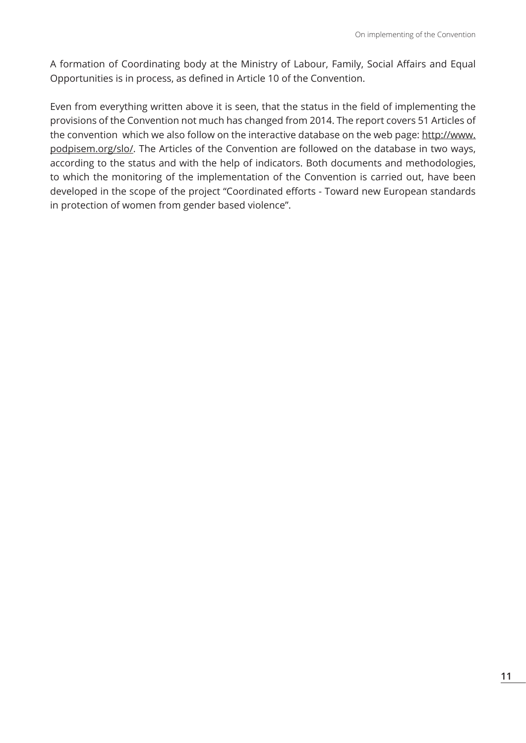A formation of Coordinating body at the Ministry of Labour, Family, Social Affairs and Equal Opportunities is in process, as defined in Article 10 of the Convention.

Even from everything written above it is seen, that the status in the field of implementing the provisions of the Convention not much has changed from 2014. The report covers 51 Articles of the convention which we also follow on the interactive database on the web page: http://www.podpisem.org/slo/. The Articles of the Convention are followed on the database in two ways, according to the status and with the help of indicators. Both documents and methodologies, to which the monitoring of the implementation of the Convention is carried out, have been developed in the scope of the project "Coordinated efforts - Toward new European standards in protection of women from gender based violence".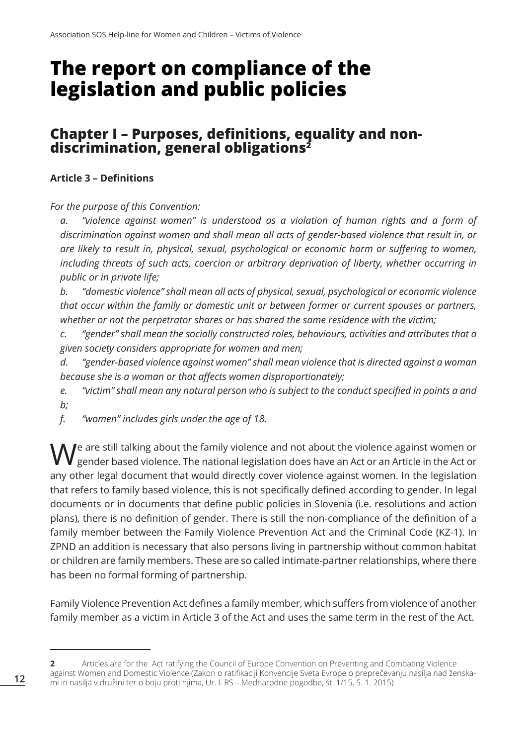# The report on compliance of the legislation and public policies

## Chapter I – Purposes, definitions, equality and non-discrimination, general obligations[2]

**Article 3 – Definitions**

*For the purpose of this Convention:*

*a. "violence against women" is understood as a violation of human rights and a form of discrimination against women and shall mean all acts of gender-based violence that result in, or are likely to result in, physical, sexual, psychological or economic harm or suffering to women, including threats of such acts, coercion or arbitrary deprivation of liberty, whether occurring in public or in private life;*

*b. "domestic violence" shall mean all acts of physical, sexual, psychological or economic violence that occur within the family or domestic unit or between former or current spouses or partners, whether or not the perpetrator shares or has shared the same residence with the victim;*

*c. "gender" shall mean the socially constructed roles, behaviours, activities and attributes that a given society considers appropriate for women and men;*

*d. "gender-based violence against women" shall mean violence that is directed against a woman because she is a woman or that affects women disproportionately;*

*e. "victim" shall mean any natural person who is subject to the conduct specified in points a and b;*

*f. "women" includes girls under the age of 18.*

We are still talking about the family violence and not about the violence against women or gender based violence. The national legislation does have an Act or an Article in the Act or any other legal document that would directly cover violence against women. In the legislation that refers to family based violence, this is not specifically defined according to gender. In legal documents or in documents that define public policies in Slovenia (i.e. resolutions and action plans), there is no definition of gender. There is still the non-compliance of the definition of a family member between the Family Violence Prevention Act and the Criminal Code (KZ-1). In ZPND an addition is necessary that also persons living in partnership without common habitat or children are family members. These are so called intimate-partner relationships, where there has been no formal forming of partnership.

Family Violence Prevention Act defines a family member, which suffers from violence of another family member as a victim in Article 3 of the Act and uses the same term in the rest of the Act.

---

**2** Articles are for the Act ratifying the Council of Europe Convention on Preventing and Combating Violence against Women and Domestic Violence (Zakon o ratifikaciji Konvencije Sveta Evrope o preprečevanju nasilja nad ženskami in nasilja v družini ter o boju proti njima, Ur. l. RS – Mednarodne pogodbe, št. 1/15, 5. 1. 2015)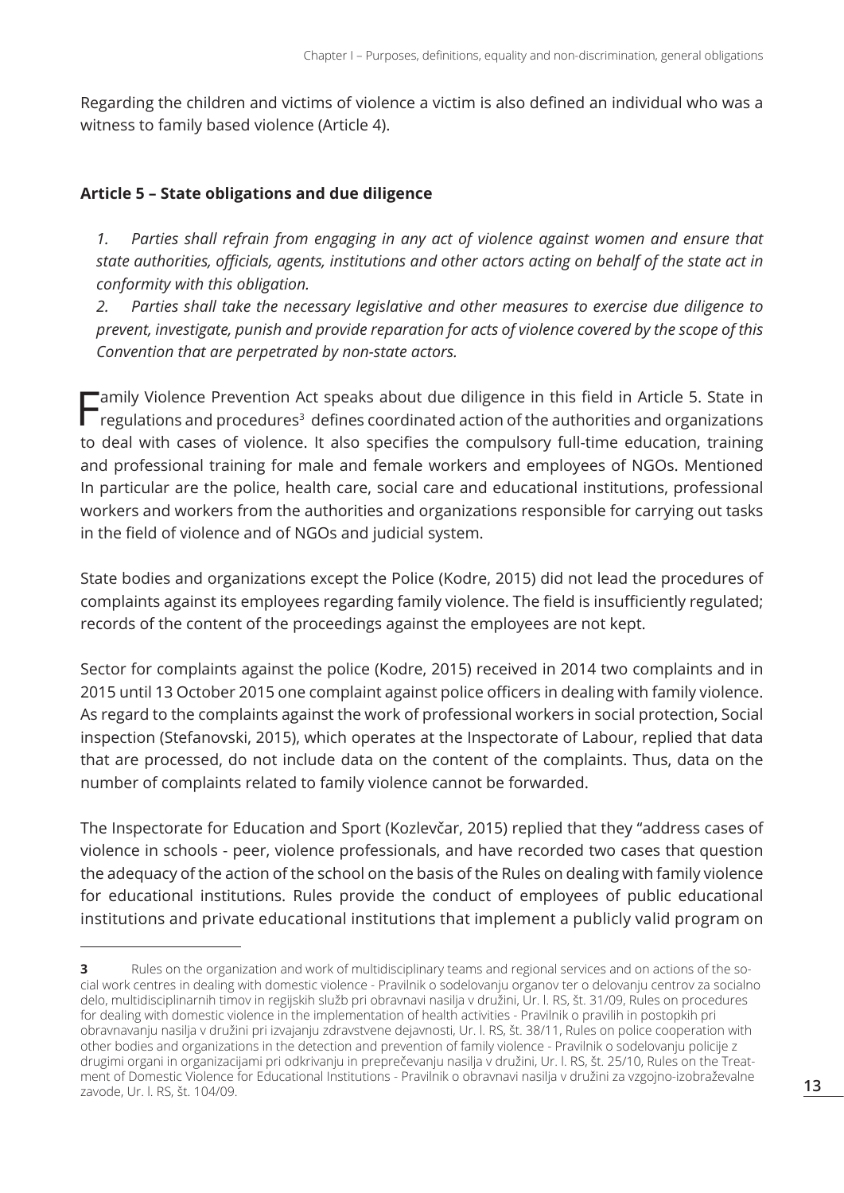Regarding the children and victims of violence a victim is also defined an individual who was a witness to family based violence (Article 4).

### Article 5 – State obligations and due diligence

*1. Parties shall refrain from engaging in any act of violence against women and ensure that state authorities, officials, agents, institutions and other actors acting on behalf of the state act in conformity with this obligation.*

*2. Parties shall take the necessary legislative and other measures to exercise due diligence to prevent, investigate, punish and provide reparation for acts of violence covered by the scope of this Convention that are perpetrated by non-state actors.*

Family Violence Prevention Act speaks about due diligence in this field in Article 5. State in regulations and procedures[3] defines coordinated action of the authorities and organizations to deal with cases of violence. It also specifies the compulsory full-time education, training and professional training for male and female workers and employees of NGOs. Mentioned In particular are the police, health care, social care and educational institutions, professional workers and workers from the authorities and organizations responsible for carrying out tasks in the field of violence and of NGOs and judicial system.

State bodies and organizations except the Police (Kodre, 2015) did not lead the procedures of complaints against its employees regarding family violence. The field is insufficiently regulated; records of the content of the proceedings against the employees are not kept.

Sector for complaints against the police (Kodre, 2015) received in 2014 two complaints and in 2015 until 13 October 2015 one complaint against police officers in dealing with family violence. As regard to the complaints against the work of professional workers in social protection, Social inspection (Stefanovski, 2015), which operates at the Inspectorate of Labour, replied that data that are processed, do not include data on the content of the complaints. Thus, data on the number of complaints related to family violence cannot be forwarded.

The Inspectorate for Education and Sport (Kozlevčar, 2015) replied that they "address cases of violence in schools - peer, violence professionals, and have recorded two cases that question the adequacy of the action of the school on the basis of the Rules on dealing with family violence for educational institutions. Rules provide the conduct of employees of public educational institutions and private educational institutions that implement a publicly valid program on

---

**3** Rules on the organization and work of multidisciplinary teams and regional services and on actions of the social work centres in dealing with domestic violence - Pravilnik o sodelovanju organov ter o delovanju centrov za socialno delo, multidisciplinarnih timov in regijskih služb pri obravnavi nasilja v družini, Ur. l. RS, št. 31/09, Rules on procedures for dealing with domestic violence in the implementation of health activities - Pravilnik o pravilih in postopkih pri obravnavanju nasilja v družini pri izvajanju zdravstvene dejavnosti, Ur. l. RS, št. 38/11, Rules on police cooperation with other bodies and organizations in the detection and prevention of family violence - Pravilnik o sodelovanju policije z drugimi organi in organizacijami pri odkrivanju in preprečevanju nasilja v družini, Ur. l. RS, št. 25/10, Rules on the Treatment of Domestic Violence for Educational Institutions - Pravilnik o obravnavi nasilja v družini za vzgojno-izobraževalne zavode, Ur. l. RS, št. 104/09.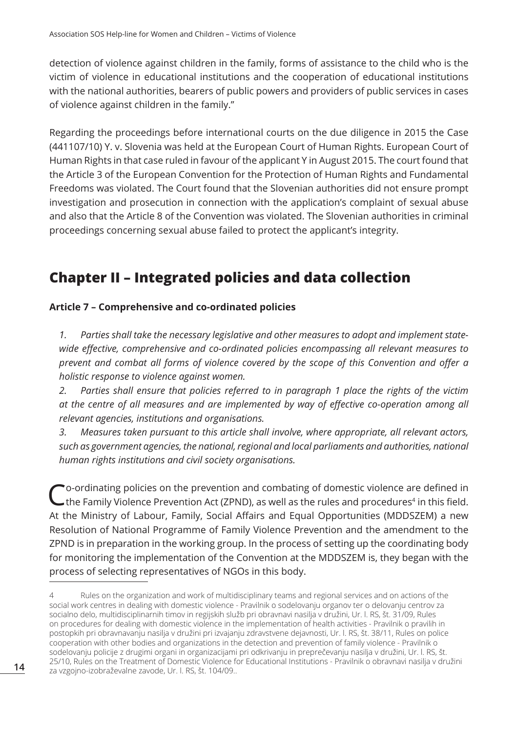detection of violence against children in the family, forms of assistance to the child who is the victim of violence in educational institutions and the cooperation of educational institutions with the national authorities, bearers of public powers and providers of public services in cases of violence against children in the family."

Regarding the proceedings before international courts on the due diligence in 2015 the Case (441107/10) Y. v. Slovenia was held at the European Court of Human Rights. European Court of Human Rights in that case ruled in favour of the applicant Y in August 2015. The court found that the Article 3 of the European Convention for the Protection of Human Rights and Fundamental Freedoms was violated. The Court found that the Slovenian authorities did not ensure prompt investigation and prosecution in connection with the application's complaint of sexual abuse and also that the Article 8 of the Convention was violated. The Slovenian authorities in criminal proceedings concerning sexual abuse failed to protect the applicant's integrity.

## Chapter II – Integrated policies and data collection

**Article 7 – Comprehensive and co-ordinated policies**

*1. Parties shall take the necessary legislative and other measures to adopt and implement state-wide effective, comprehensive and co-ordinated policies encompassing all relevant measures to prevent and combat all forms of violence covered by the scope of this Convention and offer a holistic response to violence against women.*

*2. Parties shall ensure that policies referred to in paragraph 1 place the rights of the victim at the centre of all measures and are implemented by way of effective co-operation among all relevant agencies, institutions and organisations.*

*3. Measures taken pursuant to this article shall involve, where appropriate, all relevant actors, such as government agencies, the national, regional and local parliaments and authorities, national human rights institutions and civil society organisations.*

Co-ordinating policies on the prevention and combating of domestic violence are defined in the Family Violence Prevention Act (ZPND), as well as the rules and procedures[4] in this field. At the Ministry of Labour, Family, Social Affairs and Equal Opportunities (MDDSZEM) a new Resolution of National Programme of Family Violence Prevention and the amendment to the ZPND is in preparation in the working group. In the process of setting up the coordinating body for monitoring the implementation of the Convention at the MDDSZEM is, they began with the process of selecting representatives of NGOs in this body.

---

4 Rules on the organization and work of multidisciplinary teams and regional services and on actions of the social work centres in dealing with domestic violence - Pravilnik o sodelovanju organov ter o delovanju centrov za socialno delo, multidisciplinarnih timov in regijskih služb pri obravnavi nasilja v družini, Ur. l. RS, št. 31/09, Rules on procedures for dealing with domestic violence in the implementation of health activities - Pravilnik o pravilih in postopkih pri obravnavanju nasilja v družini pri izvajanju zdravstvene dejavnosti, Ur. l. RS, št. 38/11, Rules on police cooperation with other bodies and organizations in the detection and prevention of family violence - Pravilnik o sodelovanju policije z drugimi organi in organizacijami pri odkrivanju in preprečevanju nasilja v družini, Ur. l. RS, št. 25/10, Rules on the Treatment of Domestic Violence for Educational Institutions - Pravilnik o obravnavi nasilja v družini za vzgojno-izobraževalne zavode, Ur. l. RS, št. 104/09..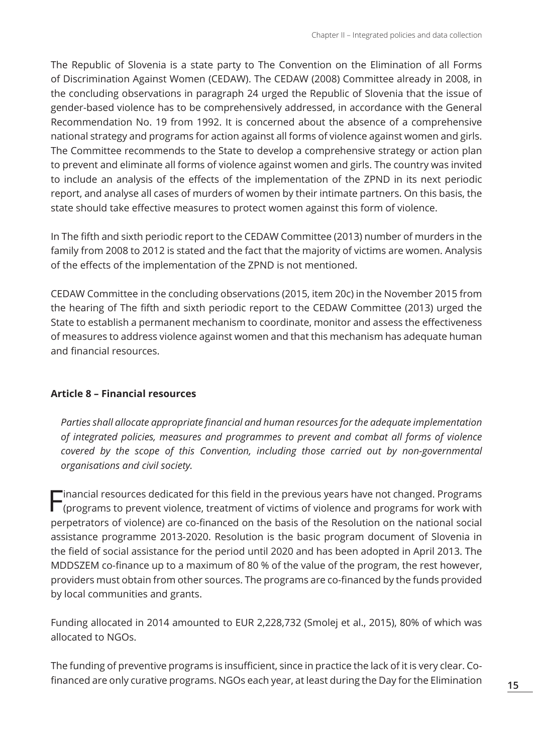The Republic of Slovenia is a state party to The Convention on the Elimination of all Forms of Discrimination Against Women (CEDAW). The CEDAW (2008) Committee already in 2008, in the concluding observations in paragraph 24 urged the Republic of Slovenia that the issue of gender-based violence has to be comprehensively addressed, in accordance with the General Recommendation No. 19 from 1992. It is concerned about the absence of a comprehensive national strategy and programs for action against all forms of violence against women and girls. The Committee recommends to the State to develop a comprehensive strategy or action plan to prevent and eliminate all forms of violence against women and girls. The country was invited to include an analysis of the effects of the implementation of the ZPND in its next periodic report, and analyse all cases of murders of women by their intimate partners. On this basis, the state should take effective measures to protect women against this form of violence.

In The fifth and sixth periodic report to the CEDAW Committee (2013) number of murders in the family from 2008 to 2012 is stated and the fact that the majority of victims are women. Analysis of the effects of the implementation of the ZPND is not mentioned.

CEDAW Committee in the concluding observations (2015, item 20c) in the November 2015 from the hearing of The fifth and sixth periodic report to the CEDAW Committee (2013) urged the State to establish a permanent mechanism to coordinate, monitor and assess the effectiveness of measures to address violence against women and that this mechanism has adequate human and financial resources.

**Article 8 – Financial resources**

*Parties shall allocate appropriate financial and human resources for the adequate implementation of integrated policies, measures and programmes to prevent and combat all forms of violence covered by the scope of this Convention, including those carried out by non-governmental organisations and civil society.*

Financial resources dedicated for this field in the previous years have not changed. Programs (programs to prevent violence, treatment of victims of violence and programs for work with perpetrators of violence) are co-financed on the basis of the Resolution on the national social assistance programme 2013-2020. Resolution is the basic program document of Slovenia in the field of social assistance for the period until 2020 and has been adopted in April 2013. The MDDSZEM co-finance up to a maximum of 80 % of the value of the program, the rest however, providers must obtain from other sources. The programs are co-financed by the funds provided by local communities and grants.

Funding allocated in 2014 amounted to EUR 2,228,732 (Smolej et al., 2015), 80% of which was allocated to NGOs.

The funding of preventive programs is insufficient, since in practice the lack of it is very clear. Co-financed are only curative programs. NGOs each year, at least during the Day for the Elimination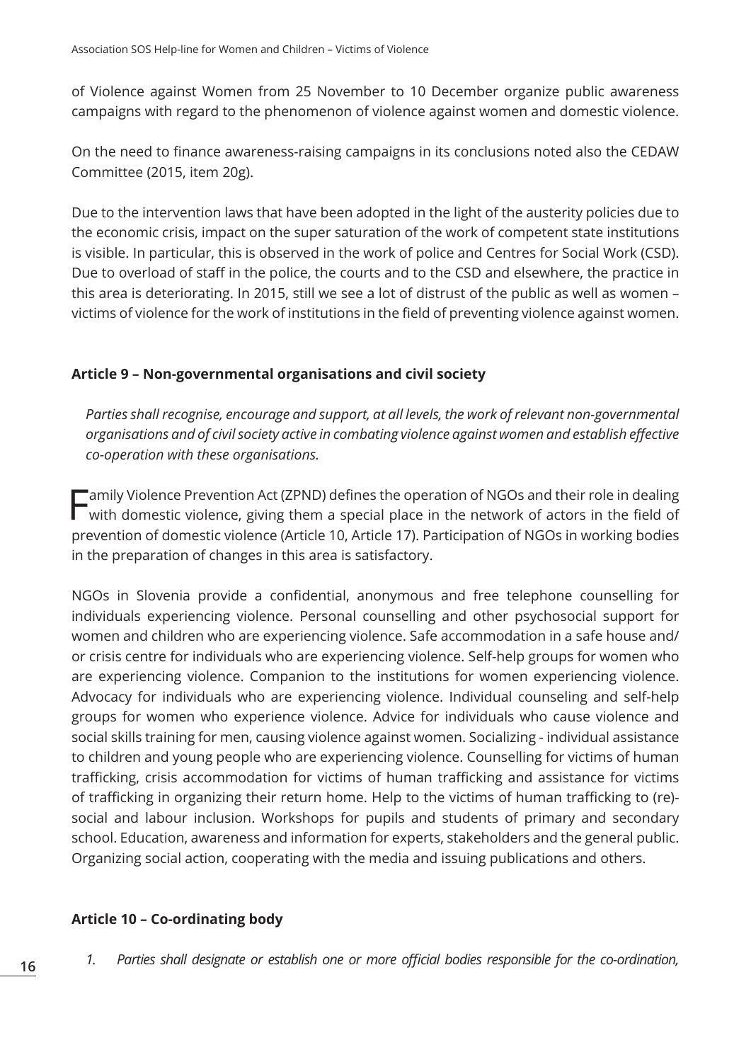of Violence against Women from 25 November to 10 December organize public awareness campaigns with regard to the phenomenon of violence against women and domestic violence.

On the need to finance awareness-raising campaigns in its conclusions noted also the CEDAW Committee (2015, item 20g).

Due to the intervention laws that have been adopted in the light of the austerity policies due to the economic crisis, impact on the super saturation of the work of competent state institutions is visible. In particular, this is observed in the work of police and Centres for Social Work (CSD). Due to overload of staff in the police, the courts and to the CSD and elsewhere, the practice in this area is deteriorating. In 2015, still we see a lot of distrust of the public as well as women – victims of violence for the work of institutions in the field of preventing violence against women.

### Article 9 – Non-governmental organisations and civil society

*Parties shall recognise, encourage and support, at all levels, the work of relevant non-governmental organisations and of civil society active in combating violence against women and establish effective co-operation with these organisations.*

Family Violence Prevention Act (ZPND) defines the operation of NGOs and their role in dealing with domestic violence, giving them a special place in the network of actors in the field of prevention of domestic violence (Article 10, Article 17). Participation of NGOs in working bodies in the preparation of changes in this area is satisfactory.

NGOs in Slovenia provide a confidential, anonymous and free telephone counselling for individuals experiencing violence. Personal counselling and other psychosocial support for women and children who are experiencing violence. Safe accommodation in a safe house and/ or crisis centre for individuals who are experiencing violence. Self-help groups for women who are experiencing violence. Companion to the institutions for women experiencing violence. Advocacy for individuals who are experiencing violence. Individual counseling and self-help groups for women who experience violence. Advice for individuals who cause violence and social skills training for men, causing violence against women. Socializing - individual assistance to children and young people who are experiencing violence. Counselling for victims of human trafficking, crisis accommodation for victims of human trafficking and assistance for victims of trafficking in organizing their return home. Help to the victims of human trafficking to (re)-social and labour inclusion. Workshops for pupils and students of primary and secondary school. Education, awareness and information for experts, stakeholders and the general public. Organizing social action, cooperating with the media and issuing publications and others.

### Article 10 – Co-ordinating body

1. *Parties shall designate or establish one or more official bodies responsible for the co-ordination,*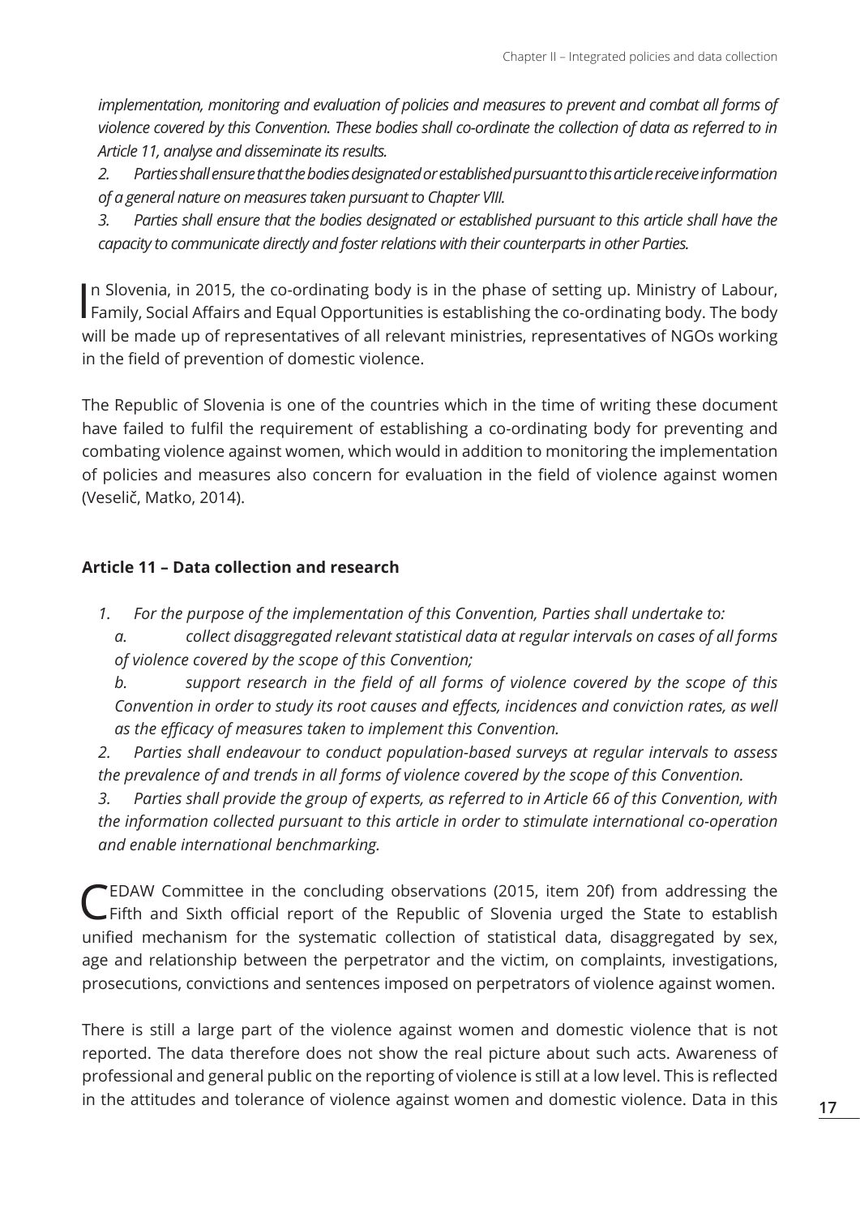*implementation, monitoring and evaluation of policies and measures to prevent and combat all forms of violence covered by this Convention. These bodies shall co-ordinate the collection of data as referred to in Article 11, analyse and disseminate its results.*

*2. Parties shall ensure that the bodies designated or established pursuant to this article receive information of a general nature on measures taken pursuant to Chapter VIII.*

*3. Parties shall ensure that the bodies designated or established pursuant to this article shall have the capacity to communicate directly and foster relations with their counterparts in other Parties.*

In Slovenia, in 2015, the co-ordinating body is in the phase of setting up. Ministry of Labour, Family, Social Affairs and Equal Opportunities is establishing the co-ordinating body. The body will be made up of representatives of all relevant ministries, representatives of NGOs working in the field of prevention of domestic violence.

The Republic of Slovenia is one of the countries which in the time of writing these document have failed to fulfil the requirement of establishing a co-ordinating body for preventing and combating violence against women, which would in addition to monitoring the implementation of policies and measures also concern for evaluation in the field of violence against women (Veselič, Matko, 2014).

### Article 11 – Data collection and research

*1. For the purpose of the implementation of this Convention, Parties shall undertake to:*

*a. collect disaggregated relevant statistical data at regular intervals on cases of all forms of violence covered by the scope of this Convention;*

*b. support research in the field of all forms of violence covered by the scope of this Convention in order to study its root causes and effects, incidences and conviction rates, as well as the efficacy of measures taken to implement this Convention.*

*2. Parties shall endeavour to conduct population-based surveys at regular intervals to assess the prevalence of and trends in all forms of violence covered by the scope of this Convention.*

*3. Parties shall provide the group of experts, as referred to in Article 66 of this Convention, with the information collected pursuant to this article in order to stimulate international co-operation and enable international benchmarking.*

CEDAW Committee in the concluding observations (2015, item 20f) from addressing the Fifth and Sixth official report of the Republic of Slovenia urged the State to establish unified mechanism for the systematic collection of statistical data, disaggregated by sex, age and relationship between the perpetrator and the victim, on complaints, investigations, prosecutions, convictions and sentences imposed on perpetrators of violence against women.

There is still a large part of the violence against women and domestic violence that is not reported. The data therefore does not show the real picture about such acts. Awareness of professional and general public on the reporting of violence is still at a low level. This is reflected in the attitudes and tolerance of violence against women and domestic violence. Data in this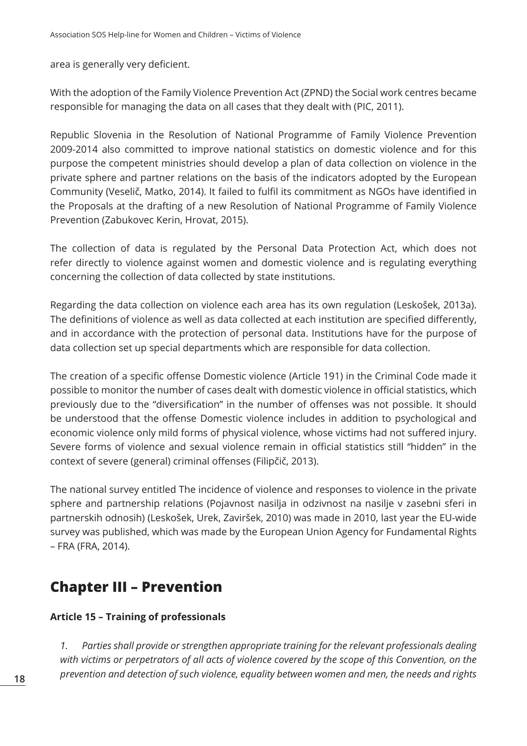area is generally very deficient.

With the adoption of the Family Violence Prevention Act (ZPND) the Social work centres became responsible for managing the data on all cases that they dealt with (PIC, 2011).

Republic Slovenia in the Resolution of National Programme of Family Violence Prevention 2009-2014 also committed to improve national statistics on domestic violence and for this purpose the competent ministries should develop a plan of data collection on violence in the private sphere and partner relations on the basis of the indicators adopted by the European Community (Veselič, Matko, 2014). It failed to fulfil its commitment as NGOs have identified in the Proposals at the drafting of a new Resolution of National Programme of Family Violence Prevention (Zabukovec Kerin, Hrovat, 2015).

The collection of data is regulated by the Personal Data Protection Act, which does not refer directly to violence against women and domestic violence and is regulating everything concerning the collection of data collected by state institutions.

Regarding the data collection on violence each area has its own regulation (Leskošek, 2013a). The definitions of violence as well as data collected at each institution are specified differently, and in accordance with the protection of personal data. Institutions have for the purpose of data collection set up special departments which are responsible for data collection.

The creation of a specific offense Domestic violence (Article 191) in the Criminal Code made it possible to monitor the number of cases dealt with domestic violence in official statistics, which previously due to the "diversification" in the number of offenses was not possible. It should be understood that the offense Domestic violence includes in addition to psychological and economic violence only mild forms of physical violence, whose victims had not suffered injury. Severe forms of violence and sexual violence remain in official statistics still "hidden" in the context of severe (general) criminal offenses (Filipčič, 2013).

The national survey entitled The incidence of violence and responses to violence in the private sphere and partnership relations (Pojavnost nasilja in odzivnost na nasilje v zasebni sferi in partnerskih odnosih) (Leskošek, Urek, Zaviršek, 2010) was made in 2010, last year the EU-wide survey was published, which was made by the European Union Agency for Fundamental Rights – FRA (FRA, 2014).

## Chapter III – Prevention

**Article 15 – Training of professionals**

*1. Parties shall provide or strengthen appropriate training for the relevant professionals dealing with victims or perpetrators of all acts of violence covered by the scope of this Convention, on the prevention and detection of such violence, equality between women and men, the needs and rights*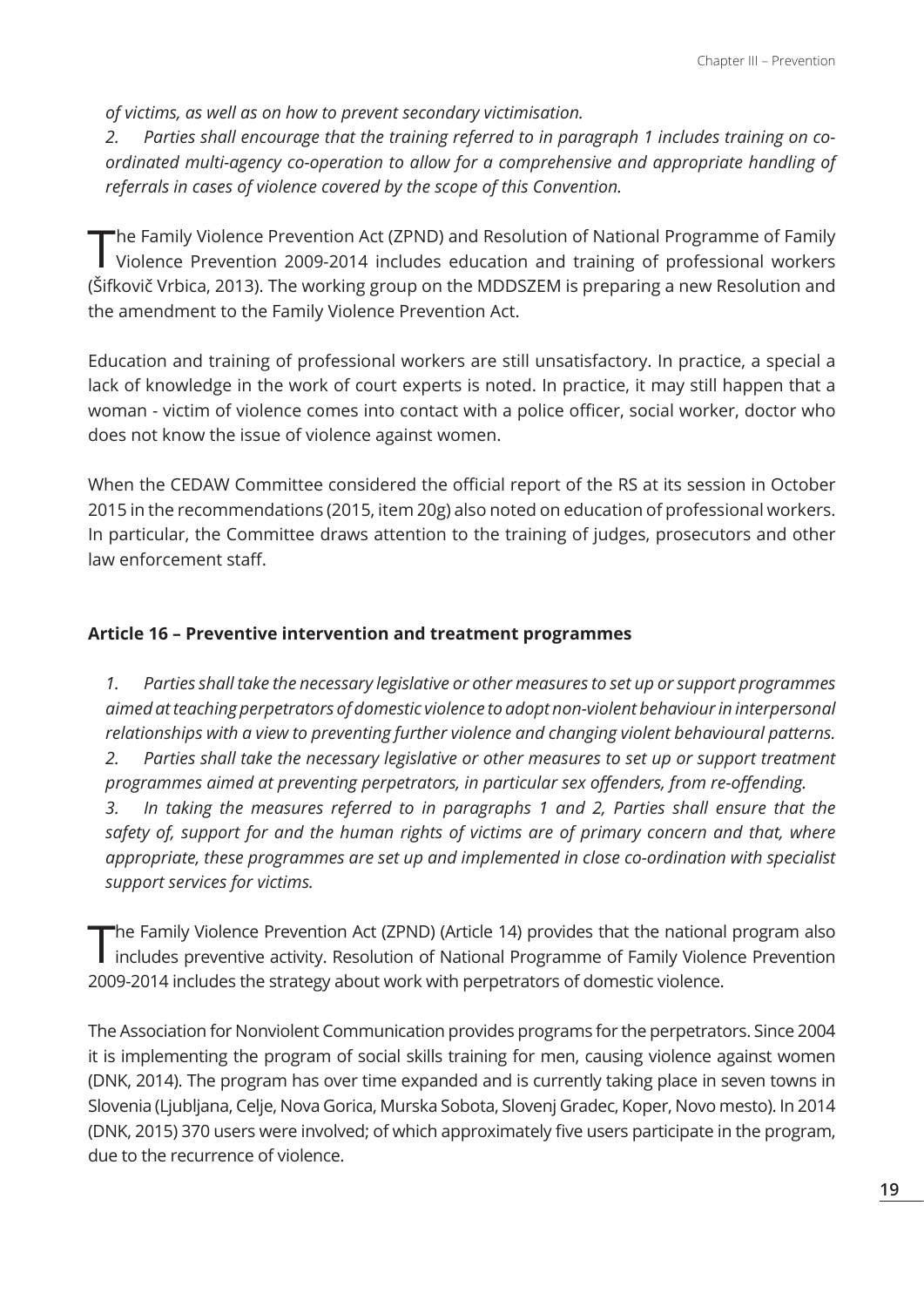*of victims, as well as on how to prevent secondary victimisation.*

*2. Parties shall encourage that the training referred to in paragraph 1 includes training on co-ordinated multi-agency co-operation to allow for a comprehensive and appropriate handling of referrals in cases of violence covered by the scope of this Convention.*

The Family Violence Prevention Act (ZPND) and Resolution of National Programme of Family Violence Prevention 2009-2014 includes education and training of professional workers (Šifkovič Vrbica, 2013). The working group on the MDDSZEM is preparing a new Resolution and the amendment to the Family Violence Prevention Act.

Education and training of professional workers are still unsatisfactory. In practice, a special a lack of knowledge in the work of court experts is noted. In practice, it may still happen that a woman - victim of violence comes into contact with a police officer, social worker, doctor who does not know the issue of violence against women.

When the CEDAW Committee considered the official report of the RS at its session in October 2015 in the recommendations (2015, item 20g) also noted on education of professional workers. In particular, the Committee draws attention to the training of judges, prosecutors and other law enforcement staff.

**Article 16 – Preventive intervention and treatment programmes**

*1. Parties shall take the necessary legislative or other measures to set up or support programmes aimed at teaching perpetrators of domestic violence to adopt non-violent behaviour in interpersonal relationships with a view to preventing further violence and changing violent behavioural patterns.*

*2. Parties shall take the necessary legislative or other measures to set up or support treatment programmes aimed at preventing perpetrators, in particular sex offenders, from re-offending.*

*3. In taking the measures referred to in paragraphs 1 and 2, Parties shall ensure that the safety of, support for and the human rights of victims are of primary concern and that, where appropriate, these programmes are set up and implemented in close co-ordination with specialist support services for victims.*

The Family Violence Prevention Act (ZPND) (Article 14) provides that the national program also includes preventive activity. Resolution of National Programme of Family Violence Prevention 2009-2014 includes the strategy about work with perpetrators of domestic violence.

The Association for Nonviolent Communication provides programs for the perpetrators. Since 2004 it is implementing the program of social skills training for men, causing violence against women (DNK, 2014). The program has over time expanded and is currently taking place in seven towns in Slovenia (Ljubljana, Celje, Nova Gorica, Murska Sobota, Slovenj Gradec, Koper, Novo mesto). In 2014 (DNK, 2015) 370 users were involved; of which approximately five users participate in the program, due to the recurrence of violence.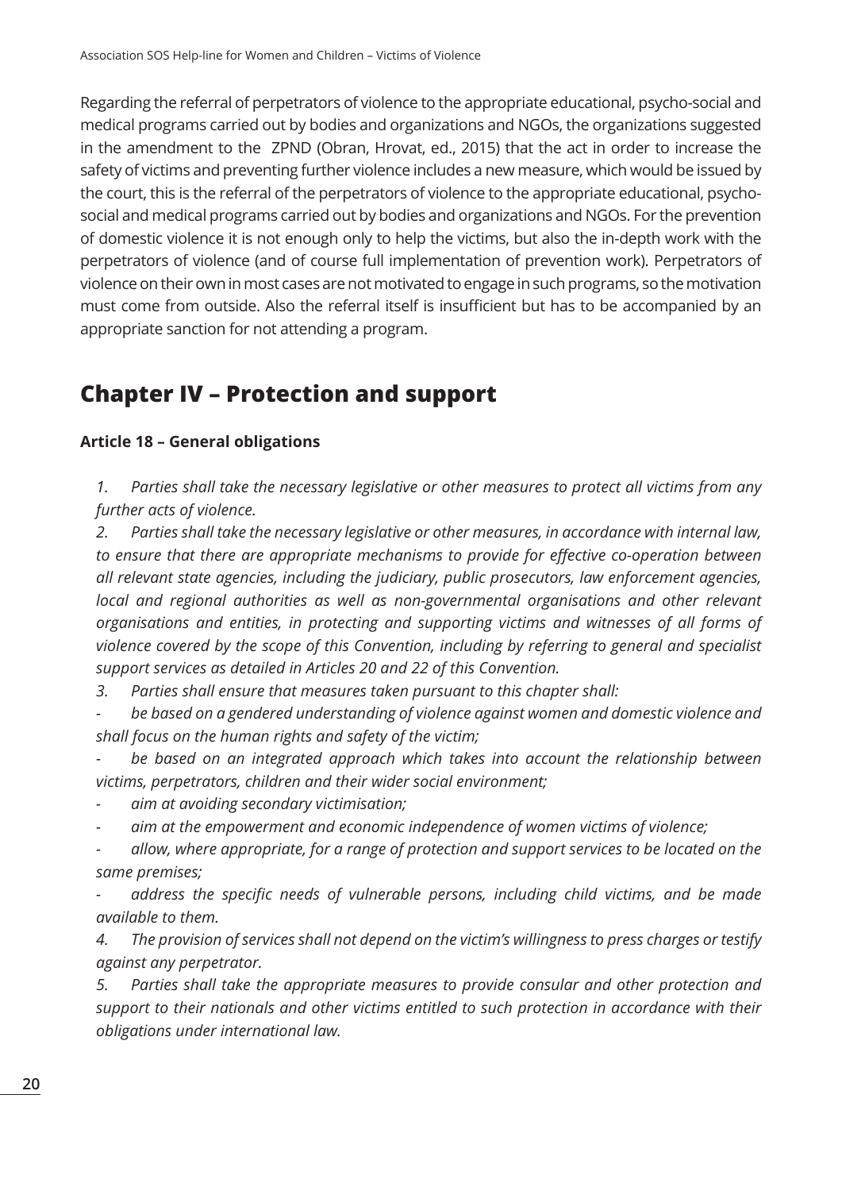Regarding the referral of perpetrators of violence to the appropriate educational, psycho-social and medical programs carried out by bodies and organizations and NGOs, the organizations suggested in the amendment to the ZPND (Obran, Hrovat, ed., 2015) that the act in order to increase the safety of victims and preventing further violence includes a new measure, which would be issued by the court, this is the referral of the perpetrators of violence to the appropriate educational, psycho-social and medical programs carried out by bodies and organizations and NGOs. For the prevention of domestic violence it is not enough only to help the victims, but also the in-depth work with the perpetrators of violence (and of course full implementation of prevention work). Perpetrators of violence on their own in most cases are not motivated to engage in such programs, so the motivation must come from outside. Also the referral itself is insufficient but has to be accompanied by an appropriate sanction for not attending a program.

## Chapter IV – Protection and support

### Article 18 – General obligations

*1. Parties shall take the necessary legislative or other measures to protect all victims from any further acts of violence.*

*2. Parties shall take the necessary legislative or other measures, in accordance with internal law, to ensure that there are appropriate mechanisms to provide for effective co-operation between all relevant state agencies, including the judiciary, public prosecutors, law enforcement agencies, local and regional authorities as well as non-governmental organisations and other relevant organisations and entities, in protecting and supporting victims and witnesses of all forms of violence covered by the scope of this Convention, including by referring to general and specialist support services as detailed in Articles 20 and 22 of this Convention.*

*3. Parties shall ensure that measures taken pursuant to this chapter shall:*

- *be based on a gendered understanding of violence against women and domestic violence and shall focus on the human rights and safety of the victim;*
- *be based on an integrated approach which takes into account the relationship between victims, perpetrators, children and their wider social environment;*
- *aim at avoiding secondary victimisation;*
- *aim at the empowerment and economic independence of women victims of violence;*
- *allow, where appropriate, for a range of protection and support services to be located on the same premises;*
- *address the specific needs of vulnerable persons, including child victims, and be made available to them.*

*4. The provision of services shall not depend on the victim's willingness to press charges or testify against any perpetrator.*

*5. Parties shall take the appropriate measures to provide consular and other protection and support to their nationals and other victims entitled to such protection in accordance with their obligations under international law.*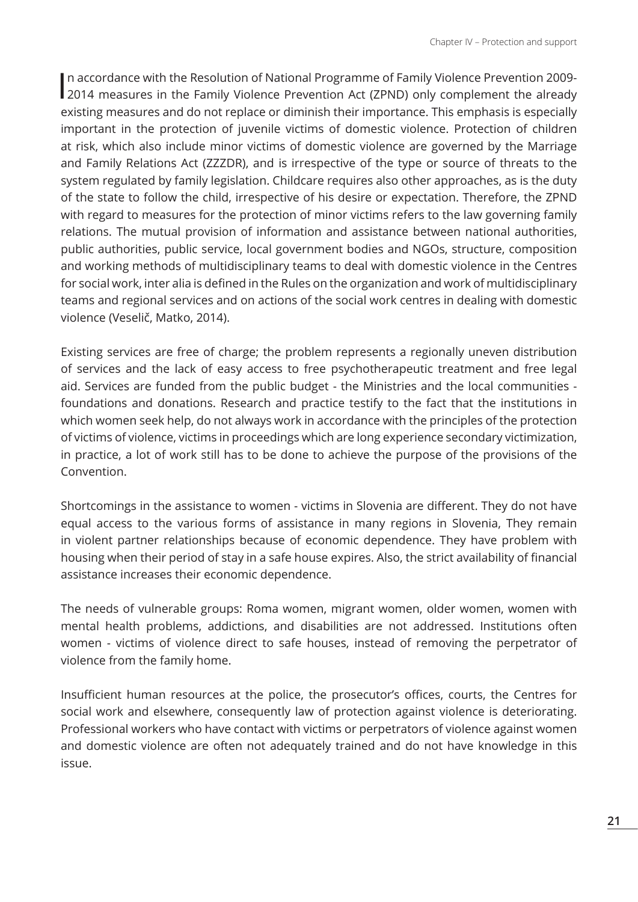In accordance with the Resolution of National Programme of Family Violence Prevention 2009-2014 measures in the Family Violence Prevention Act (ZPND) only complement the already existing measures and do not replace or diminish their importance. This emphasis is especially important in the protection of juvenile victims of domestic violence. Protection of children at risk, which also include minor victims of domestic violence are governed by the Marriage and Family Relations Act (ZZZDR), and is irrespective of the type or source of threats to the system regulated by family legislation. Childcare requires also other approaches, as is the duty of the state to follow the child, irrespective of his desire or expectation. Therefore, the ZPND with regard to measures for the protection of minor victims refers to the law governing family relations. The mutual provision of information and assistance between national authorities, public authorities, public service, local government bodies and NGOs, structure, composition and working methods of multidisciplinary teams to deal with domestic violence in the Centres for social work, inter alia is defined in the Rules on the organization and work of multidisciplinary teams and regional services and on actions of the social work centres in dealing with domestic violence (Veselič, Matko, 2014).

Existing services are free of charge; the problem represents a regionally uneven distribution of services and the lack of easy access to free psychotherapeutic treatment and free legal aid. Services are funded from the public budget - the Ministries and the local communities - foundations and donations. Research and practice testify to the fact that the institutions in which women seek help, do not always work in accordance with the principles of the protection of victims of violence, victims in proceedings which are long experience secondary victimization, in practice, a lot of work still has to be done to achieve the purpose of the provisions of the Convention.

Shortcomings in the assistance to women - victims in Slovenia are different. They do not have equal access to the various forms of assistance in many regions in Slovenia, They remain in violent partner relationships because of economic dependence. They have problem with housing when their period of stay in a safe house expires. Also, the strict availability of financial assistance increases their economic dependence.

The needs of vulnerable groups: Roma women, migrant women, older women, women with mental health problems, addictions, and disabilities are not addressed. Institutions often women - victims of violence direct to safe houses, instead of removing the perpetrator of violence from the family home.

Insufficient human resources at the police, the prosecutor's offices, courts, the Centres for social work and elsewhere, consequently law of protection against violence is deteriorating. Professional workers who have contact with victims or perpetrators of violence against women and domestic violence are often not adequately trained and do not have knowledge in this issue.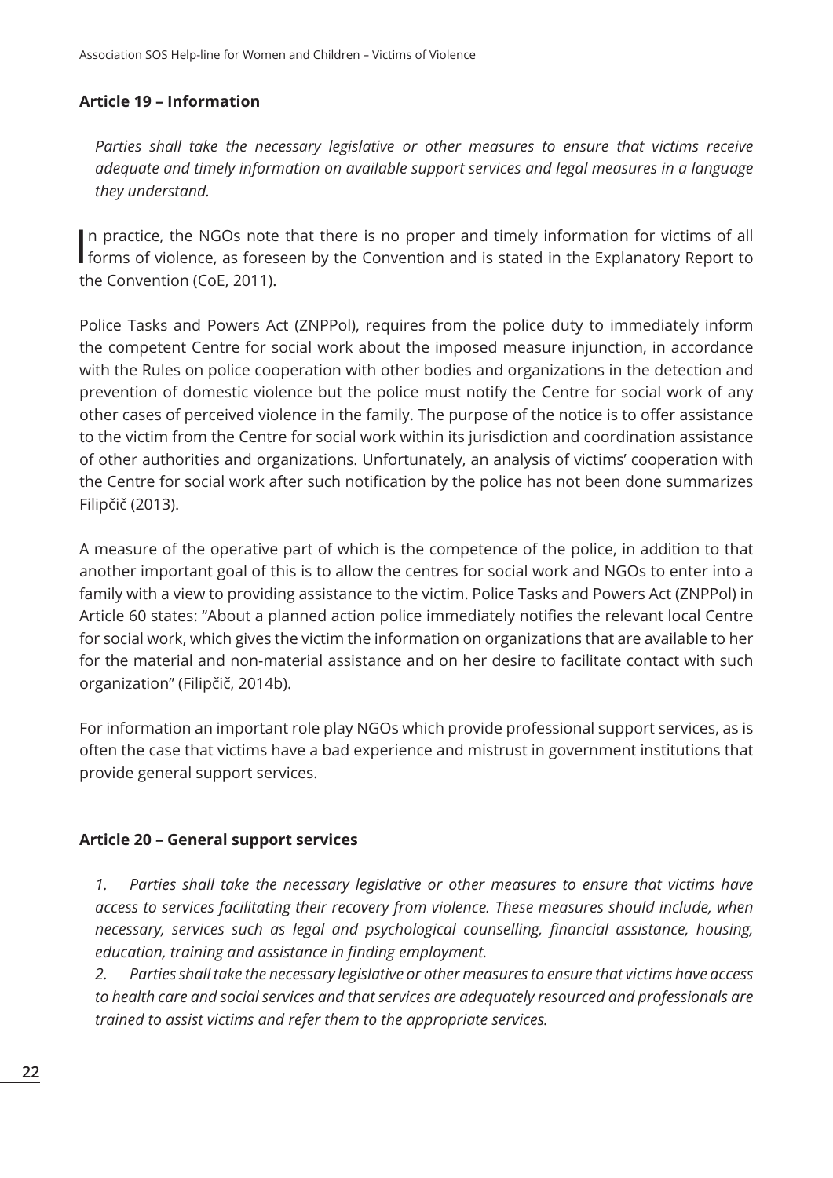**Article 19 – Information**

*Parties shall take the necessary legislative or other measures to ensure that victims receive adequate and timely information on available support services and legal measures in a language they understand.*

In practice, the NGOs note that there is no proper and timely information for victims of all forms of violence, as foreseen by the Convention and is stated in the Explanatory Report to the Convention (CoE, 2011).

Police Tasks and Powers Act (ZNPPol), requires from the police duty to immediately inform the competent Centre for social work about the imposed measure injunction, in accordance with the Rules on police cooperation with other bodies and organizations in the detection and prevention of domestic violence but the police must notify the Centre for social work of any other cases of perceived violence in the family. The purpose of the notice is to offer assistance to the victim from the Centre for social work within its jurisdiction and coordination assistance of other authorities and organizations. Unfortunately, an analysis of victims' cooperation with the Centre for social work after such notification by the police has not been done summarizes Filipčič (2013).

A measure of the operative part of which is the competence of the police, in addition to that another important goal of this is to allow the centres for social work and NGOs to enter into a family with a view to providing assistance to the victim. Police Tasks and Powers Act (ZNPPol) in Article 60 states: "About a planned action police immediately notifies the relevant local Centre for social work, which gives the victim the information on organizations that are available to her for the material and non-material assistance and on her desire to facilitate contact with such organization" (Filipčič, 2014b).

For information an important role play NGOs which provide professional support services, as is often the case that victims have a bad experience and mistrust in government institutions that provide general support services.

**Article 20 – General support services**

*1. Parties shall take the necessary legislative or other measures to ensure that victims have access to services facilitating their recovery from violence. These measures should include, when necessary, services such as legal and psychological counselling, financial assistance, housing, education, training and assistance in finding employment.*

*2. Parties shall take the necessary legislative or other measures to ensure that victims have access to health care and social services and that services are adequately resourced and professionals are trained to assist victims and refer them to the appropriate services.*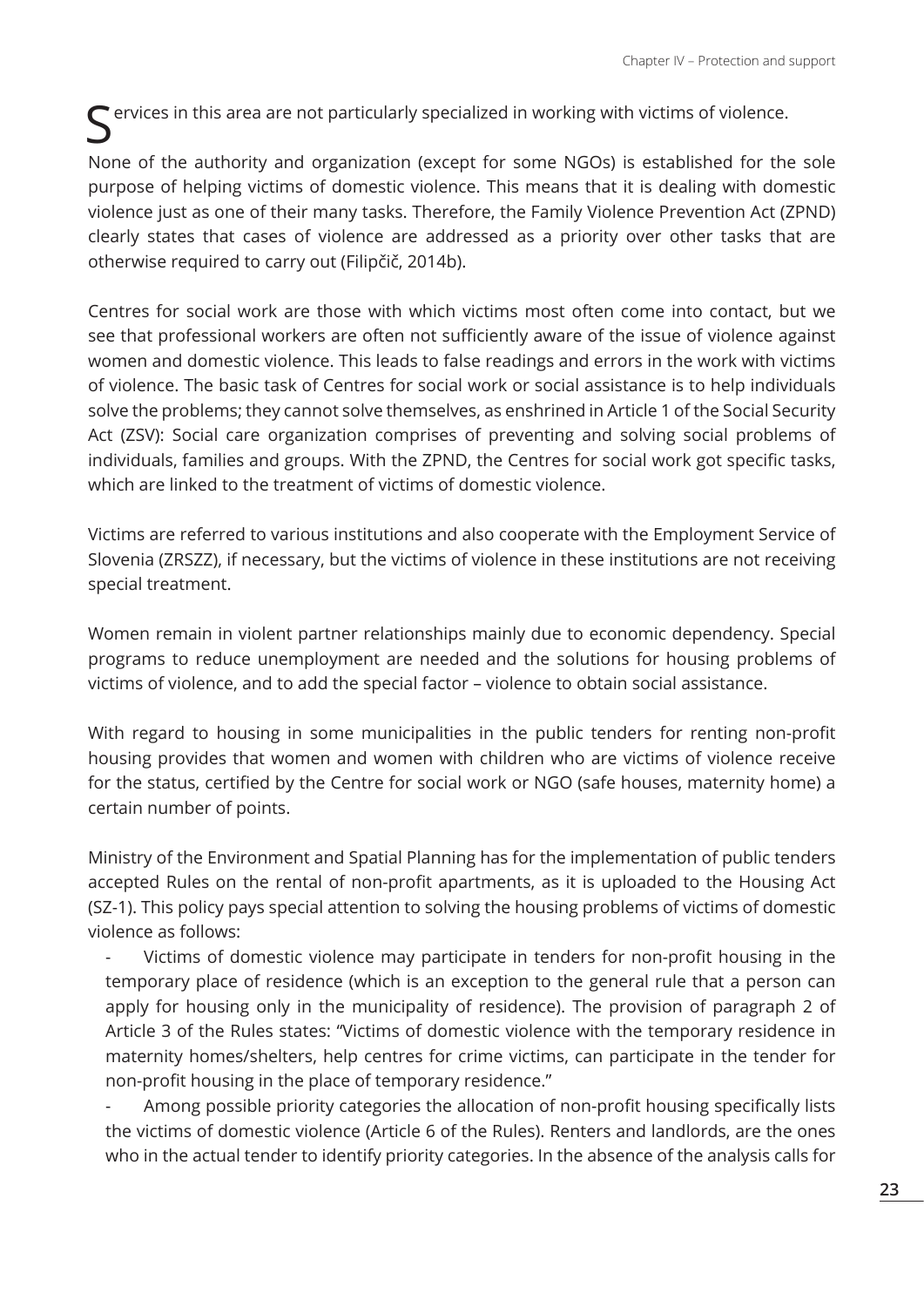Services in this area are not particularly specialized in working with victims of violence.

None of the authority and organization (except for some NGOs) is established for the sole purpose of helping victims of domestic violence. This means that it is dealing with domestic violence just as one of their many tasks. Therefore, the Family Violence Prevention Act (ZPND) clearly states that cases of violence are addressed as a priority over other tasks that are otherwise required to carry out (Filipčič, 2014b).

Centres for social work are those with which victims most often come into contact, but we see that professional workers are often not sufficiently aware of the issue of violence against women and domestic violence. This leads to false readings and errors in the work with victims of violence. The basic task of Centres for social work or social assistance is to help individuals solve the problems; they cannot solve themselves, as enshrined in Article 1 of the Social Security Act (ZSV): Social care organization comprises of preventing and solving social problems of individuals, families and groups. With the ZPND, the Centres for social work got specific tasks, which are linked to the treatment of victims of domestic violence.

Victims are referred to various institutions and also cooperate with the Employment Service of Slovenia (ZRSZZ), if necessary, but the victims of violence in these institutions are not receiving special treatment.

Women remain in violent partner relationships mainly due to economic dependency. Special programs to reduce unemployment are needed and the solutions for housing problems of victims of violence, and to add the special factor – violence to obtain social assistance.

With regard to housing in some municipalities in the public tenders for renting non-profit housing provides that women and women with children who are victims of violence receive for the status, certified by the Centre for social work or NGO (safe houses, maternity home) a certain number of points.

Ministry of the Environment and Spatial Planning has for the implementation of public tenders accepted Rules on the rental of non-profit apartments, as it is uploaded to the Housing Act (SZ-1). This policy pays special attention to solving the housing problems of victims of domestic violence as follows:

- Victims of domestic violence may participate in tenders for non-profit housing in the temporary place of residence (which is an exception to the general rule that a person can apply for housing only in the municipality of residence). The provision of paragraph 2 of Article 3 of the Rules states: "Victims of domestic violence with the temporary residence in maternity homes/shelters, help centres for crime victims, can participate in the tender for non-profit housing in the place of temporary residence."
- Among possible priority categories the allocation of non-profit housing specifically lists the victims of domestic violence (Article 6 of the Rules). Renters and landlords, are the ones who in the actual tender to identify priority categories. In the absence of the analysis calls for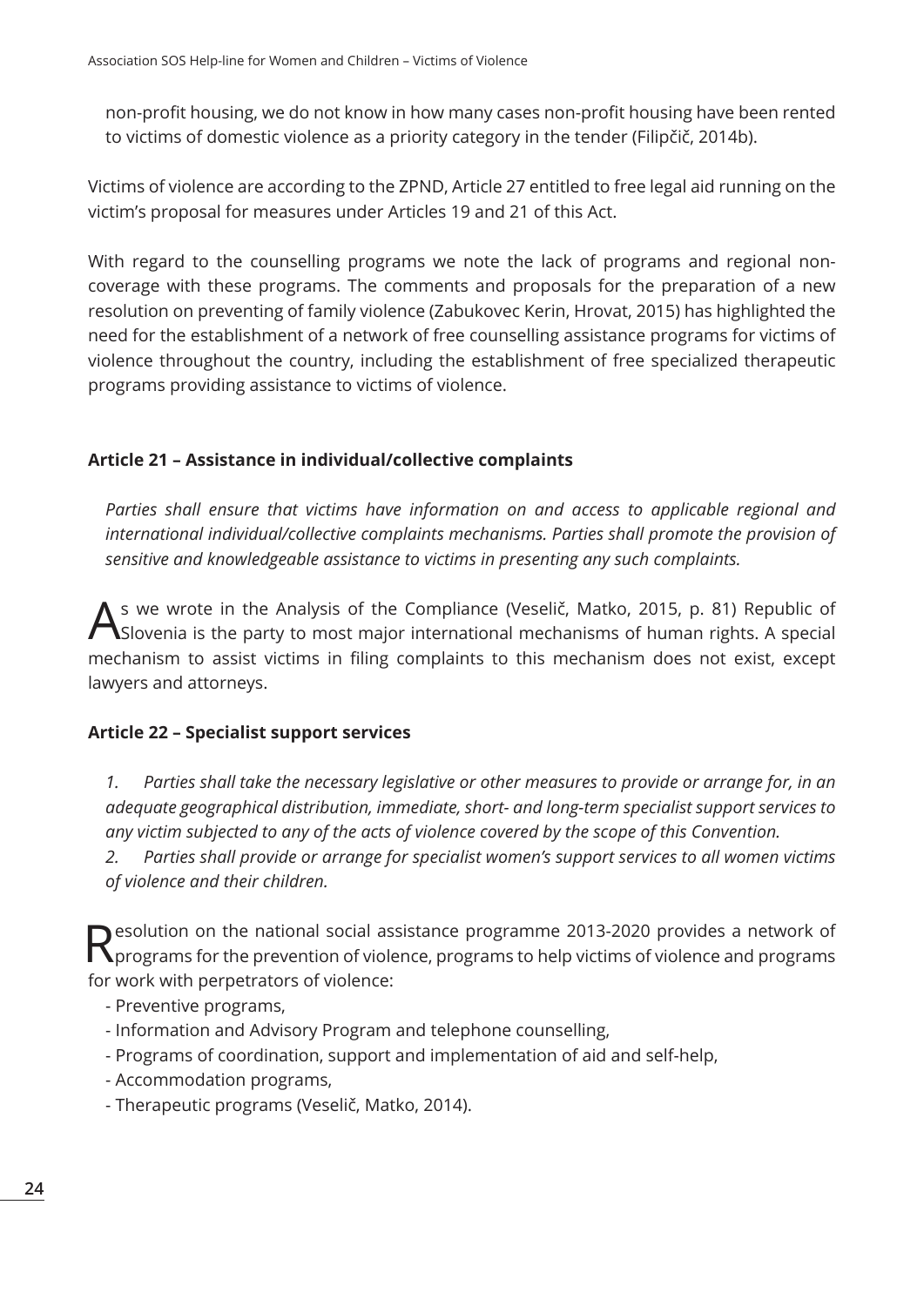non-profit housing, we do not know in how many cases non-profit housing have been rented to victims of domestic violence as a priority category in the tender (Filipčič, 2014b).

Victims of violence are according to the ZPND, Article 27 entitled to free legal aid running on the victim's proposal for measures under Articles 19 and 21 of this Act.

With regard to the counselling programs we note the lack of programs and regional non-coverage with these programs. The comments and proposals for the preparation of a new resolution on preventing of family violence (Zabukovec Kerin, Hrovat, 2015) has highlighted the need for the establishment of a network of free counselling assistance programs for victims of violence throughout the country, including the establishment of free specialized therapeutic programs providing assistance to victims of violence.

### Article 21 – Assistance in individual/collective complaints

*Parties shall ensure that victims have information on and access to applicable regional and international individual/collective complaints mechanisms. Parties shall promote the provision of sensitive and knowledgeable assistance to victims in presenting any such complaints.*

As we wrote in the Analysis of the Compliance (Veselič, Matko, 2015, p. 81) Republic of Slovenia is the party to most major international mechanisms of human rights. A special mechanism to assist victims in filing complaints to this mechanism does not exist, except lawyers and attorneys.

### Article 22 – Specialist support services

*1. Parties shall take the necessary legislative or other measures to provide or arrange for, in an adequate geographical distribution, immediate, short- and long-term specialist support services to any victim subjected to any of the acts of violence covered by the scope of this Convention.*

*2. Parties shall provide or arrange for specialist women's support services to all women victims of violence and their children.*

Resolution on the national social assistance programme 2013-2020 provides a network of programs for the prevention of violence, programs to help victims of violence and programs for work with perpetrators of violence:

- Preventive programs,
- Information and Advisory Program and telephone counselling,
- Programs of coordination, support and implementation of aid and self-help,
- Accommodation programs,
- Therapeutic programs (Veselič, Matko, 2014).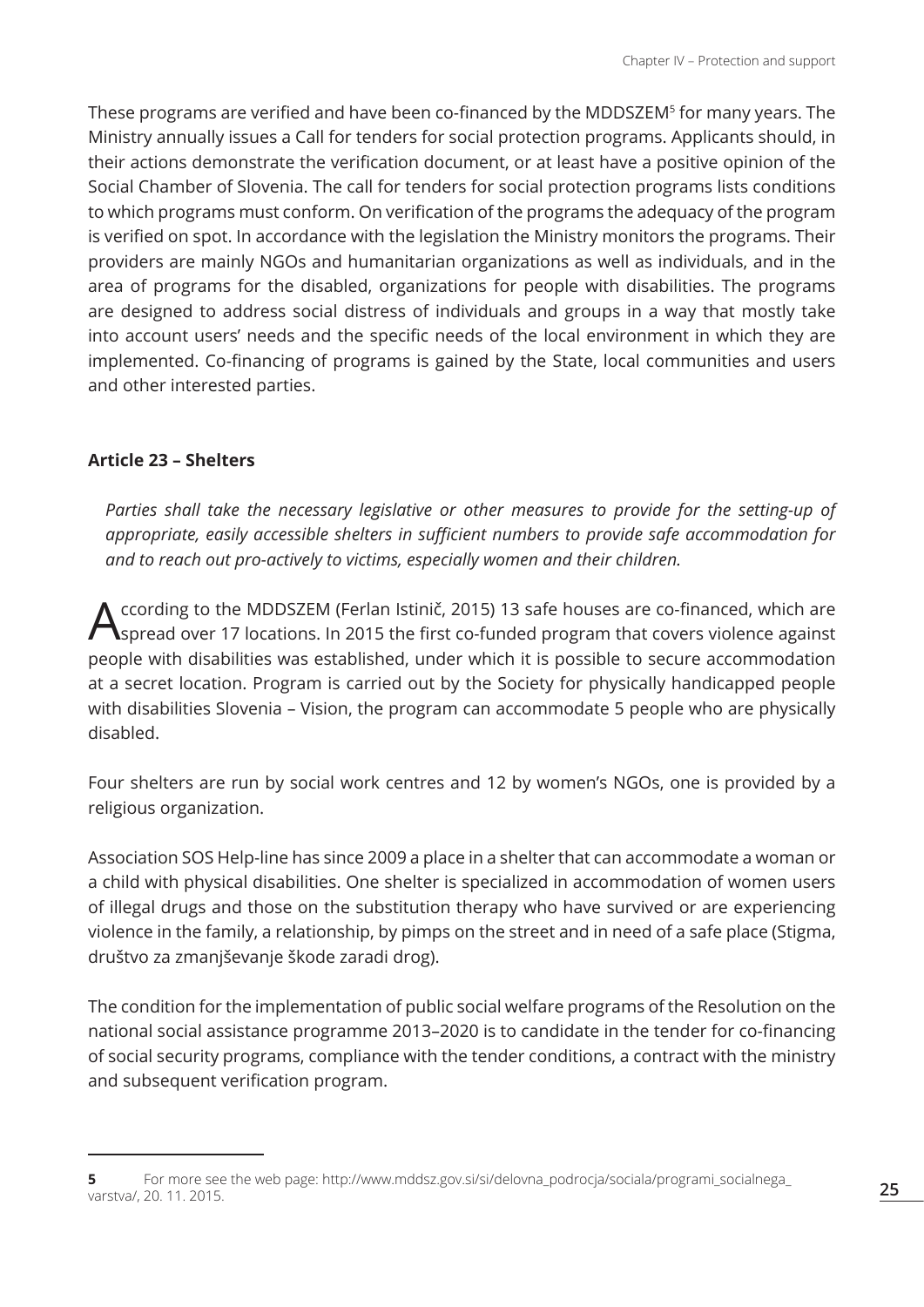These programs are verified and have been co-financed by the MDDSZEM[5] for many years. The Ministry annually issues a Call for tenders for social protection programs. Applicants should, in their actions demonstrate the verification document, or at least have a positive opinion of the Social Chamber of Slovenia. The call for tenders for social protection programs lists conditions to which programs must conform. On verification of the programs the adequacy of the program is verified on spot. In accordance with the legislation the Ministry monitors the programs. Their providers are mainly NGOs and humanitarian organizations as well as individuals, and in the area of programs for the disabled, organizations for people with disabilities. The programs are designed to address social distress of individuals and groups in a way that mostly take into account users' needs and the specific needs of the local environment in which they are implemented. Co-financing of programs is gained by the State, local communities and users and other interested parties.

### Article 23 – Shelters

*Parties shall take the necessary legislative or other measures to provide for the setting-up of appropriate, easily accessible shelters in sufficient numbers to provide safe accommodation for and to reach out pro-actively to victims, especially women and their children.*

According to the MDDSZEM (Ferlan Istinič, 2015) 13 safe houses are co-financed, which are spread over 17 locations. In 2015 the first co-funded program that covers violence against people with disabilities was established, under which it is possible to secure accommodation at a secret location. Program is carried out by the Society for physically handicapped people with disabilities Slovenia – Vision, the program can accommodate 5 people who are physically disabled.

Four shelters are run by social work centres and 12 by women's NGOs, one is provided by a religious organization.

Association SOS Help-line has since 2009 a place in a shelter that can accommodate a woman or a child with physical disabilities. One shelter is specialized in accommodation of women users of illegal drugs and those on the substitution therapy who have survived or are experiencing violence in the family, a relationship, by pimps on the street and in need of a safe place (Stigma, društvo za zmanjševanje škode zaradi drog).

The condition for the implementation of public social welfare programs of the Resolution on the national social assistance programme 2013–2020 is to candidate in the tender for co-financing of social security programs, compliance with the tender conditions, a contract with the ministry and subsequent verification program.

---

**5** For more see the web page: http://www.mddsz.gov.si/si/delovna_podrocja/sociala/programi_socialnega_varstva/, 20. 11. 2015.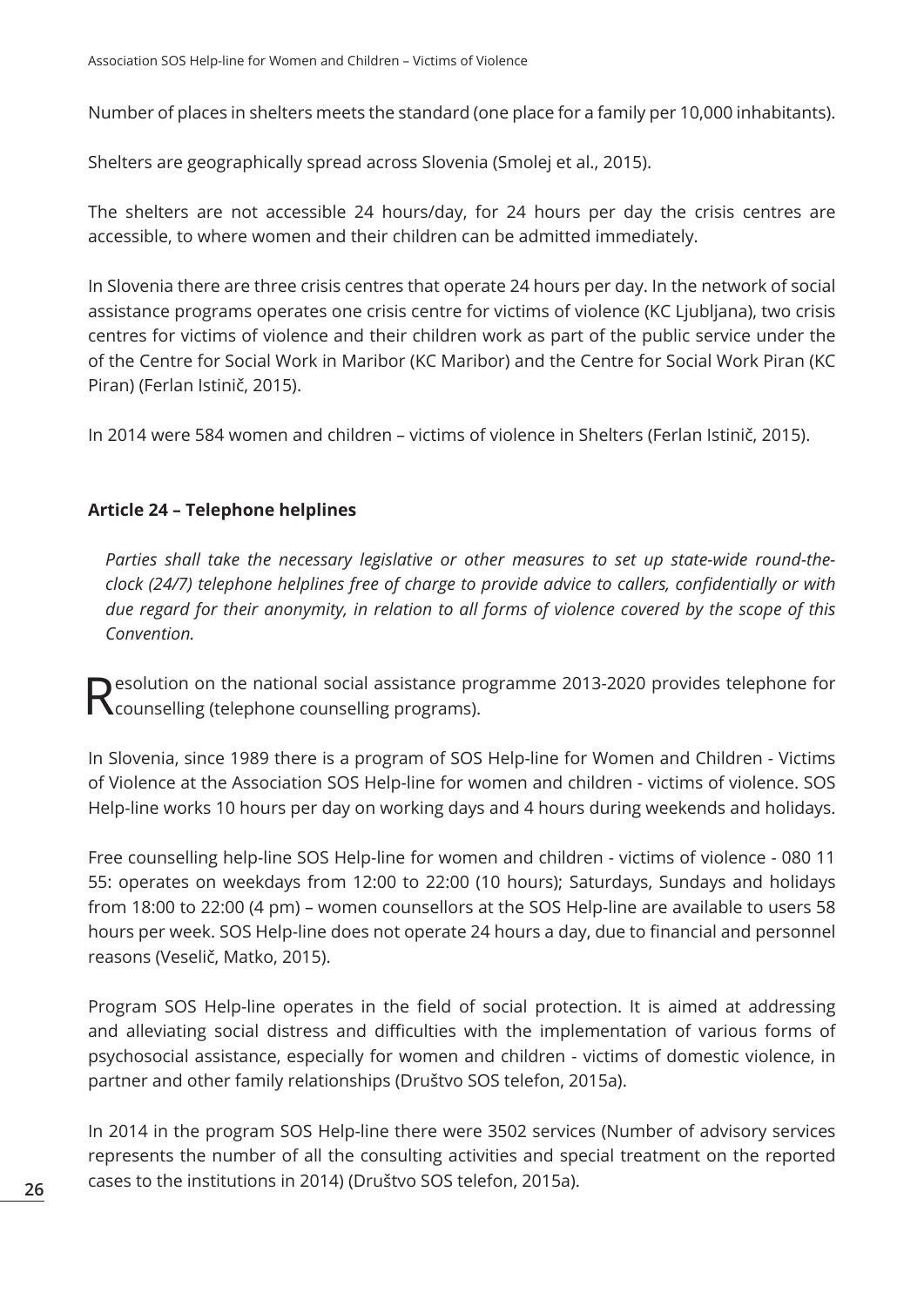Number of places in shelters meets the standard (one place for a family per 10,000 inhabitants).

Shelters are geographically spread across Slovenia (Smolej et al., 2015).

The shelters are not accessible 24 hours/day, for 24 hours per day the crisis centres are accessible, to where women and their children can be admitted immediately.

In Slovenia there are three crisis centres that operate 24 hours per day. In the network of social assistance programs operates one crisis centre for victims of violence (KC Ljubljana), two crisis centres for victims of violence and their children work as part of the public service under the of the Centre for Social Work in Maribor (KC Maribor) and the Centre for Social Work Piran (KC Piran) (Ferlan Istinič, 2015).

In 2014 were 584 women and children – victims of violence in Shelters (Ferlan Istinič, 2015).

### Article 24 – Telephone helplines

*Parties shall take the necessary legislative or other measures to set up state-wide round-the-clock (24/7) telephone helplines free of charge to provide advice to callers, confidentially or with due regard for their anonymity, in relation to all forms of violence covered by the scope of this Convention.*

Resolution on the national social assistance programme 2013-2020 provides telephone for counselling (telephone counselling programs).

In Slovenia, since 1989 there is a program of SOS Help-line for Women and Children - Victims of Violence at the Association SOS Help-line for women and children - victims of violence. SOS Help-line works 10 hours per day on working days and 4 hours during weekends and holidays.

Free counselling help-line SOS Help-line for women and children - victims of violence - 080 11 55: operates on weekdays from 12:00 to 22:00 (10 hours); Saturdays, Sundays and holidays from 18:00 to 22:00 (4 pm) – women counsellors at the SOS Help-line are available to users 58 hours per week. SOS Help-line does not operate 24 hours a day, due to financial and personnel reasons (Veselič, Matko, 2015).

Program SOS Help-line operates in the field of social protection. It is aimed at addressing and alleviating social distress and difficulties with the implementation of various forms of psychosocial assistance, especially for women and children - victims of domestic violence, in partner and other family relationships (Društvo SOS telefon, 2015a).

In 2014 in the program SOS Help-line there were 3502 services (Number of advisory services represents the number of all the consulting activities and special treatment on the reported cases to the institutions in 2014) (Društvo SOS telefon, 2015a).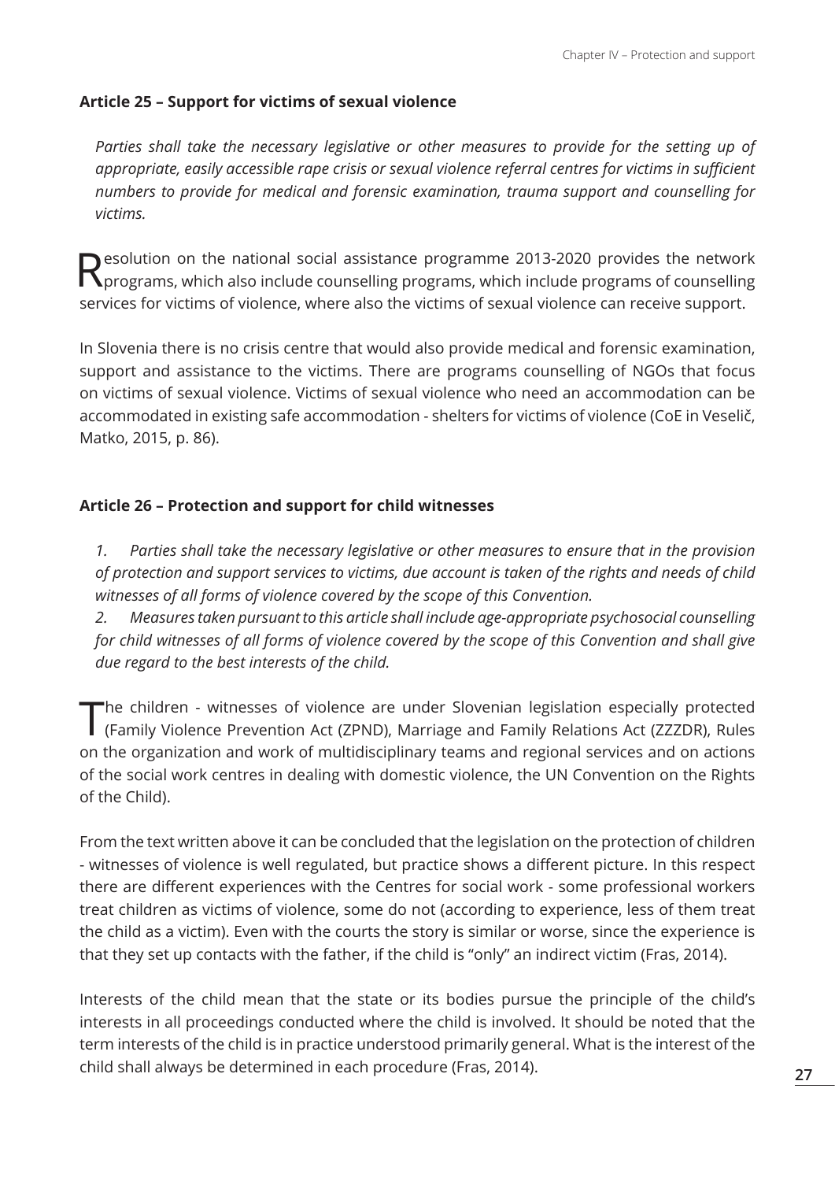### Article 25 – Support for victims of sexual violence

*Parties shall take the necessary legislative or other measures to provide for the setting up of appropriate, easily accessible rape crisis or sexual violence referral centres for victims in sufficient numbers to provide for medical and forensic examination, trauma support and counselling for victims.*

Resolution on the national social assistance programme 2013-2020 provides the network programs, which also include counselling programs, which include programs of counselling services for victims of violence, where also the victims of sexual violence can receive support.

In Slovenia there is no crisis centre that would also provide medical and forensic examination, support and assistance to the victims. There are programs counselling of NGOs that focus on victims of sexual violence. Victims of sexual violence who need an accommodation can be accommodated in existing safe accommodation - shelters for victims of violence (CoE in Veselič, Matko, 2015, p. 86).

### Article 26 – Protection and support for child witnesses

*1. Parties shall take the necessary legislative or other measures to ensure that in the provision of protection and support services to victims, due account is taken of the rights and needs of child witnesses of all forms of violence covered by the scope of this Convention.*

*2. Measures taken pursuant to this article shall include age-appropriate psychosocial counselling for child witnesses of all forms of violence covered by the scope of this Convention and shall give due regard to the best interests of the child.*

The children - witnesses of violence are under Slovenian legislation especially protected (Family Violence Prevention Act (ZPND), Marriage and Family Relations Act (ZZZDR), Rules on the organization and work of multidisciplinary teams and regional services and on actions of the social work centres in dealing with domestic violence, the UN Convention on the Rights of the Child).

From the text written above it can be concluded that the legislation on the protection of children - witnesses of violence is well regulated, but practice shows a different picture. In this respect there are different experiences with the Centres for social work - some professional workers treat children as victims of violence, some do not (according to experience, less of them treat the child as a victim). Even with the courts the story is similar or worse, since the experience is that they set up contacts with the father, if the child is "only" an indirect victim (Fras, 2014).

Interests of the child mean that the state or its bodies pursue the principle of the child's interests in all proceedings conducted where the child is involved. It should be noted that the term interests of the child is in practice understood primarily general. What is the interest of the child shall always be determined in each procedure (Fras, 2014).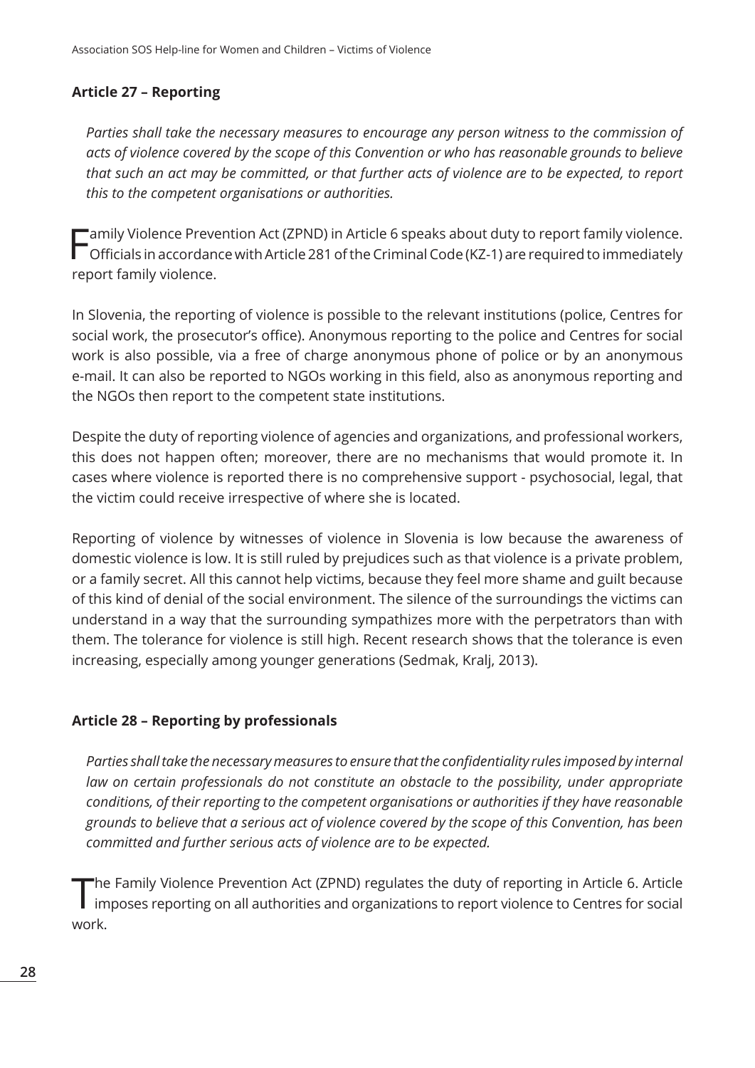### Article 27 – Reporting

*Parties shall take the necessary measures to encourage any person witness to the commission of acts of violence covered by the scope of this Convention or who has reasonable grounds to believe that such an act may be committed, or that further acts of violence are to be expected, to report this to the competent organisations or authorities.*

Family Violence Prevention Act (ZPND) in Article 6 speaks about duty to report family violence. Officials in accordance with Article 281 of the Criminal Code (KZ-1) are required to immediately report family violence.

In Slovenia, the reporting of violence is possible to the relevant institutions (police, Centres for social work, the prosecutor's office). Anonymous reporting to the police and Centres for social work is also possible, via a free of charge anonymous phone of police or by an anonymous e-mail. It can also be reported to NGOs working in this field, also as anonymous reporting and the NGOs then report to the competent state institutions.

Despite the duty of reporting violence of agencies and organizations, and professional workers, this does not happen often; moreover, there are no mechanisms that would promote it. In cases where violence is reported there is no comprehensive support - psychosocial, legal, that the victim could receive irrespective of where she is located.

Reporting of violence by witnesses of violence in Slovenia is low because the awareness of domestic violence is low. It is still ruled by prejudices such as that violence is a private problem, or a family secret. All this cannot help victims, because they feel more shame and guilt because of this kind of denial of the social environment. The silence of the surroundings the victims can understand in a way that the surrounding sympathizes more with the perpetrators than with them. The tolerance for violence is still high. Recent research shows that the tolerance is even increasing, especially among younger generations (Sedmak, Kralj, 2013).

### Article 28 – Reporting by professionals

*Parties shall take the necessary measures to ensure that the confidentiality rules imposed by internal law on certain professionals do not constitute an obstacle to the possibility, under appropriate conditions, of their reporting to the competent organisations or authorities if they have reasonable grounds to believe that a serious act of violence covered by the scope of this Convention, has been committed and further serious acts of violence are to be expected.*

The Family Violence Prevention Act (ZPND) regulates the duty of reporting in Article 6. Article imposes reporting on all authorities and organizations to report violence to Centres for social work.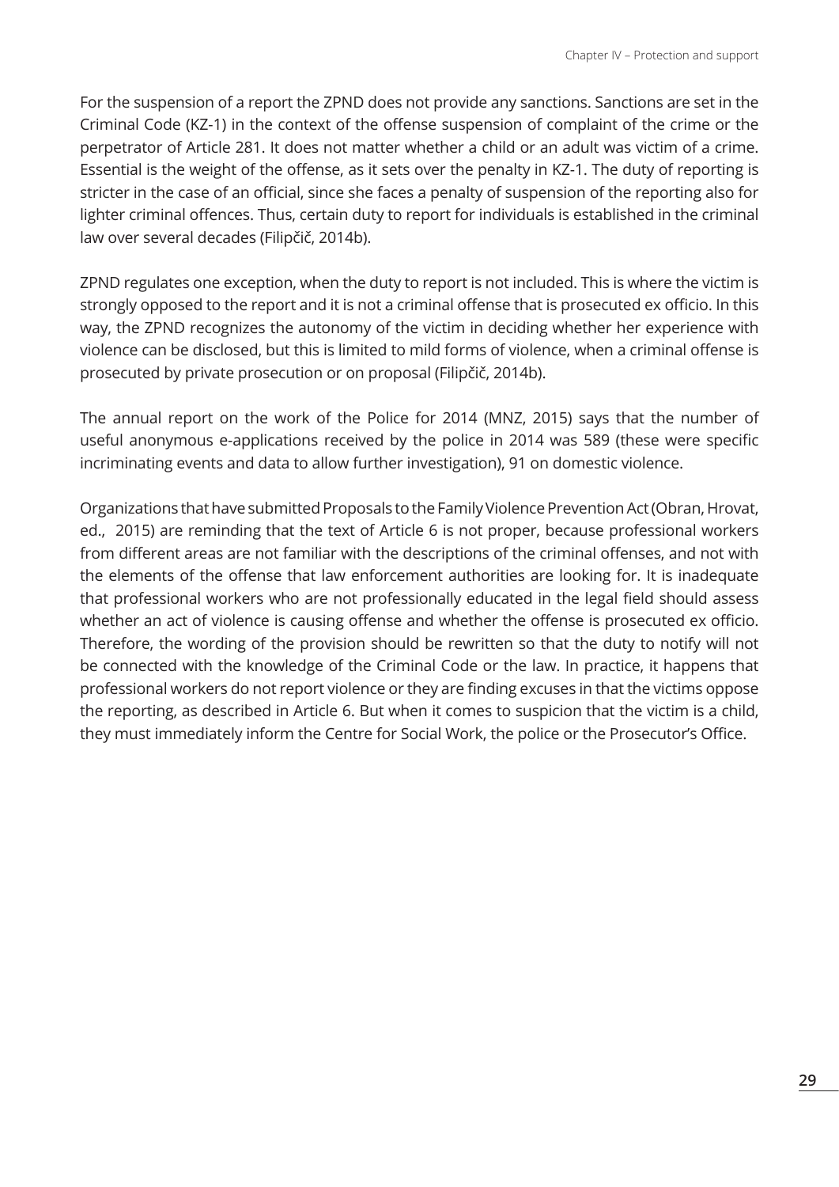For the suspension of a report the ZPND does not provide any sanctions. Sanctions are set in the Criminal Code (KZ-1) in the context of the offense suspension of complaint of the crime or the perpetrator of Article 281. It does not matter whether a child or an adult was victim of a crime. Essential is the weight of the offense, as it sets over the penalty in KZ-1. The duty of reporting is stricter in the case of an official, since she faces a penalty of suspension of the reporting also for lighter criminal offences. Thus, certain duty to report for individuals is established in the criminal law over several decades (Filipčič, 2014b).

ZPND regulates one exception, when the duty to report is not included. This is where the victim is strongly opposed to the report and it is not a criminal offense that is prosecuted ex officio. In this way, the ZPND recognizes the autonomy of the victim in deciding whether her experience with violence can be disclosed, but this is limited to mild forms of violence, when a criminal offense is prosecuted by private prosecution or on proposal (Filipčič, 2014b).

The annual report on the work of the Police for 2014 (MNZ, 2015) says that the number of useful anonymous e-applications received by the police in 2014 was 589 (these were specific incriminating events and data to allow further investigation), 91 on domestic violence.

Organizations that have submitted Proposals to the Family Violence Prevention Act (Obran, Hrovat, ed., 2015) are reminding that the text of Article 6 is not proper, because professional workers from different areas are not familiar with the descriptions of the criminal offenses, and not with the elements of the offense that law enforcement authorities are looking for. It is inadequate that professional workers who are not professionally educated in the legal field should assess whether an act of violence is causing offense and whether the offense is prosecuted ex officio. Therefore, the wording of the provision should be rewritten so that the duty to notify will not be connected with the knowledge of the Criminal Code or the law. In practice, it happens that professional workers do not report violence or they are finding excuses in that the victims oppose the reporting, as described in Article 6. But when it comes to suspicion that the victim is a child, they must immediately inform the Centre for Social Work, the police or the Prosecutor's Office.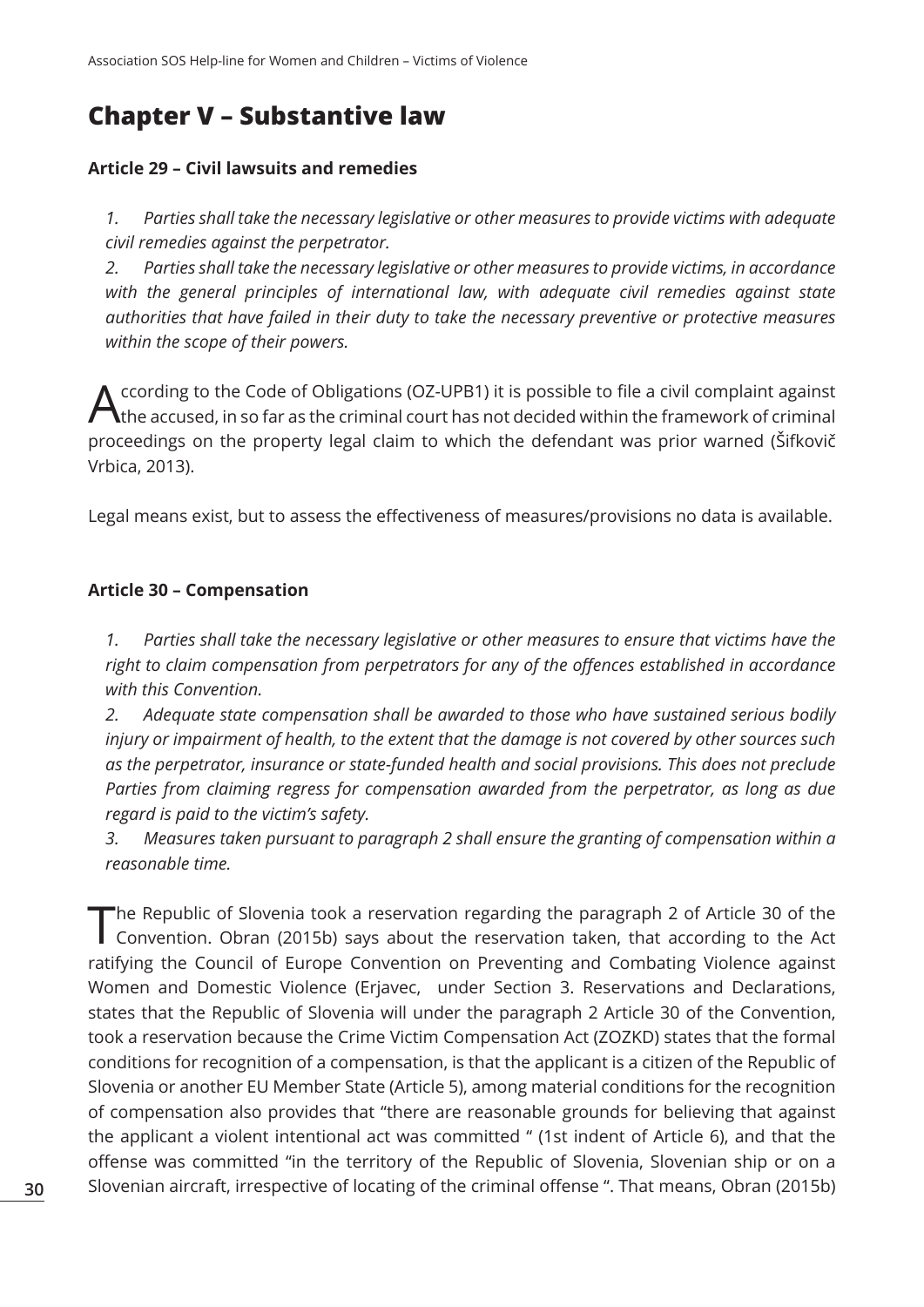# Chapter V – Substantive law

**Article 29 – Civil lawsuits and remedies**

*1. Parties shall take the necessary legislative or other measures to provide victims with adequate civil remedies against the perpetrator.*

*2. Parties shall take the necessary legislative or other measures to provide victims, in accordance with the general principles of international law, with adequate civil remedies against state authorities that have failed in their duty to take the necessary preventive or protective measures within the scope of their powers.*

According to the Code of Obligations (OZ-UPB1) it is possible to file a civil complaint against the accused, in so far as the criminal court has not decided within the framework of criminal proceedings on the property legal claim to which the defendant was prior warned (Šifkovič Vrbica, 2013).

Legal means exist, but to assess the effectiveness of measures/provisions no data is available.

**Article 30 – Compensation**

*1. Parties shall take the necessary legislative or other measures to ensure that victims have the right to claim compensation from perpetrators for any of the offences established in accordance with this Convention.*

*2. Adequate state compensation shall be awarded to those who have sustained serious bodily injury or impairment of health, to the extent that the damage is not covered by other sources such as the perpetrator, insurance or state-funded health and social provisions. This does not preclude Parties from claiming regress for compensation awarded from the perpetrator, as long as due regard is paid to the victim's safety.*

*3. Measures taken pursuant to paragraph 2 shall ensure the granting of compensation within a reasonable time.*

The Republic of Slovenia took a reservation regarding the paragraph 2 of Article 30 of the Convention. Obran (2015b) says about the reservation taken, that according to the Act ratifying the Council of Europe Convention on Preventing and Combating Violence against Women and Domestic Violence (Erjavec, under Section 3. Reservations and Declarations, states that the Republic of Slovenia will under the paragraph 2 Article 30 of the Convention, took a reservation because the Crime Victim Compensation Act (ZOZKD) states that the formal conditions for recognition of a compensation, is that the applicant is a citizen of the Republic of Slovenia or another EU Member State (Article 5), among material conditions for the recognition of compensation also provides that "there are reasonable grounds for believing that against the applicant a violent intentional act was committed " (1st indent of Article 6), and that the offense was committed "in the territory of the Republic of Slovenia, Slovenian ship or on a Slovenian aircraft, irrespective of locating of the criminal offense ". That means, Obran (2015b)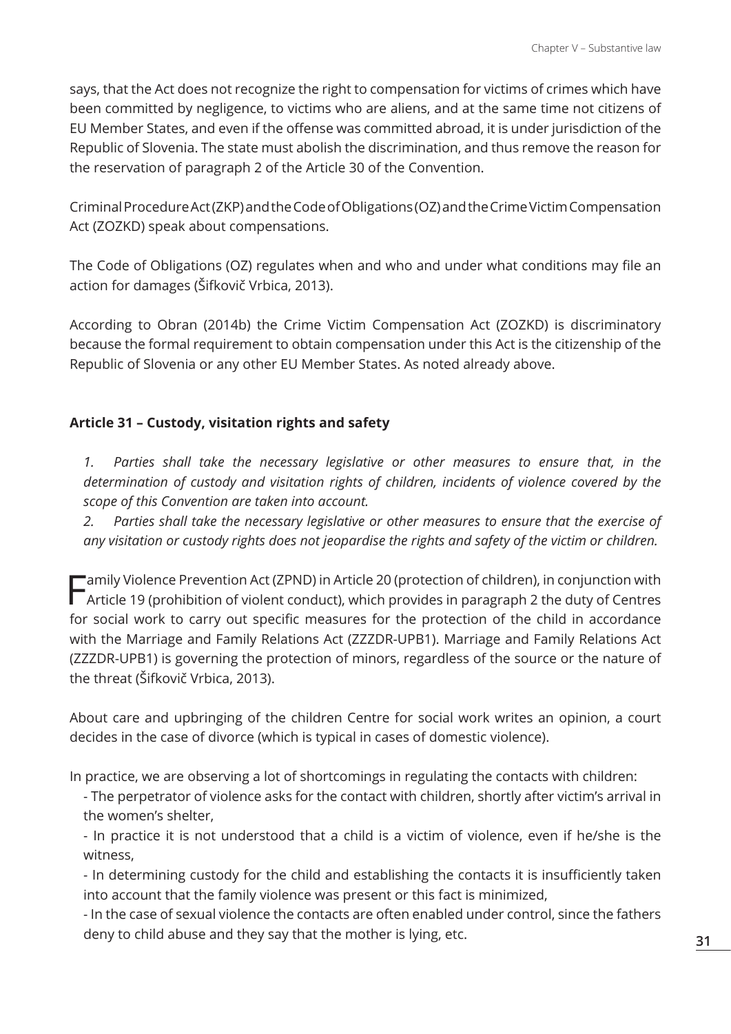says, that the Act does not recognize the right to compensation for victims of crimes which have been committed by negligence, to victims who are aliens, and at the same time not citizens of EU Member States, and even if the offense was committed abroad, it is under jurisdiction of the Republic of Slovenia. The state must abolish the discrimination, and thus remove the reason for the reservation of paragraph 2 of the Article 30 of the Convention.

Criminal Procedure Act (ZKP) and the Code of Obligations (OZ) and the Crime Victim Compensation Act (ZOZKD) speak about compensations.

The Code of Obligations (OZ) regulates when and who and under what conditions may file an action for damages (Šifkovič Vrbica, 2013).

According to Obran (2014b) the Crime Victim Compensation Act (ZOZKD) is discriminatory because the formal requirement to obtain compensation under this Act is the citizenship of the Republic of Slovenia or any other EU Member States. As noted already above.

**Article 31 – Custody, visitation rights and safety**

*1. Parties shall take the necessary legislative or other measures to ensure that, in the determination of custody and visitation rights of children, incidents of violence covered by the scope of this Convention are taken into account.*

*2. Parties shall take the necessary legislative or other measures to ensure that the exercise of any visitation or custody rights does not jeopardise the rights and safety of the victim or children.*

Family Violence Prevention Act (ZPND) in Article 20 (protection of children), in conjunction with Article 19 (prohibition of violent conduct), which provides in paragraph 2 the duty of Centres for social work to carry out specific measures for the protection of the child in accordance with the Marriage and Family Relations Act (ZZZDR-UPB1). Marriage and Family Relations Act (ZZZDR-UPB1) is governing the protection of minors, regardless of the source or the nature of the threat (Šifkovič Vrbica, 2013).

About care and upbringing of the children Centre for social work writes an opinion, a court decides in the case of divorce (which is typical in cases of domestic violence).

In practice, we are observing a lot of shortcomings in regulating the contacts with children:

- The perpetrator of violence asks for the contact with children, shortly after victim's arrival in the women's shelter,
- In practice it is not understood that a child is a victim of violence, even if he/she is the witness,
- In determining custody for the child and establishing the contacts it is insufficiently taken into account that the family violence was present or this fact is minimized,
- In the case of sexual violence the contacts are often enabled under control, since the fathers deny to child abuse and they say that the mother is lying, etc.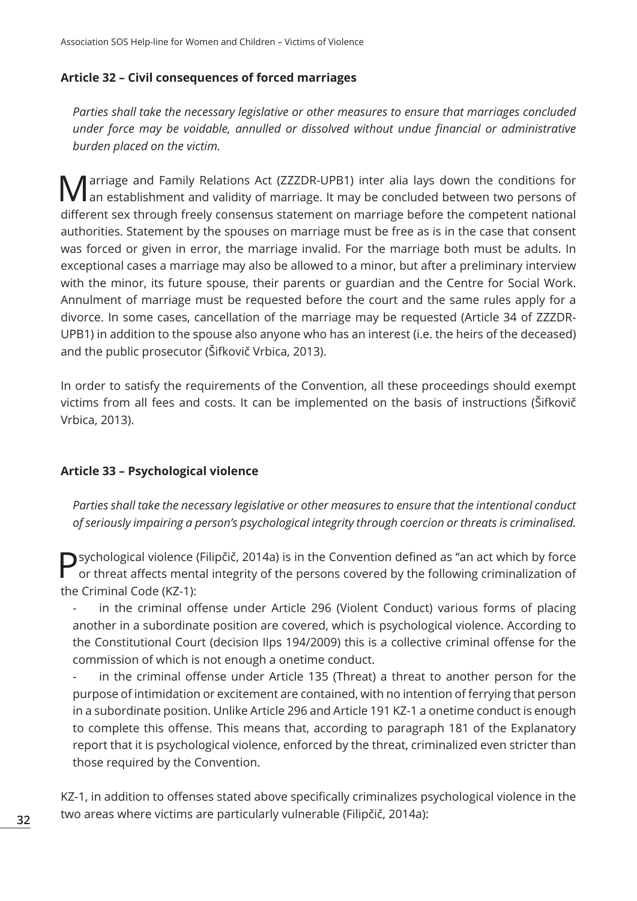**Article 32 – Civil consequences of forced marriages**

*Parties shall take the necessary legislative or other measures to ensure that marriages concluded under force may be voidable, annulled or dissolved without undue financial or administrative burden placed on the victim.*

Marriage and Family Relations Act (ZZZDR-UPB1) inter alia lays down the conditions for an establishment and validity of marriage. It may be concluded between two persons of different sex through freely consensus statement on marriage before the competent national authorities. Statement by the spouses on marriage must be free as is in the case that consent was forced or given in error, the marriage invalid. For the marriage both must be adults. In exceptional cases a marriage may also be allowed to a minor, but after a preliminary interview with the minor, its future spouse, their parents or guardian and the Centre for Social Work. Annulment of marriage must be requested before the court and the same rules apply for a divorce. In some cases, cancellation of the marriage may be requested (Article 34 of ZZZDR-UPB1) in addition to the spouse also anyone who has an interest (i.e. the heirs of the deceased) and the public prosecutor (Šifkovič Vrbica, 2013).

In order to satisfy the requirements of the Convention, all these proceedings should exempt victims from all fees and costs. It can be implemented on the basis of instructions (Šifkovič Vrbica, 2013).

**Article 33 – Psychological violence**

*Parties shall take the necessary legislative or other measures to ensure that the intentional conduct of seriously impairing a person's psychological integrity through coercion or threats is criminalised.*

Psychological violence (Filipčič, 2014a) is in the Convention defined as "an act which by force or threat affects mental integrity of the persons covered by the following criminalization of the Criminal Code (KZ-1):

- in the criminal offense under Article 296 (Violent Conduct) various forms of placing another in a subordinate position are covered, which is psychological violence. According to the Constitutional Court (decision IIps 194/2009) this is a collective criminal offense for the commission of which is not enough a onetime conduct.
- in the criminal offense under Article 135 (Threat) a threat to another person for the purpose of intimidation or excitement are contained, with no intention of ferrying that person in a subordinate position. Unlike Article 296 and Article 191 KZ-1 a onetime conduct is enough to complete this offense. This means that, according to paragraph 181 of the Explanatory report that it is psychological violence, enforced by the threat, criminalized even stricter than those required by the Convention.

KZ-1, in addition to offenses stated above specifically criminalizes psychological violence in the two areas where victims are particularly vulnerable (Filipčič, 2014a):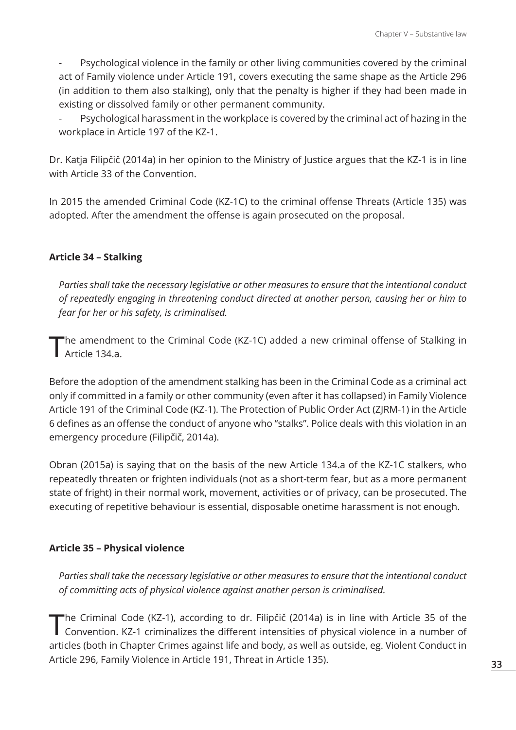- Psychological violence in the family or other living communities covered by the criminal act of Family violence under Article 191, covers executing the same shape as the Article 296 (in addition to them also stalking), only that the penalty is higher if they had been made in existing or dissolved family or other permanent community.
- Psychological harassment in the workplace is covered by the criminal act of hazing in the workplace in Article 197 of the KZ-1.

Dr. Katja Filipčič (2014a) in her opinion to the Ministry of Justice argues that the KZ-1 is in line with Article 33 of the Convention.

In 2015 the amended Criminal Code (KZ-1C) to the criminal offense Threats (Article 135) was adopted. After the amendment the offense is again prosecuted on the proposal.

**Article 34 – Stalking**

*Parties shall take the necessary legislative or other measures to ensure that the intentional conduct of repeatedly engaging in threatening conduct directed at another person, causing her or him to fear for her or his safety, is criminalised.*

The amendment to the Criminal Code (KZ-1C) added a new criminal offense of Stalking in Article 134.a.

Before the adoption of the amendment stalking has been in the Criminal Code as a criminal act only if committed in a family or other community (even after it has collapsed) in Family Violence Article 191 of the Criminal Code (KZ-1). The Protection of Public Order Act (ZJRM-1) in the Article 6 defines as an offense the conduct of anyone who "stalks". Police deals with this violation in an emergency procedure (Filipčič, 2014a).

Obran (2015a) is saying that on the basis of the new Article 134.a of the KZ-1C stalkers, who repeatedly threaten or frighten individuals (not as a short-term fear, but as a more permanent state of fright) in their normal work, movement, activities or of privacy, can be prosecuted. The executing of repetitive behaviour is essential, disposable onetime harassment is not enough.

**Article 35 – Physical violence**

*Parties shall take the necessary legislative or other measures to ensure that the intentional conduct of committing acts of physical violence against another person is criminalised.*

The Criminal Code (KZ-1), according to dr. Filipčič (2014a) is in line with Article 35 of the Convention. KZ-1 criminalizes the different intensities of physical violence in a number of articles (both in Chapter Crimes against life and body, as well as outside, eg. Violent Conduct in Article 296, Family Violence in Article 191, Threat in Article 135).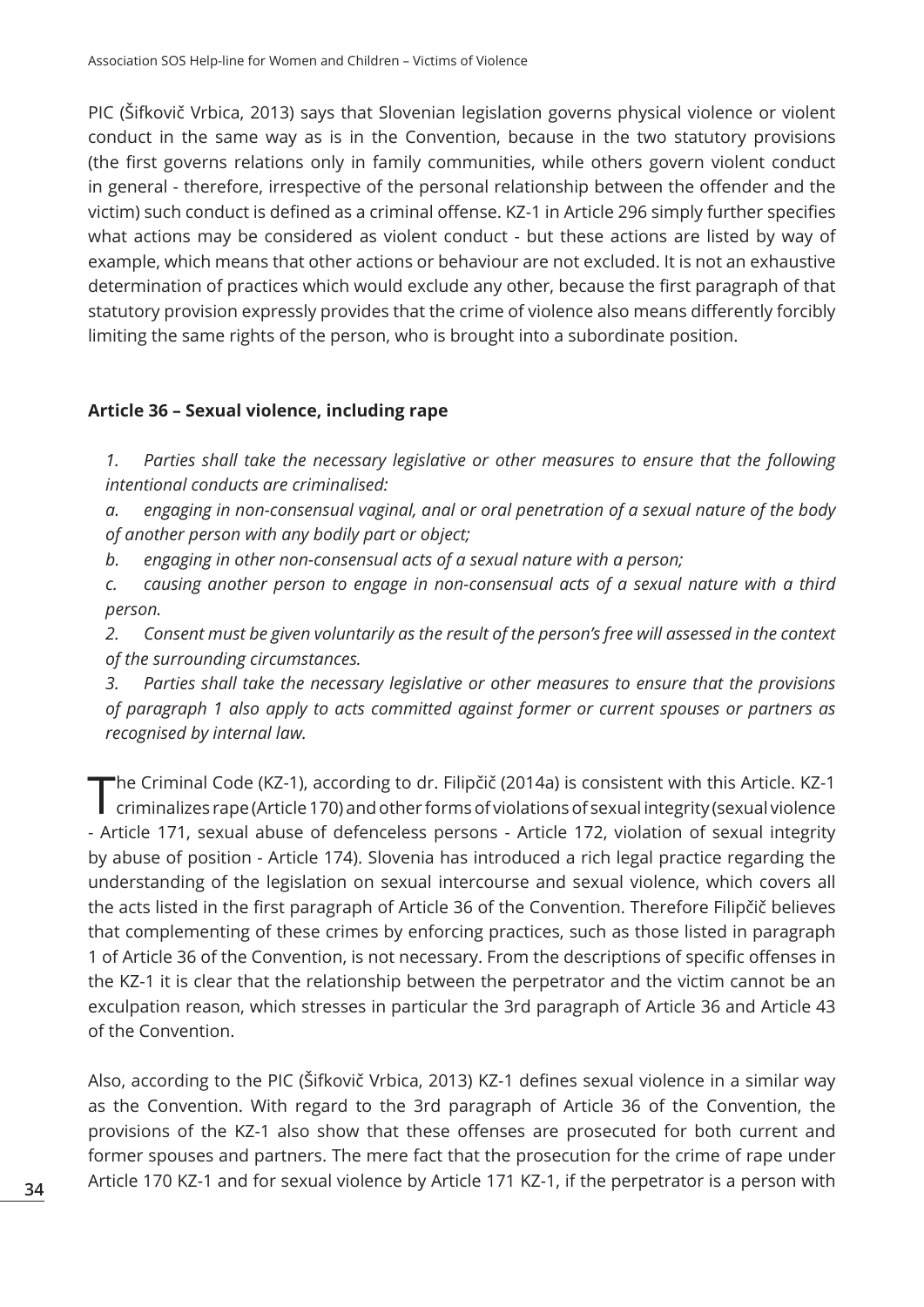PIC (Šifkovič Vrbica, 2013) says that Slovenian legislation governs physical violence or violent conduct in the same way as is in the Convention, because in the two statutory provisions (the first governs relations only in family communities, while others govern violent conduct in general - therefore, irrespective of the personal relationship between the offender and the victim) such conduct is defined as a criminal offense. KZ-1 in Article 296 simply further specifies what actions may be considered as violent conduct - but these actions are listed by way of example, which means that other actions or behaviour are not excluded. It is not an exhaustive determination of practices which would exclude any other, because the first paragraph of that statutory provision expressly provides that the crime of violence also means differently forcibly limiting the same rights of the person, who is brought into a subordinate position.

### Article 36 – Sexual violence, including rape

*1. Parties shall take the necessary legislative or other measures to ensure that the following intentional conducts are criminalised:*

*a. engaging in non-consensual vaginal, anal or oral penetration of a sexual nature of the body of another person with any bodily part or object;*

*b. engaging in other non-consensual acts of a sexual nature with a person;*

*c. causing another person to engage in non-consensual acts of a sexual nature with a third person.*

*2. Consent must be given voluntarily as the result of the person's free will assessed in the context of the surrounding circumstances.*

*3. Parties shall take the necessary legislative or other measures to ensure that the provisions of paragraph 1 also apply to acts committed against former or current spouses or partners as recognised by internal law.*

The Criminal Code (KZ-1), according to dr. Filipčič (2014a) is consistent with this Article. KZ-1 criminalizes rape (Article 170) and other forms of violations of sexual integrity (sexual violence - Article 171, sexual abuse of defenceless persons - Article 172, violation of sexual integrity by abuse of position - Article 174). Slovenia has introduced a rich legal practice regarding the understanding of the legislation on sexual intercourse and sexual violence, which covers all the acts listed in the first paragraph of Article 36 of the Convention. Therefore Filipčič believes that complementing of these crimes by enforcing practices, such as those listed in paragraph 1 of Article 36 of the Convention, is not necessary. From the descriptions of specific offenses in the KZ-1 it is clear that the relationship between the perpetrator and the victim cannot be an exculpation reason, which stresses in particular the 3rd paragraph of Article 36 and Article 43 of the Convention.

Also, according to the PIC (Šifkovič Vrbica, 2013) KZ-1 defines sexual violence in a similar way as the Convention. With regard to the 3rd paragraph of Article 36 of the Convention, the provisions of the KZ-1 also show that these offenses are prosecuted for both current and former spouses and partners. The mere fact that the prosecution for the crime of rape under Article 170 KZ-1 and for sexual violence by Article 171 KZ-1, if the perpetrator is a person with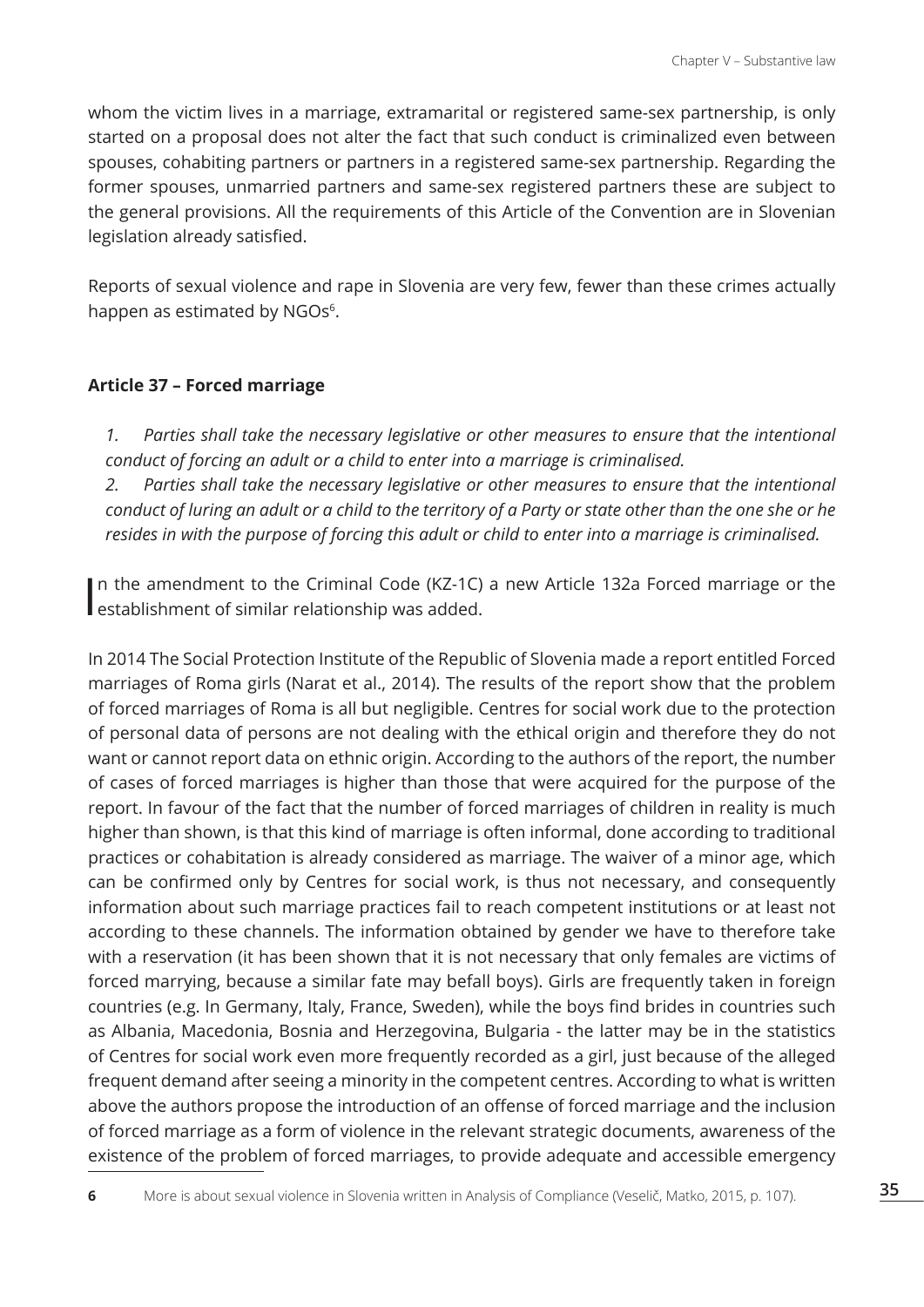whom the victim lives in a marriage, extramarital or registered same-sex partnership, is only started on a proposal does not alter the fact that such conduct is criminalized even between spouses, cohabiting partners or partners in a registered same-sex partnership. Regarding the former spouses, unmarried partners and same-sex registered partners these are subject to the general provisions. All the requirements of this Article of the Convention are in Slovenian legislation already satisfied.

Reports of sexual violence and rape in Slovenia are very few, fewer than these crimes actually happen as estimated by NGOs[6].

### Article 37 – Forced marriage

*1. Parties shall take the necessary legislative or other measures to ensure that the intentional conduct of forcing an adult or a child to enter into a marriage is criminalised.*

*2. Parties shall take the necessary legislative or other measures to ensure that the intentional conduct of luring an adult or a child to the territory of a Party or state other than the one she or he resides in with the purpose of forcing this adult or child to enter into a marriage is criminalised.*

In the amendment to the Criminal Code (KZ-1C) a new Article 132a Forced marriage or the establishment of similar relationship was added.

In 2014 The Social Protection Institute of the Republic of Slovenia made a report entitled Forced marriages of Roma girls (Narat et al., 2014). The results of the report show that the problem of forced marriages of Roma is all but negligible. Centres for social work due to the protection of personal data of persons are not dealing with the ethical origin and therefore they do not want or cannot report data on ethnic origin. According to the authors of the report, the number of cases of forced marriages is higher than those that were acquired for the purpose of the report. In favour of the fact that the number of forced marriages of children in reality is much higher than shown, is that this kind of marriage is often informal, done according to traditional practices or cohabitation is already considered as marriage. The waiver of a minor age, which can be confirmed only by Centres for social work, is thus not necessary, and consequently information about such marriage practices fail to reach competent institutions or at least not according to these channels. The information obtained by gender we have to therefore take with a reservation (it has been shown that it is not necessary that only females are victims of forced marrying, because a similar fate may befall boys). Girls are frequently taken in foreign countries (e.g. In Germany, Italy, France, Sweden), while the boys find brides in countries such as Albania, Macedonia, Bosnia and Herzegovina, Bulgaria - the latter may be in the statistics of Centres for social work even more frequently recorded as a girl, just because of the alleged frequent demand after seeing a minority in the competent centres. According to what is written above the authors propose the introduction of an offense of forced marriage and the inclusion of forced marriage as a form of violence in the relevant strategic documents, awareness of the existence of the problem of forced marriages, to provide adequate and accessible emergency

[6] More is about sexual violence in Slovenia written in Analysis of Compliance (Veselič, Matko, 2015, p. 107).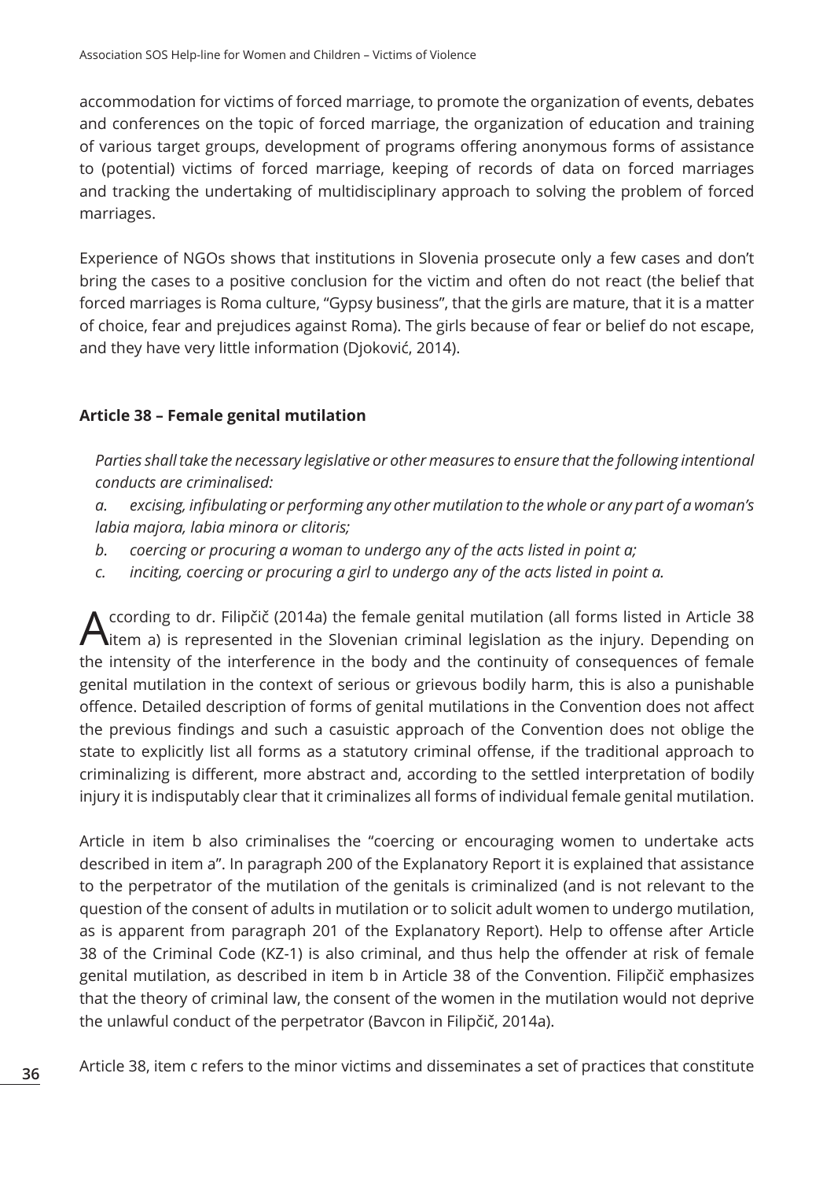accommodation for victims of forced marriage, to promote the organization of events, debates and conferences on the topic of forced marriage, the organization of education and training of various target groups, development of programs offering anonymous forms of assistance to (potential) victims of forced marriage, keeping of records of data on forced marriages and tracking the undertaking of multidisciplinary approach to solving the problem of forced marriages.

Experience of NGOs shows that institutions in Slovenia prosecute only a few cases and don't bring the cases to a positive conclusion for the victim and often do not react (the belief that forced marriages is Roma culture, "Gypsy business", that the girls are mature, that it is a matter of choice, fear and prejudices against Roma). The girls because of fear or belief do not escape, and they have very little information (Djoković, 2014).

**Article 38 – Female genital mutilation**

*Parties shall take the necessary legislative or other measures to ensure that the following intentional conducts are criminalised:*

*a. excising, infibulating or performing any other mutilation to the whole or any part of a woman's labia majora, labia minora or clitoris;*

*b. coercing or procuring a woman to undergo any of the acts listed in point a;*

*c. inciting, coercing or procuring a girl to undergo any of the acts listed in point a.*

According to dr. Filipčič (2014a) the female genital mutilation (all forms listed in Article 38 item a) is represented in the Slovenian criminal legislation as the injury. Depending on the intensity of the interference in the body and the continuity of consequences of female genital mutilation in the context of serious or grievous bodily harm, this is also a punishable offence. Detailed description of forms of genital mutilations in the Convention does not affect the previous findings and such a casuistic approach of the Convention does not oblige the state to explicitly list all forms as a statutory criminal offense, if the traditional approach to criminalizing is different, more abstract and, according to the settled interpretation of bodily injury it is indisputably clear that it criminalizes all forms of individual female genital mutilation.

Article in item b also criminalises the "coercing or encouraging women to undertake acts described in item a". In paragraph 200 of the Explanatory Report it is explained that assistance to the perpetrator of the mutilation of the genitals is criminalized (and is not relevant to the question of the consent of adults in mutilation or to solicit adult women to undergo mutilation, as is apparent from paragraph 201 of the Explanatory Report). Help to offense after Article 38 of the Criminal Code (KZ-1) is also criminal, and thus help the offender at risk of female genital mutilation, as described in item b in Article 38 of the Convention. Filipčič emphasizes that the theory of criminal law, the consent of the women in the mutilation would not deprive the unlawful conduct of the perpetrator (Bavcon in Filipčič, 2014a).

Article 38, item c refers to the minor victims and disseminates a set of practices that constitute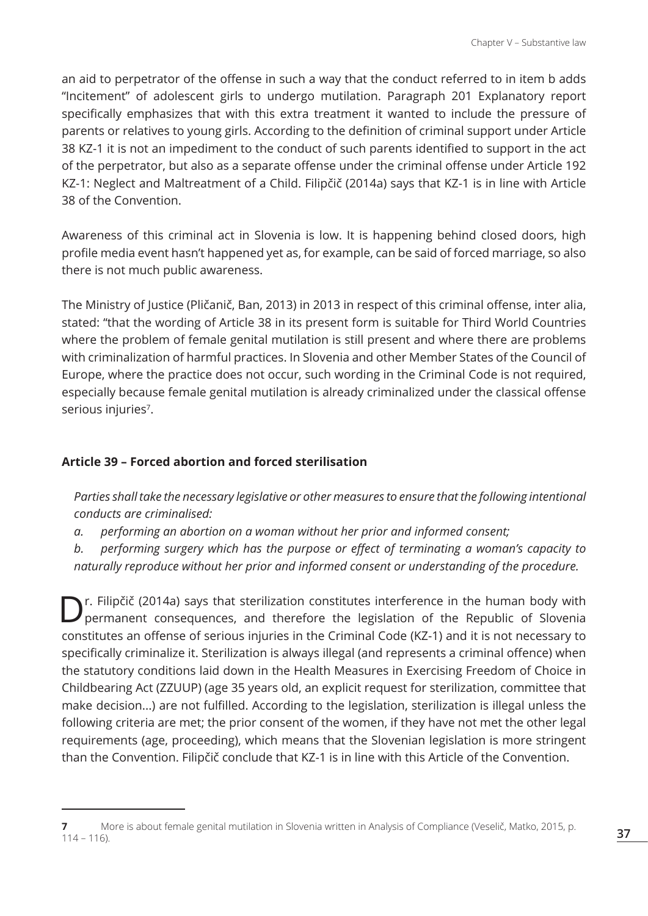an aid to perpetrator of the offense in such a way that the conduct referred to in item b adds "Incitement" of adolescent girls to undergo mutilation. Paragraph 201 Explanatory report specifically emphasizes that with this extra treatment it wanted to include the pressure of parents or relatives to young girls. According to the definition of criminal support under Article 38 KZ-1 it is not an impediment to the conduct of such parents identified to support in the act of the perpetrator, but also as a separate offense under the criminal offense under Article 192 KZ-1: Neglect and Maltreatment of a Child. Filipčič (2014a) says that KZ-1 is in line with Article 38 of the Convention.

Awareness of this criminal act in Slovenia is low. It is happening behind closed doors, high profile media event hasn't happened yet as, for example, can be said of forced marriage, so also there is not much public awareness.

The Ministry of Justice (Pličanič, Ban, 2013) in 2013 in respect of this criminal offense, inter alia, stated: "that the wording of Article 38 in its present form is suitable for Third World Countries where the problem of female genital mutilation is still present and where there are problems with criminalization of harmful practices. In Slovenia and other Member States of the Council of Europe, where the practice does not occur, such wording in the Criminal Code is not required, especially because female genital mutilation is already criminalized under the classical offense serious injuries[7].

**Article 39 – Forced abortion and forced sterilisation**

*Parties shall take the necessary legislative or other measures to ensure that the following intentional conducts are criminalised:*

*a. performing an abortion on a woman without her prior and informed consent;*

*b. performing surgery which has the purpose or effect of terminating a woman's capacity to naturally reproduce without her prior and informed consent or understanding of the procedure.*

Dr. Filipčič (2014a) says that sterilization constitutes interference in the human body with permanent consequences, and therefore the legislation of the Republic of Slovenia constitutes an offense of serious injuries in the Criminal Code (KZ-1) and it is not necessary to specifically criminalize it. Sterilization is always illegal (and represents a criminal offence) when the statutory conditions laid down in the Health Measures in Exercising Freedom of Choice in Childbearing Act (ZZUUP) (age 35 years old, an explicit request for sterilization, committee that make decision...) are not fulfilled. According to the legislation, sterilization is illegal unless the following criteria are met; the prior consent of the women, if they have not met the other legal requirements (age, proceeding), which means that the Slovenian legislation is more stringent than the Convention. Filipčič conclude that KZ-1 is in line with this Article of the Convention.

---

**7** More is about female genital mutilation in Slovenia written in Analysis of Compliance (Veselič, Matko, 2015, p. 114 – 116).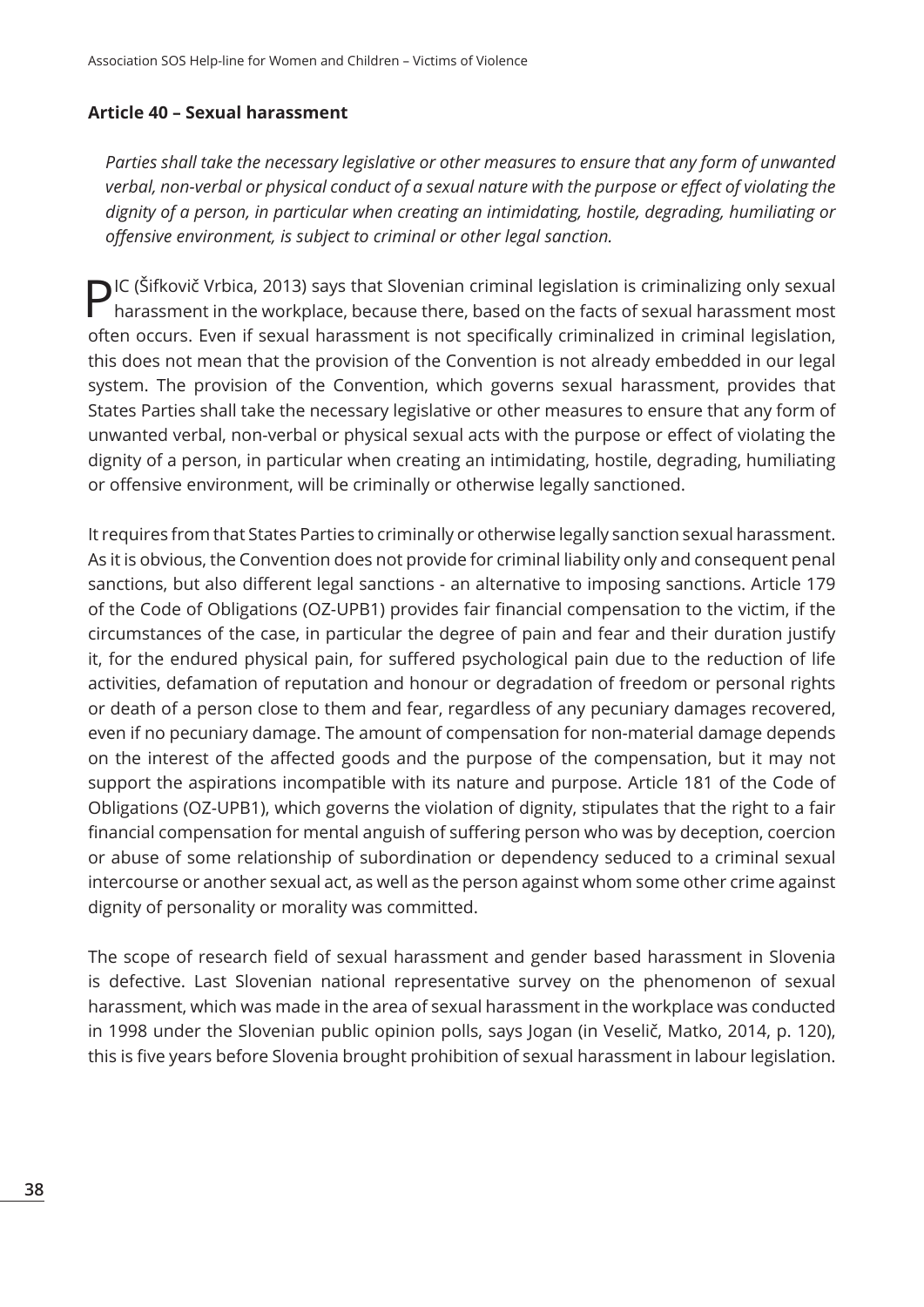**Article 40 – Sexual harassment**

*Parties shall take the necessary legislative or other measures to ensure that any form of unwanted verbal, non-verbal or physical conduct of a sexual nature with the purpose or effect of violating the dignity of a person, in particular when creating an intimidating, hostile, degrading, humiliating or offensive environment, is subject to criminal or other legal sanction.*

PIC (Šifkovič Vrbica, 2013) says that Slovenian criminal legislation is criminalizing only sexual harassment in the workplace, because there, based on the facts of sexual harassment most often occurs. Even if sexual harassment is not specifically criminalized in criminal legislation, this does not mean that the provision of the Convention is not already embedded in our legal system. The provision of the Convention, which governs sexual harassment, provides that States Parties shall take the necessary legislative or other measures to ensure that any form of unwanted verbal, non-verbal or physical sexual acts with the purpose or effect of violating the dignity of a person, in particular when creating an intimidating, hostile, degrading, humiliating or offensive environment, will be criminally or otherwise legally sanctioned.

It requires from that States Parties to criminally or otherwise legally sanction sexual harassment. As it is obvious, the Convention does not provide for criminal liability only and consequent penal sanctions, but also different legal sanctions - an alternative to imposing sanctions. Article 179 of the Code of Obligations (OZ-UPB1) provides fair financial compensation to the victim, if the circumstances of the case, in particular the degree of pain and fear and their duration justify it, for the endured physical pain, for suffered psychological pain due to the reduction of life activities, defamation of reputation and honour or degradation of freedom or personal rights or death of a person close to them and fear, regardless of any pecuniary damages recovered, even if no pecuniary damage. The amount of compensation for non-material damage depends on the interest of the affected goods and the purpose of the compensation, but it may not support the aspirations incompatible with its nature and purpose. Article 181 of the Code of Obligations (OZ-UPB1), which governs the violation of dignity, stipulates that the right to a fair financial compensation for mental anguish of suffering person who was by deception, coercion or abuse of some relationship of subordination or dependency seduced to a criminal sexual intercourse or another sexual act, as well as the person against whom some other crime against dignity of personality or morality was committed.

The scope of research field of sexual harassment and gender based harassment in Slovenia is defective. Last Slovenian national representative survey on the phenomenon of sexual harassment, which was made in the area of sexual harassment in the workplace was conducted in 1998 under the Slovenian public opinion polls, says Jogan (in Veselič, Matko, 2014, p. 120), this is five years before Slovenia brought prohibition of sexual harassment in labour legislation.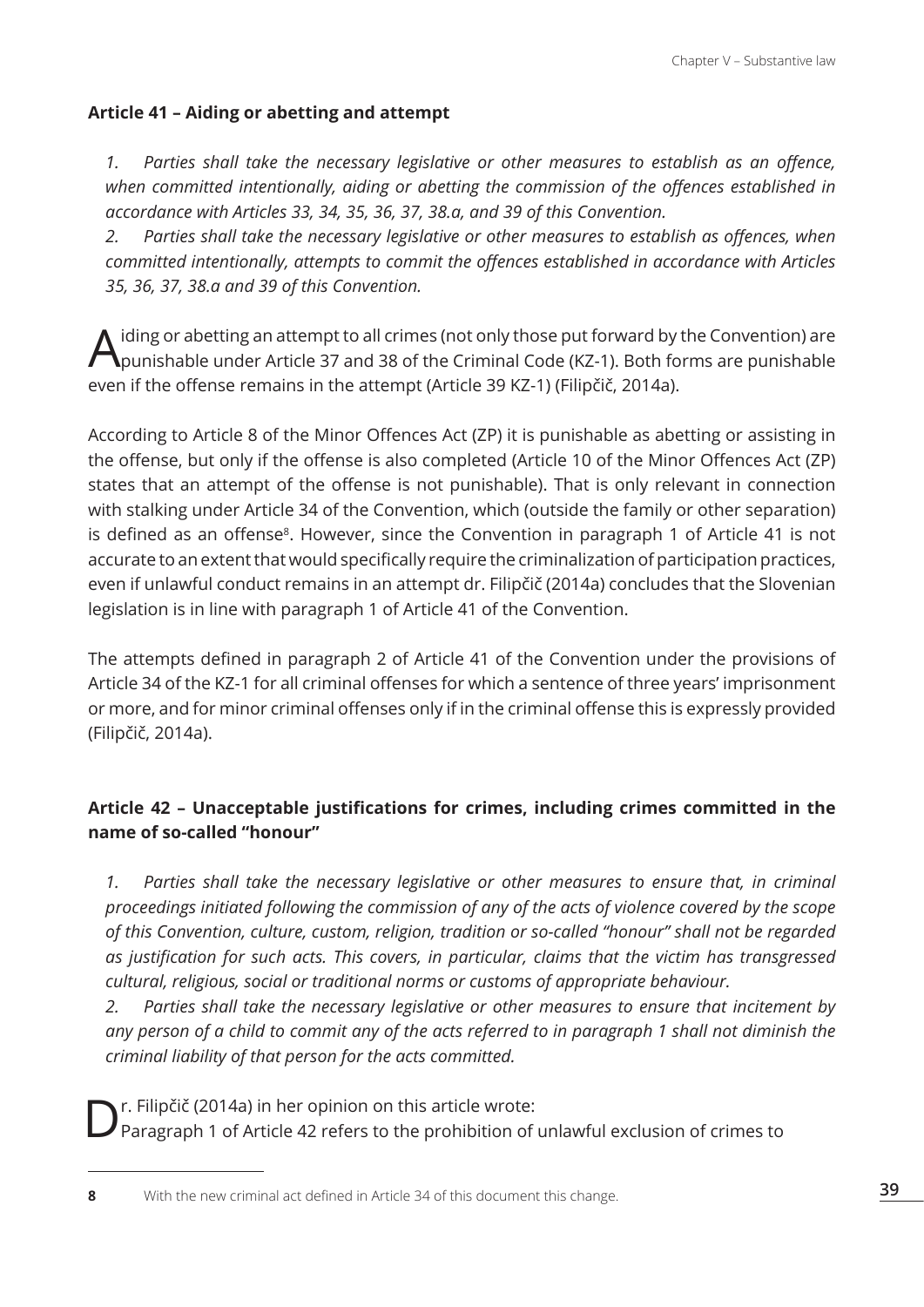**Article 41 – Aiding or abetting and attempt**

*1. Parties shall take the necessary legislative or other measures to establish as an offence, when committed intentionally, aiding or abetting the commission of the offences established in accordance with Articles 33, 34, 35, 36, 37, 38.a, and 39 of this Convention.*

*2. Parties shall take the necessary legislative or other measures to establish as offences, when committed intentionally, attempts to commit the offences established in accordance with Articles 35, 36, 37, 38.a and 39 of this Convention.*

Aiding or abetting an attempt to all crimes (not only those put forward by the Convention) are punishable under Article 37 and 38 of the Criminal Code (KZ-1). Both forms are punishable even if the offense remains in the attempt (Article 39 KZ-1) (Filipčič, 2014a).

According to Article 8 of the Minor Offences Act (ZP) it is punishable as abetting or assisting in the offense, but only if the offense is also completed (Article 10 of the Minor Offences Act (ZP) states that an attempt of the offense is not punishable). That is only relevant in connection with stalking under Article 34 of the Convention, which (outside the family or other separation) is defined as an offense[8]. However, since the Convention in paragraph 1 of Article 41 is not accurate to an extent that would specifically require the criminalization of participation practices, even if unlawful conduct remains in an attempt dr. Filipčič (2014a) concludes that the Slovenian legislation is in line with paragraph 1 of Article 41 of the Convention.

The attempts defined in paragraph 2 of Article 41 of the Convention under the provisions of Article 34 of the KZ-1 for all criminal offenses for which a sentence of three years' imprisonment or more, and for minor criminal offenses only if in the criminal offense this is expressly provided (Filipčič, 2014a).

**Article 42 – Unacceptable justifications for crimes, including crimes committed in the name of so-called "honour"**

*1. Parties shall take the necessary legislative or other measures to ensure that, in criminal proceedings initiated following the commission of any of the acts of violence covered by the scope of this Convention, culture, custom, religion, tradition or so-called "honour" shall not be regarded as justification for such acts. This covers, in particular, claims that the victim has transgressed cultural, religious, social or traditional norms or customs of appropriate behaviour.*

*2. Parties shall take the necessary legislative or other measures to ensure that incitement by any person of a child to commit any of the acts referred to in paragraph 1 shall not diminish the criminal liability of that person for the acts committed.*

Dr. Filipčič (2014a) in her opinion on this article wrote:
Paragraph 1 of Article 42 refers to the prohibition of unlawful exclusion of crimes to

[8] With the new criminal act defined in Article 34 of this document this change.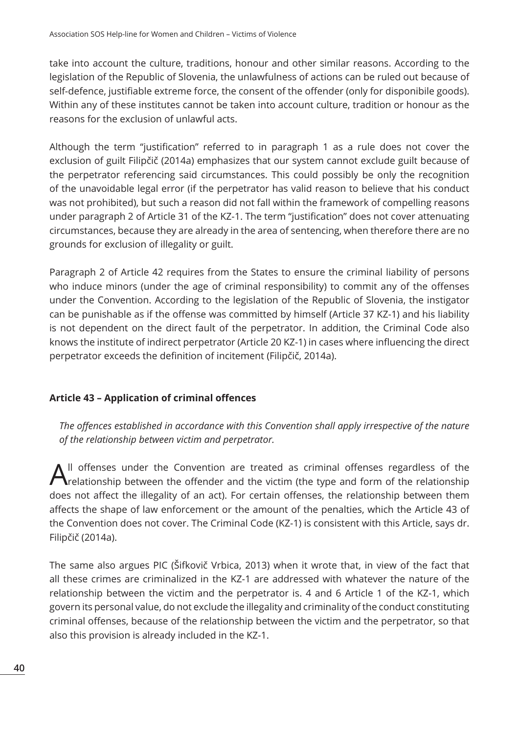take into account the culture, traditions, honour and other similar reasons. According to the legislation of the Republic of Slovenia, the unlawfulness of actions can be ruled out because of self-defence, justifiable extreme force, the consent of the offender (only for disponibile goods). Within any of these institutes cannot be taken into account culture, tradition or honour as the reasons for the exclusion of unlawful acts.

Although the term "justification" referred to in paragraph 1 as a rule does not cover the exclusion of guilt Filipčič (2014a) emphasizes that our system cannot exclude guilt because of the perpetrator referencing said circumstances. This could possibly be only the recognition of the unavoidable legal error (if the perpetrator has valid reason to believe that his conduct was not prohibited), but such a reason did not fall within the framework of compelling reasons under paragraph 2 of Article 31 of the KZ-1. The term "justification" does not cover attenuating circumstances, because they are already in the area of sentencing, when therefore there are no grounds for exclusion of illegality or guilt.

Paragraph 2 of Article 42 requires from the States to ensure the criminal liability of persons who induce minors (under the age of criminal responsibility) to commit any of the offenses under the Convention. According to the legislation of the Republic of Slovenia, the instigator can be punishable as if the offense was committed by himself (Article 37 KZ-1) and his liability is not dependent on the direct fault of the perpetrator. In addition, the Criminal Code also knows the institute of indirect perpetrator (Article 20 KZ-1) in cases where influencing the direct perpetrator exceeds the definition of incitement (Filipčič, 2014a).

**Article 43 – Application of criminal offences**

*The offences established in accordance with this Convention shall apply irrespective of the nature of the relationship between victim and perpetrator.*

All offenses under the Convention are treated as criminal offenses regardless of the relationship between the offender and the victim (the type and form of the relationship does not affect the illegality of an act). For certain offenses, the relationship between them affects the shape of law enforcement or the amount of the penalties, which the Article 43 of the Convention does not cover. The Criminal Code (KZ-1) is consistent with this Article, says dr. Filipčič (2014a).

The same also argues PIC (Šifkovič Vrbica, 2013) when it wrote that, in view of the fact that all these crimes are criminalized in the KZ-1 are addressed with whatever the nature of the relationship between the victim and the perpetrator is. 4 and 6 Article 1 of the KZ-1, which govern its personal value, do not exclude the illegality and criminality of the conduct constituting criminal offenses, because of the relationship between the victim and the perpetrator, so that also this provision is already included in the KZ-1.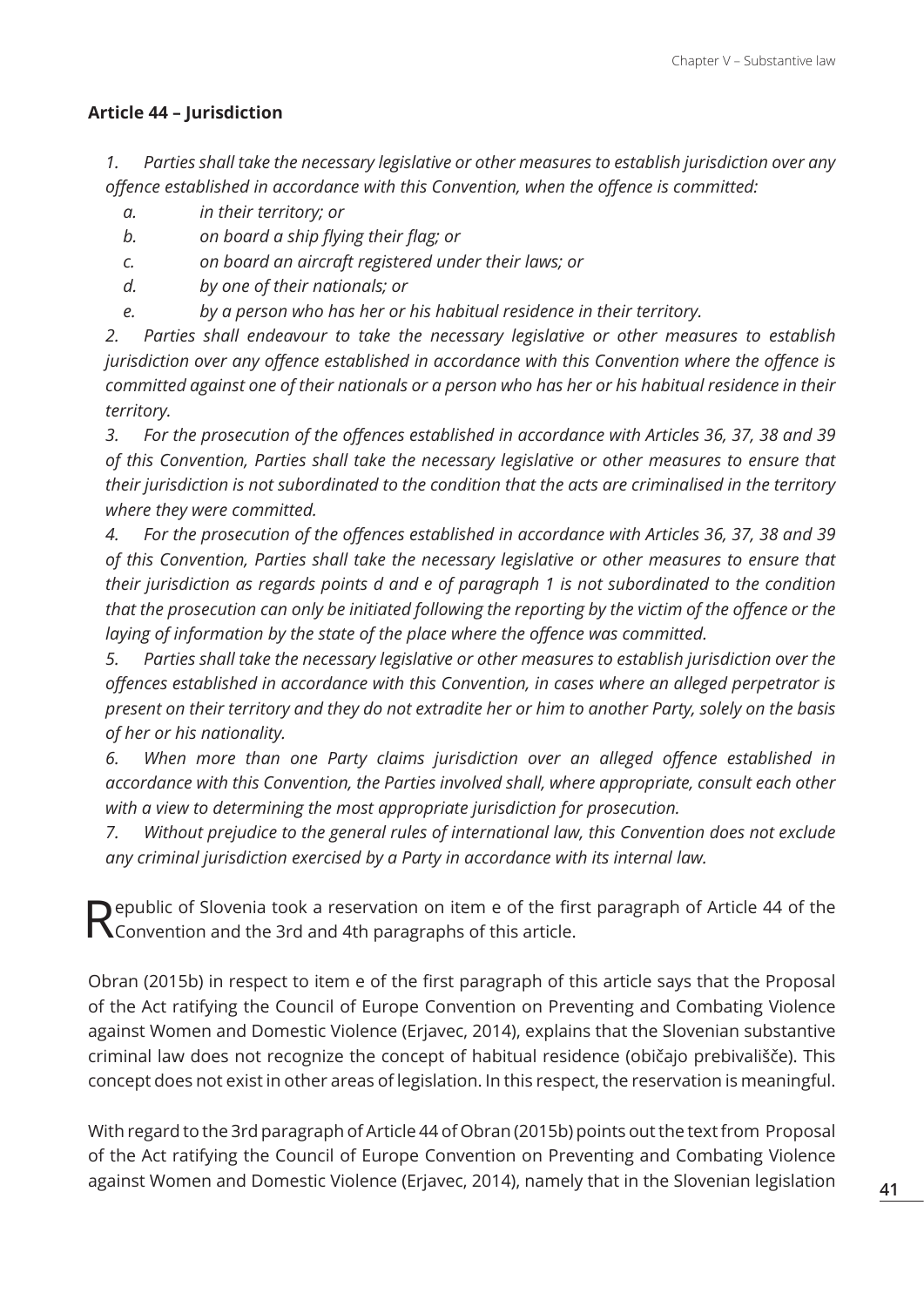### Article 44 – Jurisdiction

*1. Parties shall take the necessary legislative or other measures to establish jurisdiction over any offence established in accordance with this Convention, when the offence is committed:*

*a. in their territory; or*

*b. on board a ship flying their flag; or*

*c. on board an aircraft registered under their laws; or*

*d. by one of their nationals; or*

*e. by a person who has her or his habitual residence in their territory.*

*2. Parties shall endeavour to take the necessary legislative or other measures to establish jurisdiction over any offence established in accordance with this Convention where the offence is committed against one of their nationals or a person who has her or his habitual residence in their territory.*

*3. For the prosecution of the offences established in accordance with Articles 36, 37, 38 and 39 of this Convention, Parties shall take the necessary legislative or other measures to ensure that their jurisdiction is not subordinated to the condition that the acts are criminalised in the territory where they were committed.*

*4. For the prosecution of the offences established in accordance with Articles 36, 37, 38 and 39 of this Convention, Parties shall take the necessary legislative or other measures to ensure that their jurisdiction as regards points d and e of paragraph 1 is not subordinated to the condition that the prosecution can only be initiated following the reporting by the victim of the offence or the laying of information by the state of the place where the offence was committed.*

*5. Parties shall take the necessary legislative or other measures to establish jurisdiction over the offences established in accordance with this Convention, in cases where an alleged perpetrator is present on their territory and they do not extradite her or him to another Party, solely on the basis of her or his nationality.*

*6. When more than one Party claims jurisdiction over an alleged offence established in accordance with this Convention, the Parties involved shall, where appropriate, consult each other with a view to determining the most appropriate jurisdiction for prosecution.*

*7. Without prejudice to the general rules of international law, this Convention does not exclude any criminal jurisdiction exercised by a Party in accordance with its internal law.*

Republic of Slovenia took a reservation on item e of the first paragraph of Article 44 of the Convention and the 3rd and 4th paragraphs of this article.

Obran (2015b) in respect to item e of the first paragraph of this article says that the Proposal of the Act ratifying the Council of Europe Convention on Preventing and Combating Violence against Women and Domestic Violence (Erjavec, 2014), explains that the Slovenian substantive criminal law does not recognize the concept of habitual residence (običajo prebivališče). This concept does not exist in other areas of legislation. In this respect, the reservation is meaningful.

With regard to the 3rd paragraph of Article 44 of Obran (2015b) points out the text from Proposal of the Act ratifying the Council of Europe Convention on Preventing and Combating Violence against Women and Domestic Violence (Erjavec, 2014), namely that in the Slovenian legislation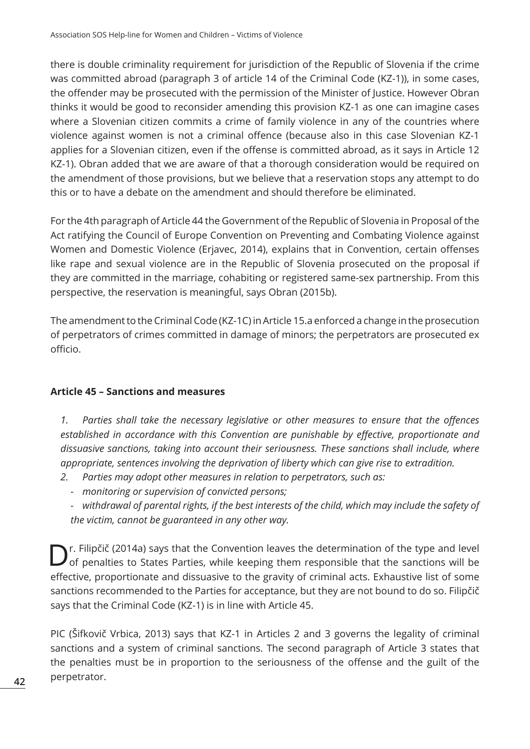there is double criminality requirement for jurisdiction of the Republic of Slovenia if the crime was committed abroad (paragraph 3 of article 14 of the Criminal Code (KZ-1)), in some cases, the offender may be prosecuted with the permission of the Minister of Justice. However Obran thinks it would be good to reconsider amending this provision KZ-1 as one can imagine cases where a Slovenian citizen commits a crime of family violence in any of the countries where violence against women is not a criminal offence (because also in this case Slovenian KZ-1 applies for a Slovenian citizen, even if the offense is committed abroad, as it says in Article 12 KZ-1). Obran added that we are aware of that a thorough consideration would be required on the amendment of those provisions, but we believe that a reservation stops any attempt to do this or to have a debate on the amendment and should therefore be eliminated.

For the 4th paragraph of Article 44 the Government of the Republic of Slovenia in Proposal of the Act ratifying the Council of Europe Convention on Preventing and Combating Violence against Women and Domestic Violence (Erjavec, 2014), explains that in Convention, certain offenses like rape and sexual violence are in the Republic of Slovenia prosecuted on the proposal if they are committed in the marriage, cohabiting or registered same-sex partnership. From this perspective, the reservation is meaningful, says Obran (2015b).

The amendment to the Criminal Code (KZ-1C) in Article 15.a enforced a change in the prosecution of perpetrators of crimes committed in damage of minors; the perpetrators are prosecuted ex officio.

**Article 45 – Sanctions and measures**

1. *Parties shall take the necessary legislative or other measures to ensure that the offences established in accordance with this Convention are punishable by effective, proportionate and dissuasive sanctions, taking into account their seriousness. These sanctions shall include, where appropriate, sentences involving the deprivation of liberty which can give rise to extradition.*
2. *Parties may adopt other measures in relation to perpetrators, such as:*
   - *monitoring or supervision of convicted persons;*
   - *withdrawal of parental rights, if the best interests of the child, which may include the safety of the victim, cannot be guaranteed in any other way.*

Dr. Filipčič (2014a) says that the Convention leaves the determination of the type and level of penalties to States Parties, while keeping them responsible that the sanctions will be effective, proportionate and dissuasive to the gravity of criminal acts. Exhaustive list of some sanctions recommended to the Parties for acceptance, but they are not bound to do so. Filipčič says that the Criminal Code (KZ-1) is in line with Article 45.

PIC (Šifkovič Vrbica, 2013) says that KZ-1 in Articles 2 and 3 governs the legality of criminal sanctions and a system of criminal sanctions. The second paragraph of Article 3 states that the penalties must be in proportion to the seriousness of the offense and the guilt of the perpetrator.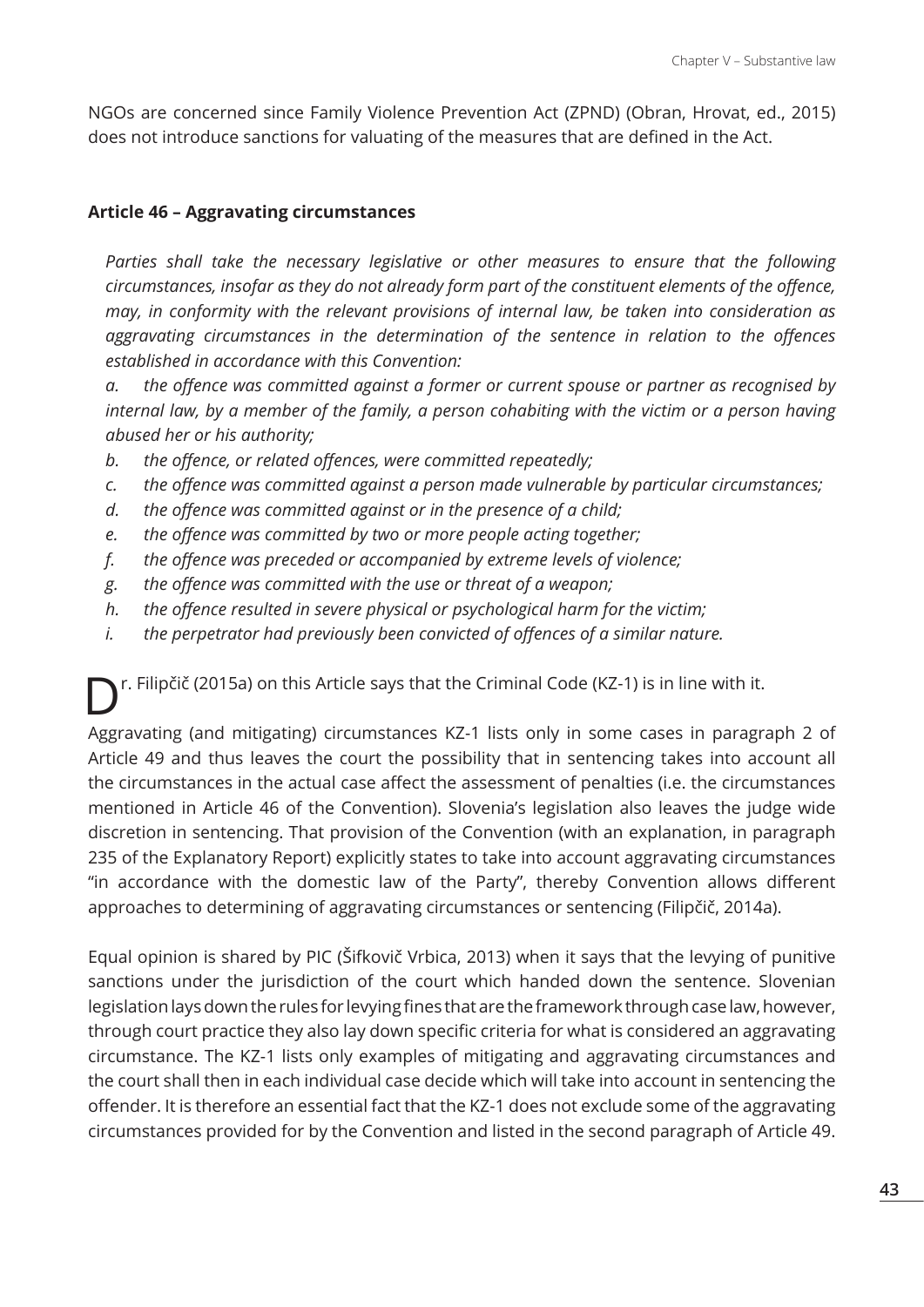NGOs are concerned since Family Violence Prevention Act (ZPND) (Obran, Hrovat, ed., 2015) does not introduce sanctions for valuating of the measures that are defined in the Act.

### Article 46 – Aggravating circumstances

*Parties shall take the necessary legislative or other measures to ensure that the following circumstances, insofar as they do not already form part of the constituent elements of the offence, may, in conformity with the relevant provisions of internal law, be taken into consideration as aggravating circumstances in the determination of the sentence in relation to the offences established in accordance with this Convention:*

*a. the offence was committed against a former or current spouse or partner as recognised by internal law, by a member of the family, a person cohabiting with the victim or a person having abused her or his authority;*

*b. the offence, or related offences, were committed repeatedly;*

*c. the offence was committed against a person made vulnerable by particular circumstances;*

*d. the offence was committed against or in the presence of a child;*

*e. the offence was committed by two or more people acting together;*

*f. the offence was preceded or accompanied by extreme levels of violence;*

*g. the offence was committed with the use or threat of a weapon;*

*h. the offence resulted in severe physical or psychological harm for the victim;*

*i. the perpetrator had previously been convicted of offences of a similar nature.*

Dr. Filipčič (2015a) on this Article says that the Criminal Code (KZ-1) is in line with it.

Aggravating (and mitigating) circumstances KZ-1 lists only in some cases in paragraph 2 of Article 49 and thus leaves the court the possibility that in sentencing takes into account all the circumstances in the actual case affect the assessment of penalties (i.e. the circumstances mentioned in Article 46 of the Convention). Slovenia's legislation also leaves the judge wide discretion in sentencing. That provision of the Convention (with an explanation, in paragraph 235 of the Explanatory Report) explicitly states to take into account aggravating circumstances "in accordance with the domestic law of the Party", thereby Convention allows different approaches to determining of aggravating circumstances or sentencing (Filipčič, 2014a).

Equal opinion is shared by PIC (Šifkovič Vrbica, 2013) when it says that the levying of punitive sanctions under the jurisdiction of the court which handed down the sentence. Slovenian legislation lays down the rules for levying fines that are the framework through case law, however, through court practice they also lay down specific criteria for what is considered an aggravating circumstance. The KZ-1 lists only examples of mitigating and aggravating circumstances and the court shall then in each individual case decide which will take into account in sentencing the offender. It is therefore an essential fact that the KZ-1 does not exclude some of the aggravating circumstances provided for by the Convention and listed in the second paragraph of Article 49.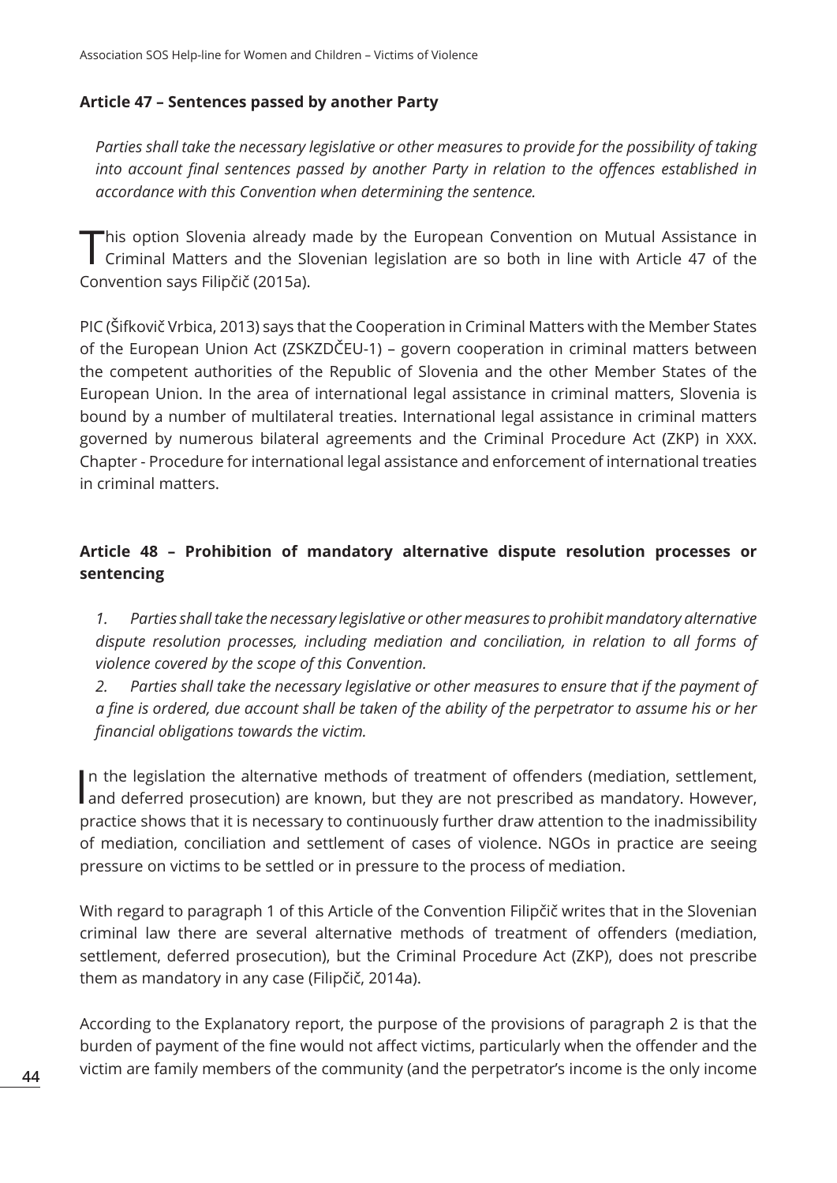### Article 47 – Sentences passed by another Party

*Parties shall take the necessary legislative or other measures to provide for the possibility of taking into account final sentences passed by another Party in relation to the offences established in accordance with this Convention when determining the sentence.*

This option Slovenia already made by the European Convention on Mutual Assistance in Criminal Matters and the Slovenian legislation are so both in line with Article 47 of the Convention says Filipčič (2015a).

PIC (Šifkovič Vrbica, 2013) says that the Cooperation in Criminal Matters with the Member States of the European Union Act (ZSKZDČEU-1) – govern cooperation in criminal matters between the competent authorities of the Republic of Slovenia and the other Member States of the European Union. In the area of international legal assistance in criminal matters, Slovenia is bound by a number of multilateral treaties. International legal assistance in criminal matters governed by numerous bilateral agreements and the Criminal Procedure Act (ZKP) in XXX. Chapter - Procedure for international legal assistance and enforcement of international treaties in criminal matters.

### Article 48 – Prohibition of mandatory alternative dispute resolution processes or sentencing

*1. Parties shall take the necessary legislative or other measures to prohibit mandatory alternative dispute resolution processes, including mediation and conciliation, in relation to all forms of violence covered by the scope of this Convention.*

*2. Parties shall take the necessary legislative or other measures to ensure that if the payment of a fine is ordered, due account shall be taken of the ability of the perpetrator to assume his or her financial obligations towards the victim.*

In the legislation the alternative methods of treatment of offenders (mediation, settlement, and deferred prosecution) are known, but they are not prescribed as mandatory. However, practice shows that it is necessary to continuously further draw attention to the inadmissibility of mediation, conciliation and settlement of cases of violence. NGOs in practice are seeing pressure on victims to be settled or in pressure to the process of mediation.

With regard to paragraph 1 of this Article of the Convention Filipčič writes that in the Slovenian criminal law there are several alternative methods of treatment of offenders (mediation, settlement, deferred prosecution), but the Criminal Procedure Act (ZKP), does not prescribe them as mandatory in any case (Filipčič, 2014a).

According to the Explanatory report, the purpose of the provisions of paragraph 2 is that the burden of payment of the fine would not affect victims, particularly when the offender and the victim are family members of the community (and the perpetrator's income is the only income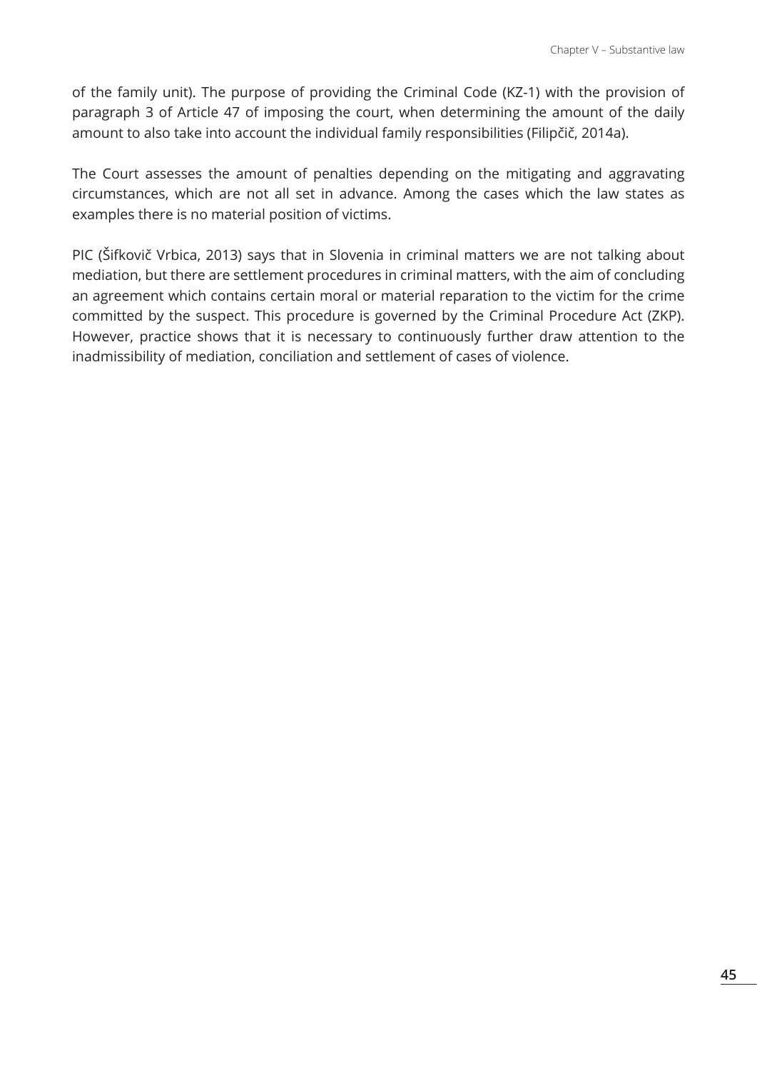of the family unit). The purpose of providing the Criminal Code (KZ-1) with the provision of paragraph 3 of Article 47 of imposing the court, when determining the amount of the daily amount to also take into account the individual family responsibilities (Filipčič, 2014a).

The Court assesses the amount of penalties depending on the mitigating and aggravating circumstances, which are not all set in advance. Among the cases which the law states as examples there is no material position of victims.

PIC (Šifkovič Vrbica, 2013) says that in Slovenia in criminal matters we are not talking about mediation, but there are settlement procedures in criminal matters, with the aim of concluding an agreement which contains certain moral or material reparation to the victim for the crime committed by the suspect. This procedure is governed by the Criminal Procedure Act (ZKP). However, practice shows that it is necessary to continuously further draw attention to the inadmissibility of mediation, conciliation and settlement of cases of violence.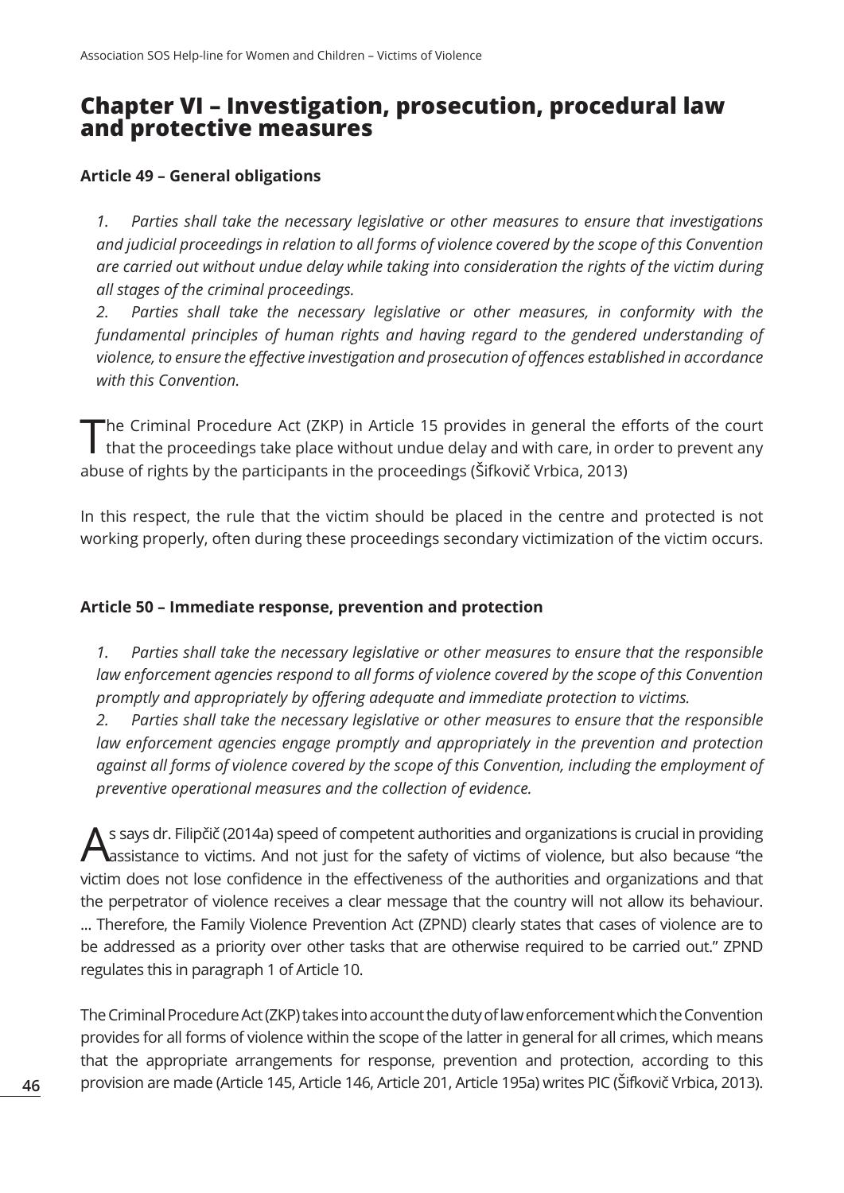# Chapter VI – Investigation, prosecution, procedural law and protective measures

**Article 49 – General obligations**

*1. Parties shall take the necessary legislative or other measures to ensure that investigations and judicial proceedings in relation to all forms of violence covered by the scope of this Convention are carried out without undue delay while taking into consideration the rights of the victim during all stages of the criminal proceedings.*

*2. Parties shall take the necessary legislative or other measures, in conformity with the fundamental principles of human rights and having regard to the gendered understanding of violence, to ensure the effective investigation and prosecution of offences established in accordance with this Convention.*

The Criminal Procedure Act (ZKP) in Article 15 provides in general the efforts of the court that the proceedings take place without undue delay and with care, in order to prevent any abuse of rights by the participants in the proceedings (Šifkovič Vrbica, 2013)

In this respect, the rule that the victim should be placed in the centre and protected is not working properly, often during these proceedings secondary victimization of the victim occurs.

**Article 50 – Immediate response, prevention and protection**

*1. Parties shall take the necessary legislative or other measures to ensure that the responsible law enforcement agencies respond to all forms of violence covered by the scope of this Convention promptly and appropriately by offering adequate and immediate protection to victims.*

*2. Parties shall take the necessary legislative or other measures to ensure that the responsible law enforcement agencies engage promptly and appropriately in the prevention and protection against all forms of violence covered by the scope of this Convention, including the employment of preventive operational measures and the collection of evidence.*

As says dr. Filipčič (2014a) speed of competent authorities and organizations is crucial in providing assistance to victims. And not just for the safety of victims of violence, but also because "the victim does not lose confidence in the effectiveness of the authorities and organizations and that the perpetrator of violence receives a clear message that the country will not allow its behaviour. ... Therefore, the Family Violence Prevention Act (ZPND) clearly states that cases of violence are to be addressed as a priority over other tasks that are otherwise required to be carried out." ZPND regulates this in paragraph 1 of Article 10.

The Criminal Procedure Act (ZKP) takes into account the duty of law enforcement which the Convention provides for all forms of violence within the scope of the latter in general for all crimes, which means that the appropriate arrangements for response, prevention and protection, according to this provision are made (Article 145, Article 146, Article 201, Article 195a) writes PIC (Šifkovič Vrbica, 2013).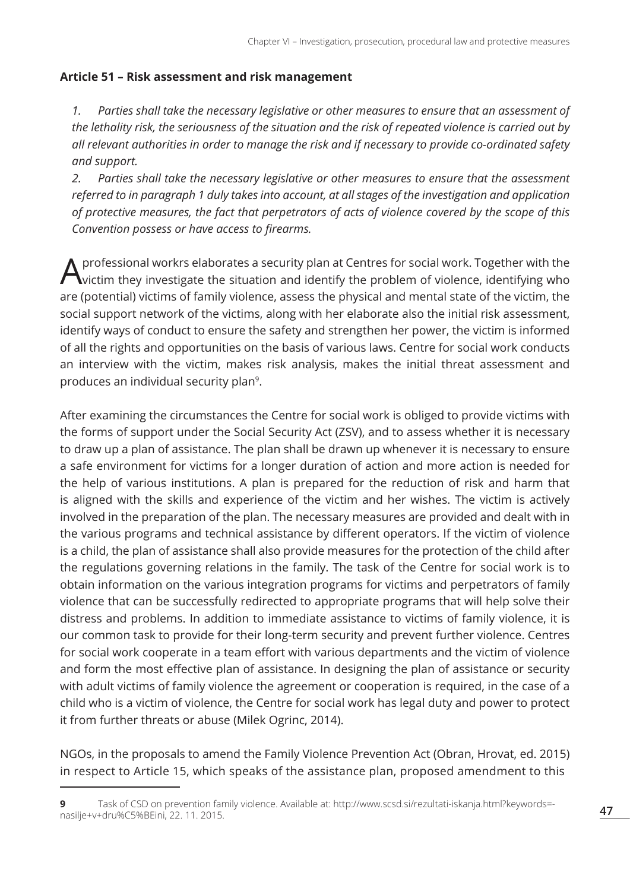### Article 51 – Risk assessment and risk management

*1. Parties shall take the necessary legislative or other measures to ensure that an assessment of the lethality risk, the seriousness of the situation and the risk of repeated violence is carried out by all relevant authorities in order to manage the risk and if necessary to provide co-ordinated safety and support.*

*2. Parties shall take the necessary legislative or other measures to ensure that the assessment referred to in paragraph 1 duly takes into account, at all stages of the investigation and application of protective measures, the fact that perpetrators of acts of violence covered by the scope of this Convention possess or have access to firearms.*

A professional workrs elaborates a security plan at Centres for social work. Together with the victim they investigate the situation and identify the problem of violence, identifying who are (potential) victims of family violence, assess the physical and mental state of the victim, the social support network of the victims, along with her elaborate also the initial risk assessment, identify ways of conduct to ensure the safety and strengthen her power, the victim is informed of all the rights and opportunities on the basis of various laws. Centre for social work conducts an interview with the victim, makes risk analysis, makes the initial threat assessment and produces an individual security plan[9].

After examining the circumstances the Centre for social work is obliged to provide victims with the forms of support under the Social Security Act (ZSV), and to assess whether it is necessary to draw up a plan of assistance. The plan shall be drawn up whenever it is necessary to ensure a safe environment for victims for a longer duration of action and more action is needed for the help of various institutions. A plan is prepared for the reduction of risk and harm that is aligned with the skills and experience of the victim and her wishes. The victim is actively involved in the preparation of the plan. The necessary measures are provided and dealt with in the various programs and technical assistance by different operators. If the victim of violence is a child, the plan of assistance shall also provide measures for the protection of the child after the regulations governing relations in the family. The task of the Centre for social work is to obtain information on the various integration programs for victims and perpetrators of family violence that can be successfully redirected to appropriate programs that will help solve their distress and problems. In addition to immediate assistance to victims of family violence, it is our common task to provide for their long-term security and prevent further violence. Centres for social work cooperate in a team effort with various departments and the victim of violence and form the most effective plan of assistance. In designing the plan of assistance or security with adult victims of family violence the agreement or cooperation is required, in the case of a child who is a victim of violence, the Centre for social work has legal duty and power to protect it from further threats or abuse (Milek Ogrinc, 2014).

NGOs, in the proposals to amend the Family Violence Prevention Act (Obran, Hrovat, ed. 2015) in respect to Article 15, which speaks of the assistance plan, proposed amendment to this

---

**9** Task of CSD on prevention family violence. Available at: http://www.scsd.si/rezultati-iskanja.html?keywords=-nasilje+v+dru%C5%BEini, 22. 11. 2015.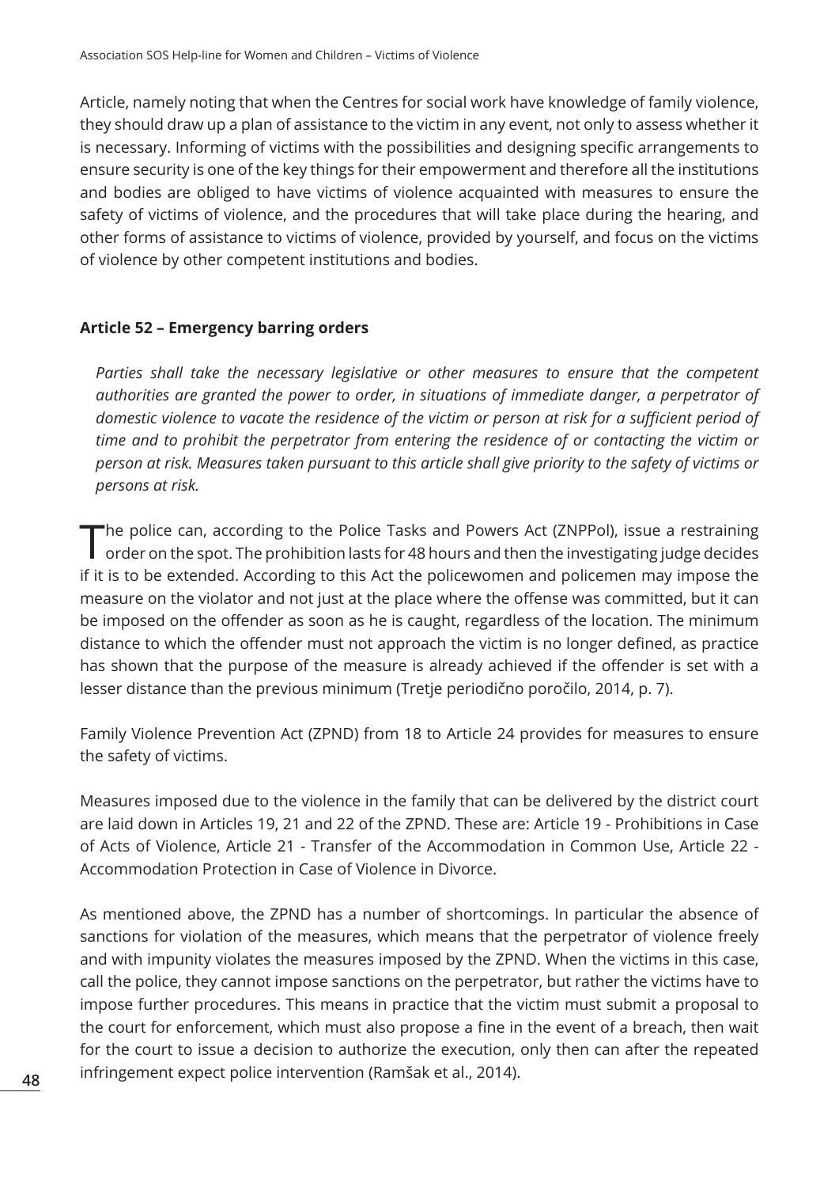Article, namely noting that when the Centres for social work have knowledge of family violence, they should draw up a plan of assistance to the victim in any event, not only to assess whether it is necessary. Informing of victims with the possibilities and designing specific arrangements to ensure security is one of the key things for their empowerment and therefore all the institutions and bodies are obliged to have victims of violence acquainted with measures to ensure the safety of victims of violence, and the procedures that will take place during the hearing, and other forms of assistance to victims of violence, provided by yourself, and focus on the victims of violence by other competent institutions and bodies.

### Article 52 – Emergency barring orders

*Parties shall take the necessary legislative or other measures to ensure that the competent authorities are granted the power to order, in situations of immediate danger, a perpetrator of domestic violence to vacate the residence of the victim or person at risk for a sufficient period of time and to prohibit the perpetrator from entering the residence of or contacting the victim or person at risk. Measures taken pursuant to this article shall give priority to the safety of victims or persons at risk.*

The police can, according to the Police Tasks and Powers Act (ZNPPol), issue a restraining order on the spot. The prohibition lasts for 48 hours and then the investigating judge decides if it is to be extended. According to this Act the policewomen and policemen may impose the measure on the violator and not just at the place where the offense was committed, but it can be imposed on the offender as soon as he is caught, regardless of the location. The minimum distance to which the offender must not approach the victim is no longer defined, as practice has shown that the purpose of the measure is already achieved if the offender is set with a lesser distance than the previous minimum (Tretje periodično poročilo, 2014, p. 7).

Family Violence Prevention Act (ZPND) from 18 to Article 24 provides for measures to ensure the safety of victims.

Measures imposed due to the violence in the family that can be delivered by the district court are laid down in Articles 19, 21 and 22 of the ZPND. These are: Article 19 - Prohibitions in Case of Acts of Violence, Article 21 - Transfer of the Accommodation in Common Use, Article 22 - Accommodation Protection in Case of Violence in Divorce.

As mentioned above, the ZPND has a number of shortcomings. In particular the absence of sanctions for violation of the measures, which means that the perpetrator of violence freely and with impunity violates the measures imposed by the ZPND. When the victims in this case, call the police, they cannot impose sanctions on the perpetrator, but rather the victims have to impose further procedures. This means in practice that the victim must submit a proposal to the court for enforcement, which must also propose a fine in the event of a breach, then wait for the court to issue a decision to authorize the execution, only then can after the repeated infringement expect police intervention (Ramšak et al., 2014).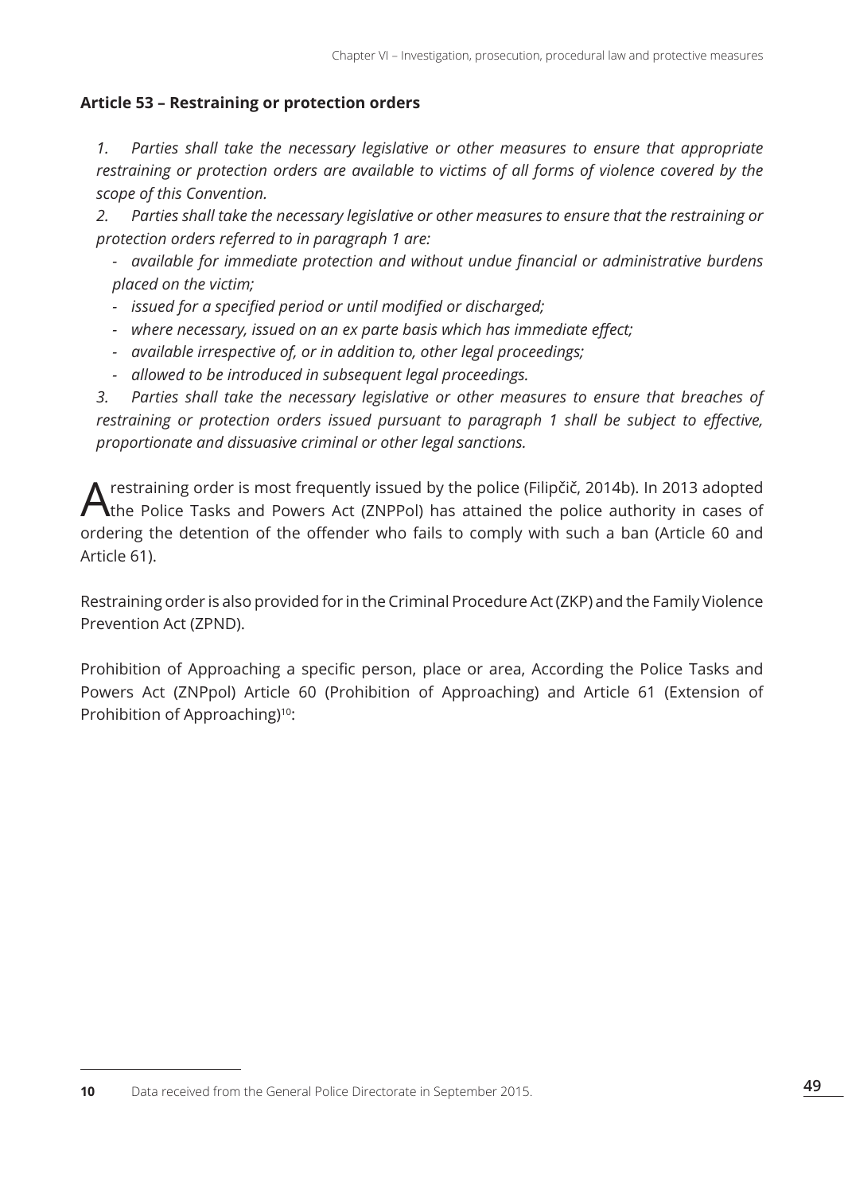### Article 53 – Restraining or protection orders

*1. Parties shall take the necessary legislative or other measures to ensure that appropriate restraining or protection orders are available to victims of all forms of violence covered by the scope of this Convention.*

*2. Parties shall take the necessary legislative or other measures to ensure that the restraining or protection orders referred to in paragraph 1 are:*

- *available for immediate protection and without undue financial or administrative burdens placed on the victim;*
- *issued for a specified period or until modified or discharged;*
- *where necessary, issued on an ex parte basis which has immediate effect;*
- *available irrespective of, or in addition to, other legal proceedings;*
- *allowed to be introduced in subsequent legal proceedings.*

*3. Parties shall take the necessary legislative or other measures to ensure that breaches of restraining or protection orders issued pursuant to paragraph 1 shall be subject to effective, proportionate and dissuasive criminal or other legal sanctions.*

A restraining order is most frequently issued by the police (Filipčič, 2014b). In 2013 adopted the Police Tasks and Powers Act (ZNPPol) has attained the police authority in cases of ordering the detention of the offender who fails to comply with such a ban (Article 60 and Article 61).

Restraining order is also provided for in the Criminal Procedure Act (ZKP) and the Family Violence Prevention Act (ZPND).

Prohibition of Approaching a specific person, place or area, According the Police Tasks and Powers Act (ZNPpol) Article 60 (Prohibition of Approaching) and Article 61 (Extension of Prohibition of Approaching)[10]:

[10] Data received from the General Police Directorate in September 2015.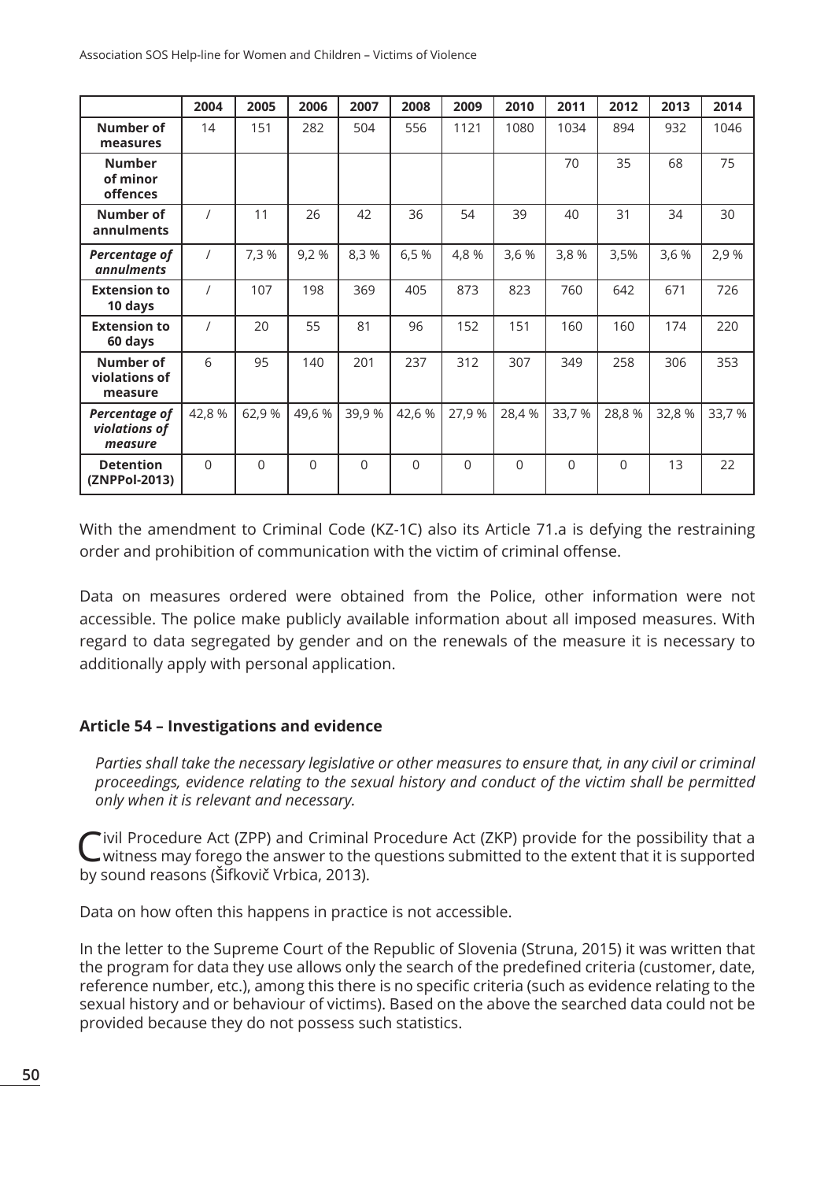| | 2004 | 2005 | 2006 | 2007 | 2008 | 2009 | 2010 | 2011 | 2012 | 2013 | 2014 |
|---|---|---|---|---|---|---|---|---|---|---|---|
| **Number of measures** | 14 | 151 | 282 | 504 | 556 | 1121 | 1080 | 1034 | 894 | 932 | 1046 |
| **Number of minor offences** | | | | | | | | 70 | 35 | 68 | 75 |
| **Number of annulments** | / | 11 | 26 | 42 | 36 | 54 | 39 | 40 | 31 | 34 | 30 |
| ***Percentage of annulments*** | / | 7,3 % | 9,2 % | 8,3 % | 6,5 % | 4,8 % | 3,6 % | 3,8 % | 3,5% | 3,6 % | 2,9 % |
| **Extension to 10 days** | / | 107 | 198 | 369 | 405 | 873 | 823 | 760 | 642 | 671 | 726 |
| **Extension to 60 days** | / | 20 | 55 | 81 | 96 | 152 | 151 | 160 | 160 | 174 | 220 |
| **Number of violations of measure** | 6 | 95 | 140 | 201 | 237 | 312 | 307 | 349 | 258 | 306 | 353 |
| ***Percentage of violations of measure*** | 42,8 % | 62,9 % | 49,6 % | 39,9 % | 42,6 % | 27,9 % | 28,4 % | 33,7 % | 28,8 % | 32,8 % | 33,7 % |
| **Detention (ZNPPol-2013)** | 0 | 0 | 0 | 0 | 0 | 0 | 0 | 0 | 0 | 13 | 22 |

With the amendment to Criminal Code (KZ-1C) also its Article 71.a is defying the restraining order and prohibition of communication with the victim of criminal offense.

Data on measures ordered were obtained from the Police, other information were not accessible. The police make publicly available information about all imposed measures. With regard to data segregated by gender and on the renewals of the measure it is necessary to additionally apply with personal application.

### Article 54 – Investigations and evidence

*Parties shall take the necessary legislative or other measures to ensure that, in any civil or criminal proceedings, evidence relating to the sexual history and conduct of the victim shall be permitted only when it is relevant and necessary.*

Civil Procedure Act (ZPP) and Criminal Procedure Act (ZKP) provide for the possibility that a witness may forego the answer to the questions submitted to the extent that it is supported by sound reasons (Šifkovič Vrbica, 2013).

Data on how often this happens in practice is not accessible.

In the letter to the Supreme Court of the Republic of Slovenia (Struna, 2015) it was written that the program for data they use allows only the search of the predefined criteria (customer, date, reference number, etc.), among this there is no specific criteria (such as evidence relating to the sexual history and or behaviour of victims). Based on the above the searched data could not be provided because they do not possess such statistics.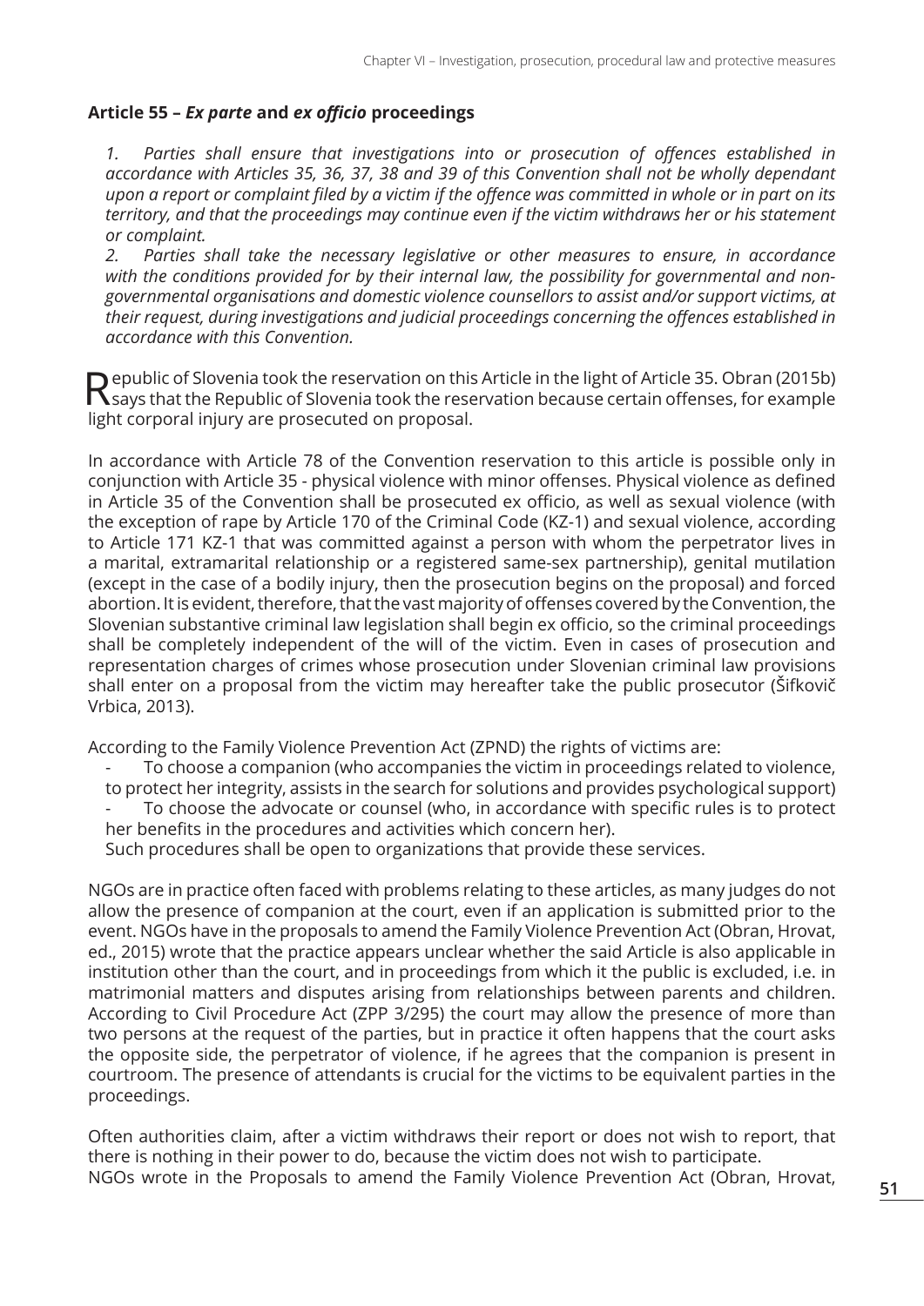### Article 55 – *Ex parte* and *ex officio* proceedings

*1. Parties shall ensure that investigations into or prosecution of offences established in accordance with Articles 35, 36, 37, 38 and 39 of this Convention shall not be wholly dependant upon a report or complaint filed by a victim if the offence was committed in whole or in part on its territory, and that the proceedings may continue even if the victim withdraws her or his statement or complaint.*
*2. Parties shall take the necessary legislative or other measures to ensure, in accordance with the conditions provided for by their internal law, the possibility for governmental and non-governmental organisations and domestic violence counsellors to assist and/or support victims, at their request, during investigations and judicial proceedings concerning the offences established in accordance with this Convention.*

Republic of Slovenia took the reservation on this Article in the light of Article 35. Obran (2015b) says that the Republic of Slovenia took the reservation because certain offenses, for example light corporal injury are prosecuted on proposal.

In accordance with Article 78 of the Convention reservation to this article is possible only in conjunction with Article 35 - physical violence with minor offenses. Physical violence as defined in Article 35 of the Convention shall be prosecuted ex officio, as well as sexual violence (with the exception of rape by Article 170 of the Criminal Code (KZ-1) and sexual violence, according to Article 171 KZ-1 that was committed against a person with whom the perpetrator lives in a marital, extramarital relationship or a registered same-sex partnership), genital mutilation (except in the case of a bodily injury, then the prosecution begins on the proposal) and forced abortion. It is evident, therefore, that the vast majority of offenses covered by the Convention, the Slovenian substantive criminal law legislation shall begin ex officio, so the criminal proceedings shall be completely independent of the will of the victim. Even in cases of prosecution and representation charges of crimes whose prosecution under Slovenian criminal law provisions shall enter on a proposal from the victim may hereafter take the public prosecutor (Šifkovič Vrbica, 2013).

According to the Family Violence Prevention Act (ZPND) the rights of victims are:

- To choose a companion (who accompanies the victim in proceedings related to violence, to protect her integrity, assists in the search for solutions and provides psychological support)
- To choose the advocate or counsel (who, in accordance with specific rules is to protect her benefits in the procedures and activities which concern her).

Such procedures shall be open to organizations that provide these services.

NGOs are in practice often faced with problems relating to these articles, as many judges do not allow the presence of companion at the court, even if an application is submitted prior to the event. NGOs have in the proposals to amend the Family Violence Prevention Act (Obran, Hrovat, ed., 2015) wrote that the practice appears unclear whether the said Article is also applicable in institution other than the court, and in proceedings from which it the public is excluded, i.e. in matrimonial matters and disputes arising from relationships between parents and children. According to Civil Procedure Act (ZPP 3/295) the court may allow the presence of more than two persons at the request of the parties, but in practice it often happens that the court asks the opposite side, the perpetrator of violence, if he agrees that the companion is present in courtroom. The presence of attendants is crucial for the victims to be equivalent parties in the proceedings.

Often authorities claim, after a victim withdraws their report or does not wish to report, that there is nothing in their power to do, because the victim does not wish to participate.
NGOs wrote in the Proposals to amend the Family Violence Prevention Act (Obran, Hrovat,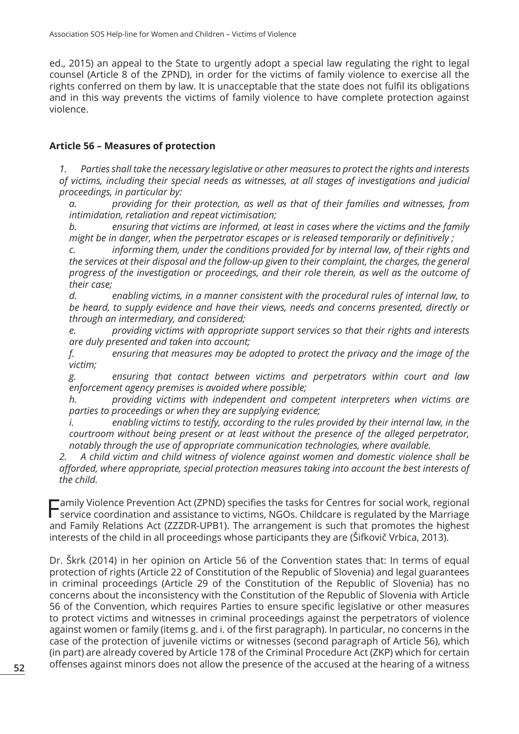ed., 2015) an appeal to the State to urgently adopt a special law regulating the right to legal counsel (Article 8 of the ZPND), in order for the victims of family violence to exercise all the rights conferred on them by law. It is unacceptable that the state does not fulfil its obligations and in this way prevents the victims of family violence to have complete protection against violence.

### Article 56 – Measures of protection

*1. Parties shall take the necessary legislative or other measures to protect the rights and interests of victims, including their special needs as witnesses, at all stages of investigations and judicial proceedings, in particular by:*

*a. providing for their protection, as well as that of their families and witnesses, from intimidation, retaliation and repeat victimisation;*

*b. ensuring that victims are informed, at least in cases where the victims and the family might be in danger, when the perpetrator escapes or is released temporarily or definitively ;*

*c. informing them, under the conditions provided for by internal law, of their rights and the services at their disposal and the follow-up given to their complaint, the charges, the general progress of the investigation or proceedings, and their role therein, as well as the outcome of their case;*

*d. enabling victims, in a manner consistent with the procedural rules of internal law, to be heard, to supply evidence and have their views, needs and concerns presented, directly or through an intermediary, and considered;*

*e. providing victims with appropriate support services so that their rights and interests are duly presented and taken into account;*

*f. ensuring that measures may be adopted to protect the privacy and the image of the victim;*

*g. ensuring that contact between victims and perpetrators within court and law enforcement agency premises is avoided where possible;*

*h. providing victims with independent and competent interpreters when victims are parties to proceedings or when they are supplying evidence;*

*i. enabling victims to testify, according to the rules provided by their internal law, in the courtroom without being present or at least without the presence of the alleged perpetrator, notably through the use of appropriate communication technologies, where available.*

*2. A child victim and child witness of violence against women and domestic violence shall be afforded, where appropriate, special protection measures taking into account the best interests of the child.*

Family Violence Prevention Act (ZPND) specifies the tasks for Centres for social work, regional service coordination and assistance to victims, NGOs. Childcare is regulated by the Marriage and Family Relations Act (ZZZDR-UPB1). The arrangement is such that promotes the highest interests of the child in all proceedings whose participants they are (Šifkovič Vrbica, 2013).

Dr. Škrk (2014) in her opinion on Article 56 of the Convention states that: In terms of equal protection of rights (Article 22 of Constitution of the Republic of Slovenia) and legal guarantees in criminal proceedings (Article 29 of the Constitution of the Republic of Slovenia) has no concerns about the inconsistency with the Constitution of the Republic of Slovenia with Article 56 of the Convention, which requires Parties to ensure specific legislative or other measures to protect victims and witnesses in criminal proceedings against the perpetrators of violence against women or family (items g. and i. of the first paragraph). In particular, no concerns in the case of the protection of juvenile victims or witnesses (second paragraph of Article 56), which (in part) are already covered by Article 178 of the Criminal Procedure Act (ZKP) which for certain offenses against minors does not allow the presence of the accused at the hearing of a witness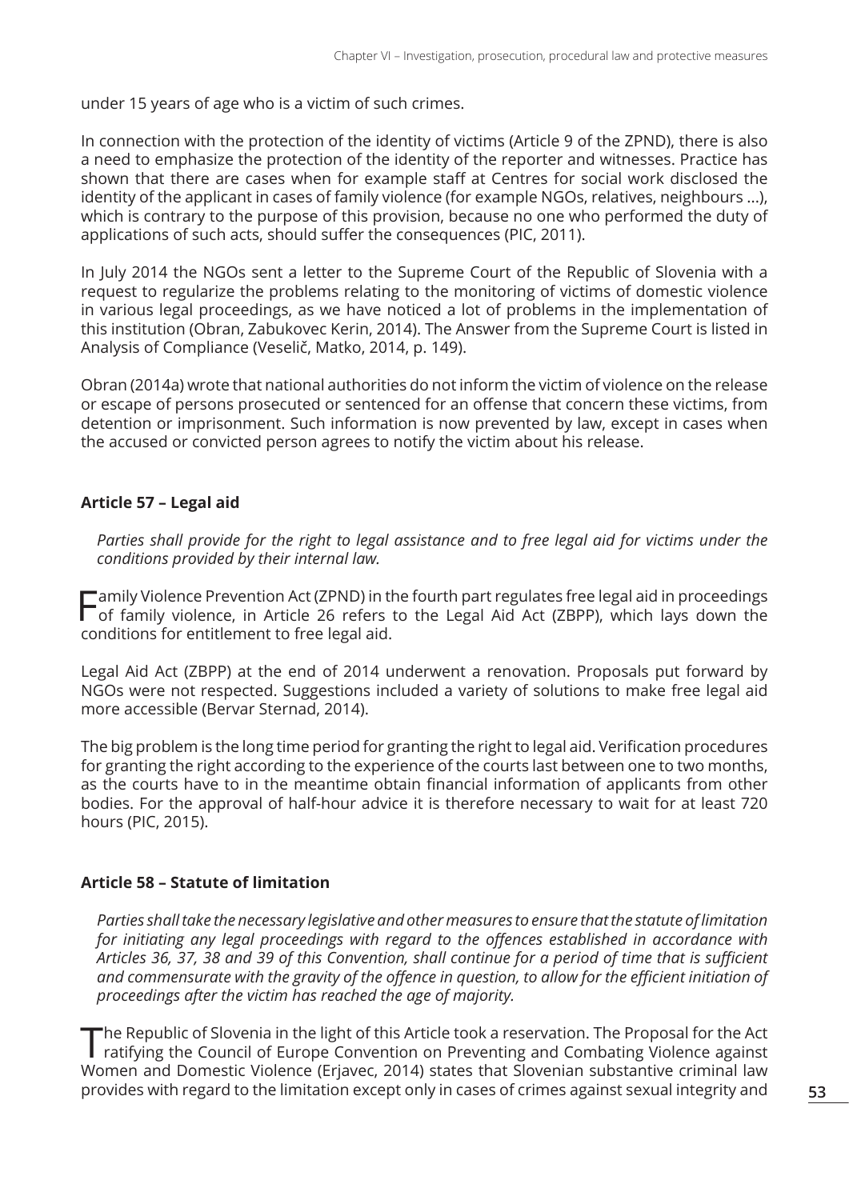under 15 years of age who is a victim of such crimes.

In connection with the protection of the identity of victims (Article 9 of the ZPND), there is also a need to emphasize the protection of the identity of the reporter and witnesses. Practice has shown that there are cases when for example staff at Centres for social work disclosed the identity of the applicant in cases of family violence (for example NGOs, relatives, neighbours ...), which is contrary to the purpose of this provision, because no one who performed the duty of applications of such acts, should suffer the consequences (PIC, 2011).

In July 2014 the NGOs sent a letter to the Supreme Court of the Republic of Slovenia with a request to regularize the problems relating to the monitoring of victims of domestic violence in various legal proceedings, as we have noticed a lot of problems in the implementation of this institution (Obran, Zabukovec Kerin, 2014). The Answer from the Supreme Court is listed in Analysis of Compliance (Veselič, Matko, 2014, p. 149).

Obran (2014a) wrote that national authorities do not inform the victim of violence on the release or escape of persons prosecuted or sentenced for an offense that concern these victims, from detention or imprisonment. Such information is now prevented by law, except in cases when the accused or convicted person agrees to notify the victim about his release.

### Article 57 – Legal aid

*Parties shall provide for the right to legal assistance and to free legal aid for victims under the conditions provided by their internal law.*

Family Violence Prevention Act (ZPND) in the fourth part regulates free legal aid in proceedings of family violence, in Article 26 refers to the Legal Aid Act (ZBPP), which lays down the conditions for entitlement to free legal aid.

Legal Aid Act (ZBPP) at the end of 2014 underwent a renovation. Proposals put forward by NGOs were not respected. Suggestions included a variety of solutions to make free legal aid more accessible (Bervar Sternad, 2014).

The big problem is the long time period for granting the right to legal aid. Verification procedures for granting the right according to the experience of the courts last between one to two months, as the courts have to in the meantime obtain financial information of applicants from other bodies. For the approval of half-hour advice it is therefore necessary to wait for at least 720 hours (PIC, 2015).

### Article 58 – Statute of limitation

*Parties shall take the necessary legislative and other measures to ensure that the statute of limitation for initiating any legal proceedings with regard to the offences established in accordance with Articles 36, 37, 38 and 39 of this Convention, shall continue for a period of time that is sufficient and commensurate with the gravity of the offence in question, to allow for the efficient initiation of proceedings after the victim has reached the age of majority.*

The Republic of Slovenia in the light of this Article took a reservation. The Proposal for the Act ratifying the Council of Europe Convention on Preventing and Combating Violence against Women and Domestic Violence (Erjavec, 2014) states that Slovenian substantive criminal law provides with regard to the limitation except only in cases of crimes against sexual integrity and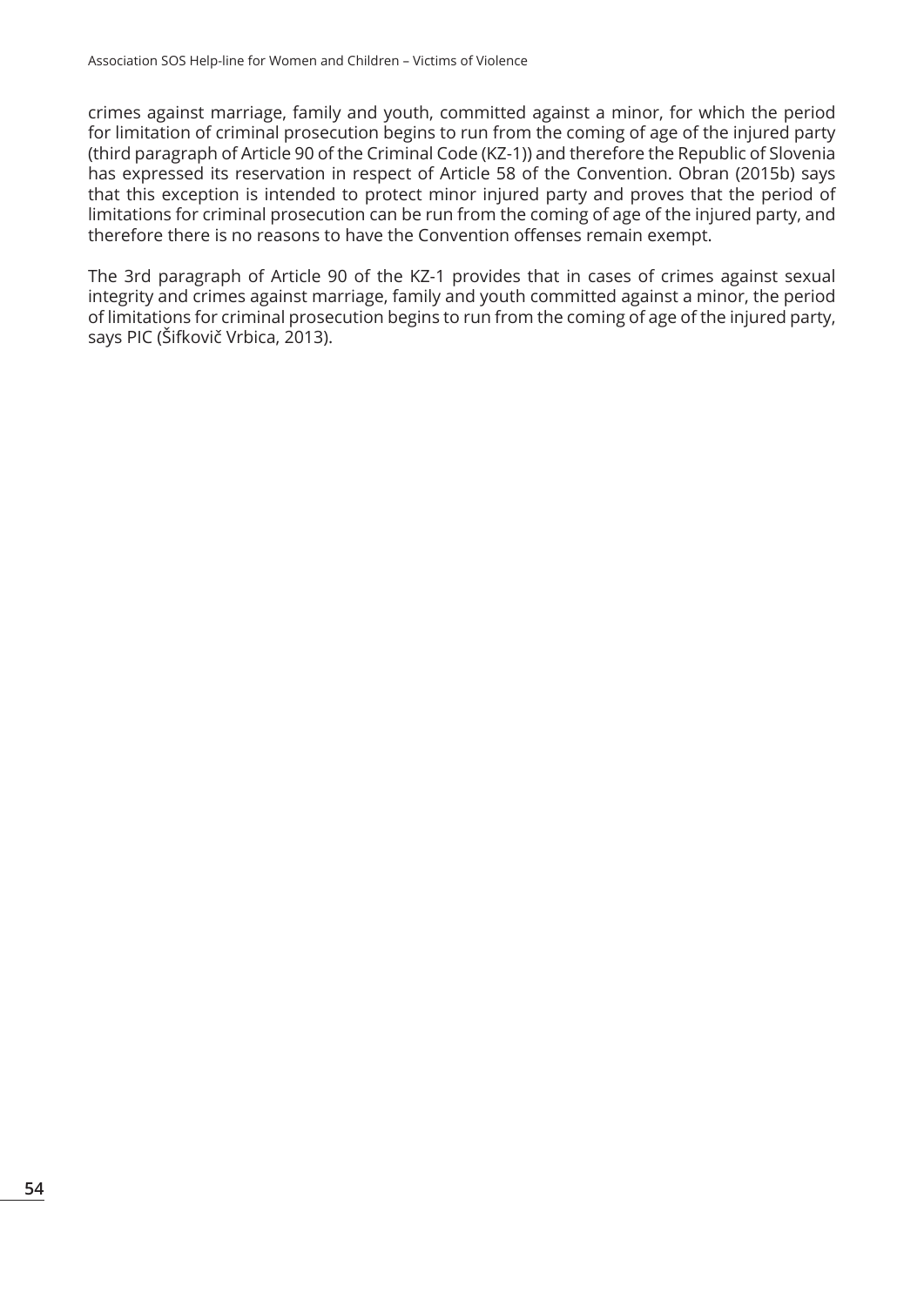crimes against marriage, family and youth, committed against a minor, for which the period for limitation of criminal prosecution begins to run from the coming of age of the injured party (third paragraph of Article 90 of the Criminal Code (KZ-1)) and therefore the Republic of Slovenia has expressed its reservation in respect of Article 58 of the Convention. Obran (2015b) says that this exception is intended to protect minor injured party and proves that the period of limitations for criminal prosecution can be run from the coming of age of the injured party, and therefore there is no reasons to have the Convention offenses remain exempt.

The 3rd paragraph of Article 90 of the KZ-1 provides that in cases of crimes against sexual integrity and crimes against marriage, family and youth committed against a minor, the period of limitations for criminal prosecution begins to run from the coming of age of the injured party, says PIC (Šifkovič Vrbica, 2013).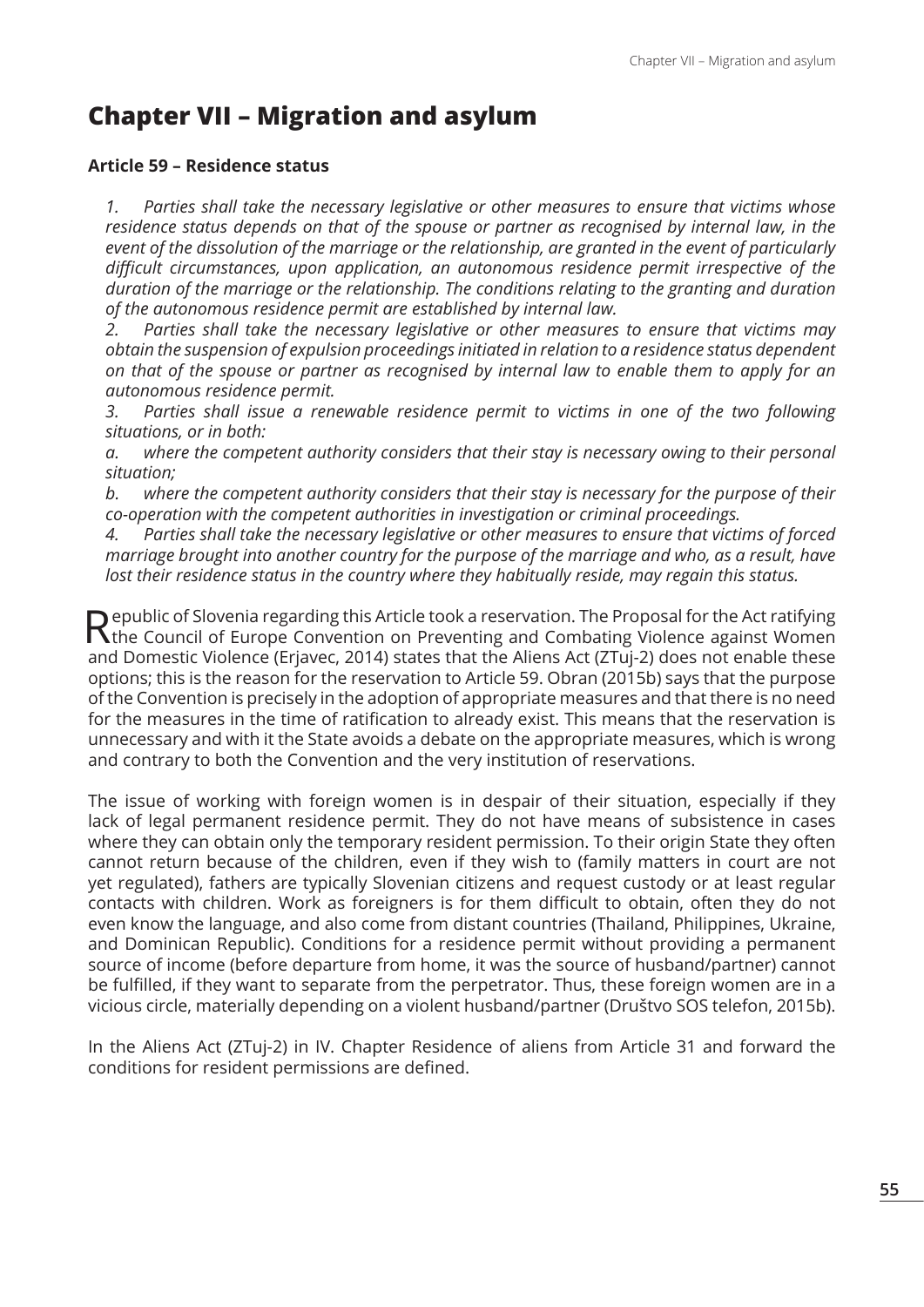# Chapter VII – Migration and asylum

**Article 59 – Residence status**

*1. Parties shall take the necessary legislative or other measures to ensure that victims whose residence status depends on that of the spouse or partner as recognised by internal law, in the event of the dissolution of the marriage or the relationship, are granted in the event of particularly difficult circumstances, upon application, an autonomous residence permit irrespective of the duration of the marriage or the relationship. The conditions relating to the granting and duration of the autonomous residence permit are established by internal law.*

*2. Parties shall take the necessary legislative or other measures to ensure that victims may obtain the suspension of expulsion proceedings initiated in relation to a residence status dependent on that of the spouse or partner as recognised by internal law to enable them to apply for an autonomous residence permit.*

*3. Parties shall issue a renewable residence permit to victims in one of the two following situations, or in both:*

*a. where the competent authority considers that their stay is necessary owing to their personal situation;*

*b. where the competent authority considers that their stay is necessary for the purpose of their co-operation with the competent authorities in investigation or criminal proceedings.*

*4. Parties shall take the necessary legislative or other measures to ensure that victims of forced marriage brought into another country for the purpose of the marriage and who, as a result, have lost their residence status in the country where they habitually reside, may regain this status.*

Republic of Slovenia regarding this Article took a reservation. The Proposal for the Act ratifying the Council of Europe Convention on Preventing and Combating Violence against Women and Domestic Violence (Erjavec, 2014) states that the Aliens Act (ZTuj-2) does not enable these options; this is the reason for the reservation to Article 59. Obran (2015b) says that the purpose of the Convention is precisely in the adoption of appropriate measures and that there is no need for the measures in the time of ratification to already exist. This means that the reservation is unnecessary and with it the State avoids a debate on the appropriate measures, which is wrong and contrary to both the Convention and the very institution of reservations.

The issue of working with foreign women is in despair of their situation, especially if they lack of legal permanent residence permit. They do not have means of subsistence in cases where they can obtain only the temporary resident permission. To their origin State they often cannot return because of the children, even if they wish to (family matters in court are not yet regulated), fathers are typically Slovenian citizens and request custody or at least regular contacts with children. Work as foreigners is for them difficult to obtain, often they do not even know the language, and also come from distant countries (Thailand, Philippines, Ukraine, and Dominican Republic). Conditions for a residence permit without providing a permanent source of income (before departure from home, it was the source of husband/partner) cannot be fulfilled, if they want to separate from the perpetrator. Thus, these foreign women are in a vicious circle, materially depending on a violent husband/partner (Društvo SOS telefon, 2015b).

In the Aliens Act (ZTuj-2) in IV. Chapter Residence of aliens from Article 31 and forward the conditions for resident permissions are defined.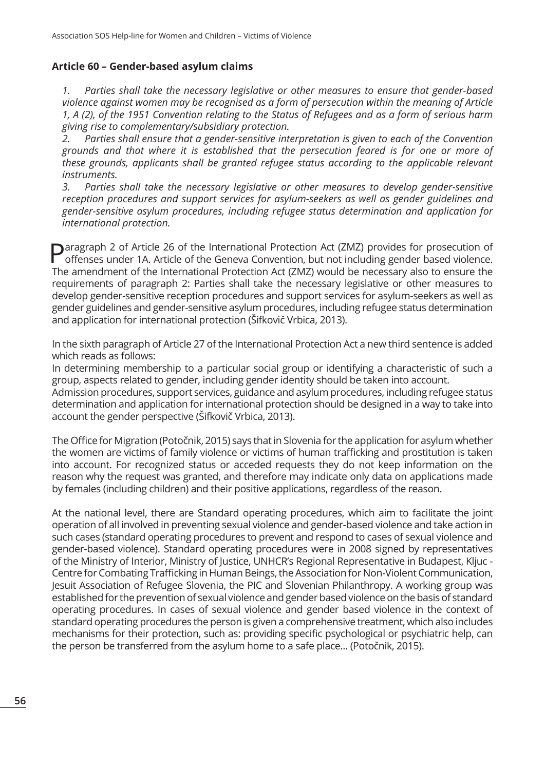**Article 60 – Gender-based asylum claims**

*1. Parties shall take the necessary legislative or other measures to ensure that gender-based violence against women may be recognised as a form of persecution within the meaning of Article 1, A (2), of the 1951 Convention relating to the Status of Refugees and as a form of serious harm giving rise to complementary/subsidiary protection.*
*2. Parties shall ensure that a gender-sensitive interpretation is given to each of the Convention grounds and that where it is established that the persecution feared is for one or more of these grounds, applicants shall be granted refugee status according to the applicable relevant instruments.*
*3. Parties shall take the necessary legislative or other measures to develop gender-sensitive reception procedures and support services for asylum-seekers as well as gender guidelines and gender-sensitive asylum procedures, including refugee status determination and application for international protection.*

Paragraph 2 of Article 26 of the International Protection Act (ZMZ) provides for prosecution of offenses under 1A. Article of the Geneva Convention, but not including gender based violence. The amendment of the International Protection Act (ZMZ) would be necessary also to ensure the requirements of paragraph 2: Parties shall take the necessary legislative or other measures to develop gender-sensitive reception procedures and support services for asylum-seekers as well as gender guidelines and gender-sensitive asylum procedures, including refugee status determination and application for international protection (Šifkovič Vrbica, 2013).

In the sixth paragraph of Article 27 of the International Protection Act a new third sentence is added which reads as follows:
In determining membership to a particular social group or identifying a characteristic of such a group, aspects related to gender, including gender identity should be taken into account.
Admission procedures, support services, guidance and asylum procedures, including refugee status determination and application for international protection should be designed in a way to take into account the gender perspective (Šifkovič Vrbica, 2013).

The Office for Migration (Potočnik, 2015) says that in Slovenia for the application for asylum whether the women are victims of family violence or victims of human trafficking and prostitution is taken into account. For recognized status or acceded requests they do not keep information on the reason why the request was granted, and therefore may indicate only data on applications made by females (including children) and their positive applications, regardless of the reason.

At the national level, there are Standard operating procedures, which aim to facilitate the joint operation of all involved in preventing sexual violence and gender-based violence and take action in such cases (standard operating procedures to prevent and respond to cases of sexual violence and gender-based violence). Standard operating procedures were in 2008 signed by representatives of the Ministry of Interior, Ministry of Justice, UNHCR's Regional Representative in Budapest, Kljuc - Centre for Combating Trafficking in Human Beings, the Association for Non-Violent Communication, Jesuit Association of Refugee Slovenia, the PIC and Slovenian Philanthropy. A working group was established for the prevention of sexual violence and gender based violence on the basis of standard operating procedures. In cases of sexual violence and gender based violence in the context of standard operating procedures the person is given a comprehensive treatment, which also includes mechanisms for their protection, such as: providing specific psychological or psychiatric help, can the person be transferred from the asylum home to a safe place... (Potočnik, 2015).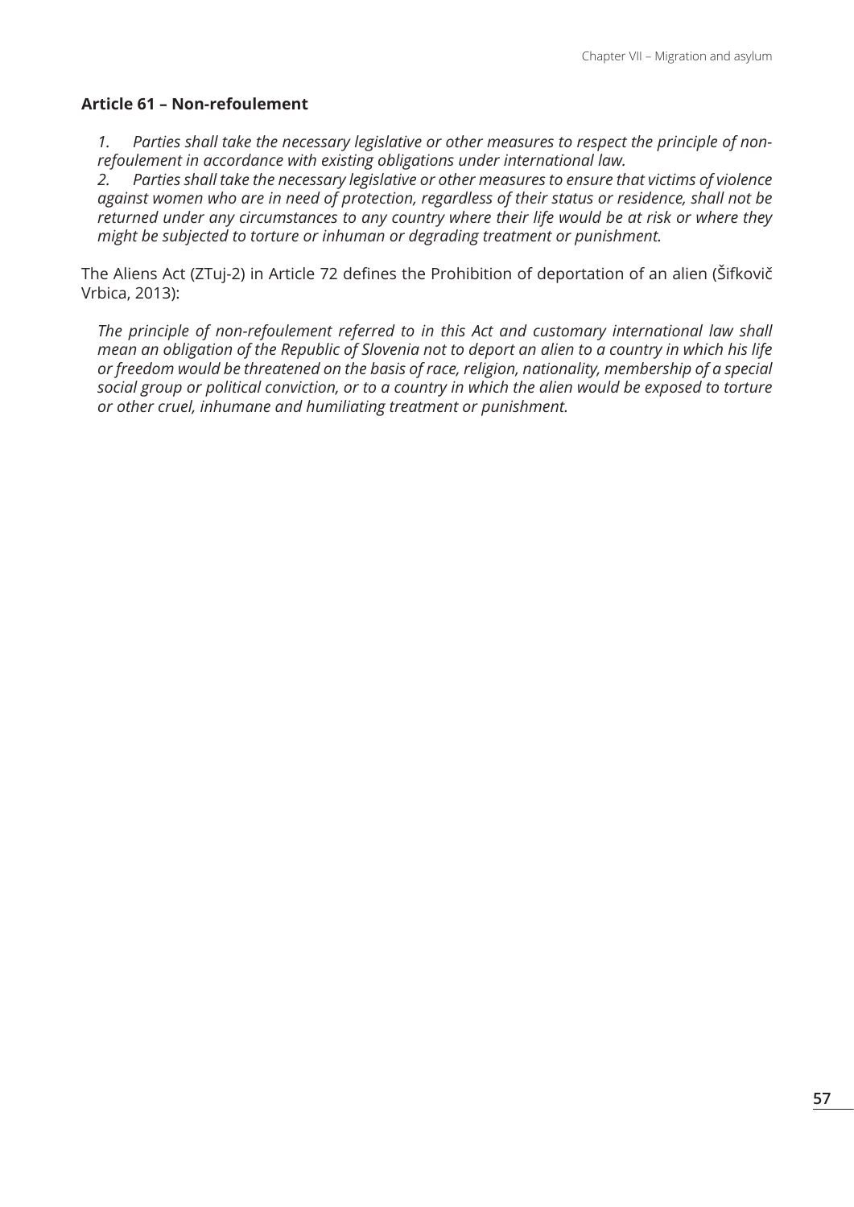**Article 61 – Non-refoulement**

> *1. Parties shall take the necessary legislative or other measures to respect the principle of non-refoulement in accordance with existing obligations under international law.*
> *2. Parties shall take the necessary legislative or other measures to ensure that victims of violence against women who are in need of protection, regardless of their status or residence, shall not be returned under any circumstances to any country where their life would be at risk or where they might be subjected to torture or inhuman or degrading treatment or punishment.*

The Aliens Act (ZTuj-2) in Article 72 defines the Prohibition of deportation of an alien (Šifkovič Vrbica, 2013):

> *The principle of non-refoulement referred to in this Act and customary international law shall mean an obligation of the Republic of Slovenia not to deport an alien to a country in which his life or freedom would be threatened on the basis of race, religion, nationality, membership of a special social group or political conviction, or to a country in which the alien would be exposed to torture or other cruel, inhumane and humiliating treatment or punishment.*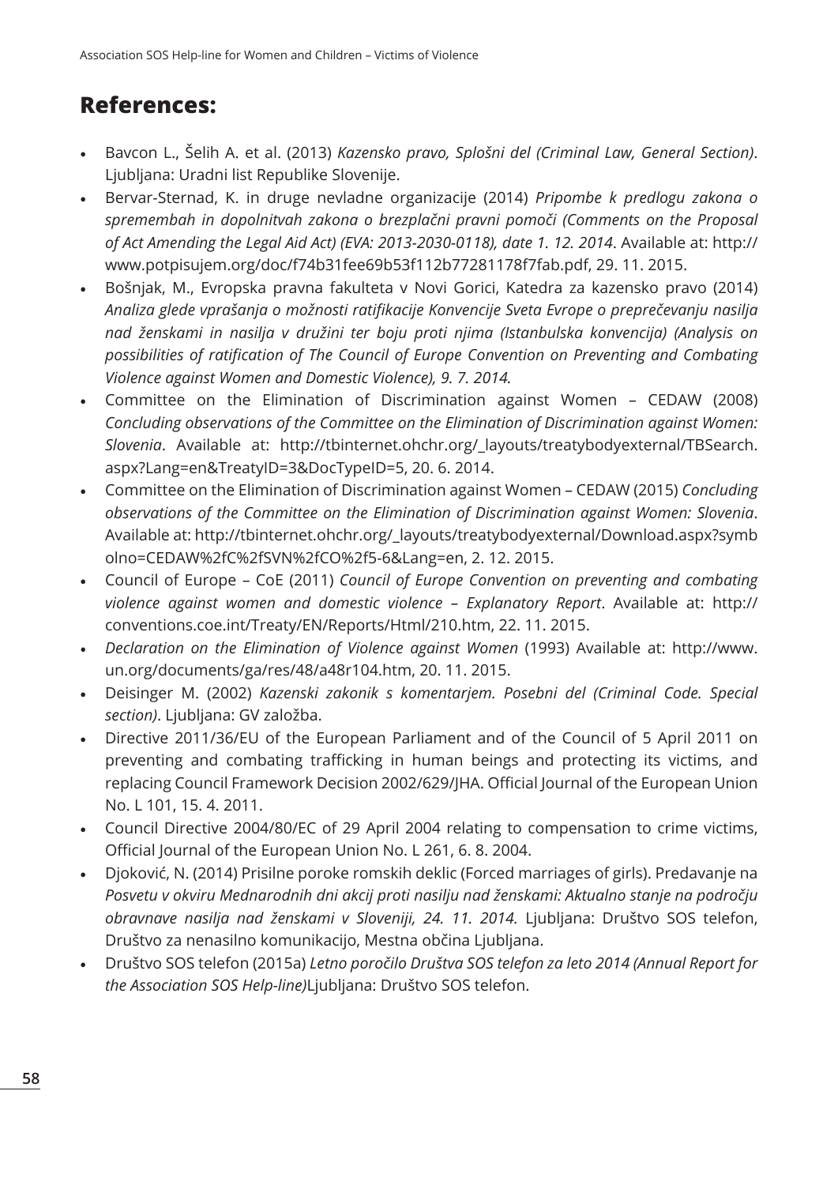## References:

- Bavcon L., Šelih A. et al. (2013) *Kazensko pravo, Splošni del (Criminal Law, General Section)*. Ljubljana: Uradni list Republike Slovenije.
- Bervar-Sternad, K. in druge nevladne organizacije (2014) *Pripombe k predlogu zakona o spremembah in dopolnitvah zakona o brezplačni pravni pomoči (Comments on the Proposal of Act Amending the Legal Aid Act) (EVA: 2013-2030-0118), date 1. 12. 2014*. Available at: http://www.potpisujem.org/doc/f74b31fee69b53f112b77281178f7fab.pdf, 29. 11. 2015.
- Bošnjak, M., Evropska pravna fakulteta v Novi Gorici, Katedra za kazensko pravo (2014) *Analiza glede vprašanja o možnosti ratifikacije Konvencije Sveta Evrope o preprečevanju nasilja nad ženskami in nasilja v družini ter boju proti njima (Istanbulska konvencija) (Analysis on possibilities of ratification of The Council of Europe Convention on Preventing and Combating Violence against Women and Domestic Violence), 9. 7. 2014.*
- Committee on the Elimination of Discrimination against Women – CEDAW (2008) *Concluding observations of the Committee on the Elimination of Discrimination against Women: Slovenia*. Available at: http://tbinternet.ohchr.org/_layouts/treatybodyexternal/TBSearch.aspx?Lang=en&TreatyID=3&DocTypeID=5, 20. 6. 2014.
- Committee on the Elimination of Discrimination against Women – CEDAW (2015) *Concluding observations of the Committee on the Elimination of Discrimination against Women: Slovenia*. Available at: http://tbinternet.ohchr.org/_layouts/treatybodyexternal/Download.aspx?symbolno=CEDAW%2fC%2fSVN%2fCO%2f5-6&Lang=en, 2. 12. 2015.
- Council of Europe – CoE (2011) *Council of Europe Convention on preventing and combating violence against women and domestic violence – Explanatory Report*. Available at: http://conventions.coe.int/Treaty/EN/Reports/Html/210.htm, 22. 11. 2015.
- *Declaration on the Elimination of Violence against Women* (1993) Available at: http://www.un.org/documents/ga/res/48/a48r104.htm, 20. 11. 2015.
- Deisinger M. (2002) *Kazenski zakonik s komentarjem. Posebni del (Criminal Code. Special section)*. Ljubljana: GV založba.
- Directive 2011/36/EU of the European Parliament and of the Council of 5 April 2011 on preventing and combating trafficking in human beings and protecting its victims, and replacing Council Framework Decision 2002/629/JHA. Official Journal of the European Union No. L 101, 15. 4. 2011.
- Council Directive 2004/80/EC of 29 April 2004 relating to compensation to crime victims, Official Journal of the European Union No. L 261, 6. 8. 2004.
- Djoković, N. (2014) Prisilne poroke romskih deklic (Forced marriages of girls). Predavanje na *Posvetu v okviru Mednarodnih dni akcij proti nasilju nad ženskami: Aktualno stanje na področju obravnave nasilja nad ženskami v Sloveniji, 24. 11. 2014.* Ljubljana: Društvo SOS telefon, Društvo za nenasilno komunikacijo, Mestna občina Ljubljana.
- Društvo SOS telefon (2015a) *Letno poročilo Društva SOS telefon za leto 2014 (Annual Report for the Association SOS Help-line)*Ljubljana: Društvo SOS telefon.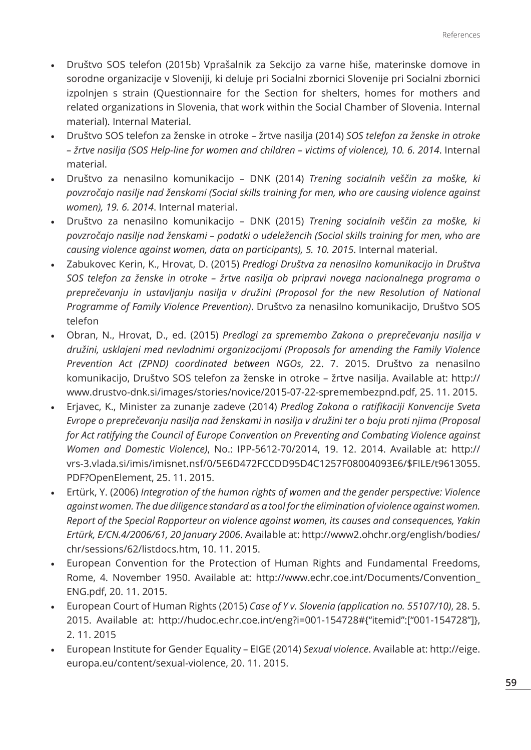- Društvo SOS telefon (2015b) Vprašalnik za Sekcijo za varne hiše, materinske domove in sorodne organizacije v Sloveniji, ki deluje pri Socialni zbornici Slovenije pri Socialni zbornici izpolnjen s strain (Questionnaire for the Section for shelters, homes for mothers and related organizations in Slovenia, that work within the Social Chamber of Slovenia. Internal material). Internal Material.
- Društvo SOS telefon za ženske in otroke – žrtve nasilja (2014) *SOS telefon za ženske in otroke – žrtve nasilja (SOS Help-line for women and children – victims of violence), 10. 6. 2014*. Internal material.
- Društvo za nenasilno komunikacijo – DNK (2014) *Trening socialnih veščin za moške, ki povzročajo nasilje nad ženskami (Social skills training for men, who are causing violence against women), 19. 6. 2014*. Internal material.
- Društvo za nenasilno komunikacijo – DNK (2015) *Trening socialnih veščin za moške, ki povzročajo nasilje nad ženskami – podatki o udeležencih (Social skills training for men, who are causing violence against women, data on participants), 5. 10. 2015*. Internal material.
- Zabukovec Kerin, K., Hrovat, D. (2015) *Predlogi Društva za nenasilno komunikacijo in Društva SOS telefon za ženske in otroke – žrtve nasilja ob pripravi novega nacionalnega programa o preprečevanju in ustavljanju nasilja v družini (Proposal for the new Resolution of National Programme of Family Violence Prevention)*. Društvo za nenasilno komunikacijo, Društvo SOS telefon
- Obran, N., Hrovat, D., ed. (2015) *Predlogi za spremembo Zakona o preprečevanju nasilja v družini, usklajeni med nevladnimi organizacijami (Proposals for amending the Family Violence Prevention Act (ZPND) coordinated between NGOs*, 22. 7. 2015. Društvo za nenasilno komunikacijo, Društvo SOS telefon za ženske in otroke – žrtve nasilja. Available at: http://www.drustvo-dnk.si/images/stories/novice/2015-07-22-spremembezpnd.pdf, 25. 11. 2015.
- Erjavec, K., Minister za zunanje zadeve (2014) *Predlog Zakona o ratifikaciji Konvencije Sveta Evrope o preprečevanju nasilja nad ženskami in nasilja v družini ter o boju proti njima (Proposal for Act ratifying the Council of Europe Convention on Preventing and Combating Violence against Women and Domestic Violence)*, No.: IPP-5612-70/2014, 19. 12. 2014. Available at: http://vrs-3.vlada.si/imis/imisnet.nsf/0/5E6D472FCCDD95D4C1257F08004093E6/$FILE/t9613055.PDF?OpenElement, 25. 11. 2015.
- Ertürk, Y. (2006) *Integration of the human rights of women and the gender perspective: Violence against women. The due diligence standard as a tool for the elimination of violence against women. Report of the Special Rapporteur on violence against women, its causes and consequences, Yakin Ertürk, E/CN.4/2006/61, 20 January 2006*. Available at: http://www2.ohchr.org/english/bodies/chr/sessions/62/listdocs.htm, 10. 11. 2015.
- European Convention for the Protection of Human Rights and Fundamental Freedoms, Rome, 4. November 1950. Available at: http://www.echr.coe.int/Documents/Convention_ENG.pdf, 20. 11. 2015.
- European Court of Human Rights (2015) *Case of Y v. Slovenia (application no. 55107/10)*, 28. 5. 2015. Available at: http://hudoc.echr.coe.int/eng?i=001-154728#{"itemid":["001-154728"]}, 2. 11. 2015
- European Institute for Gender Equality – EIGE (2014) *Sexual violence*. Available at: http://eige.europa.eu/content/sexual-violence, 20. 11. 2015.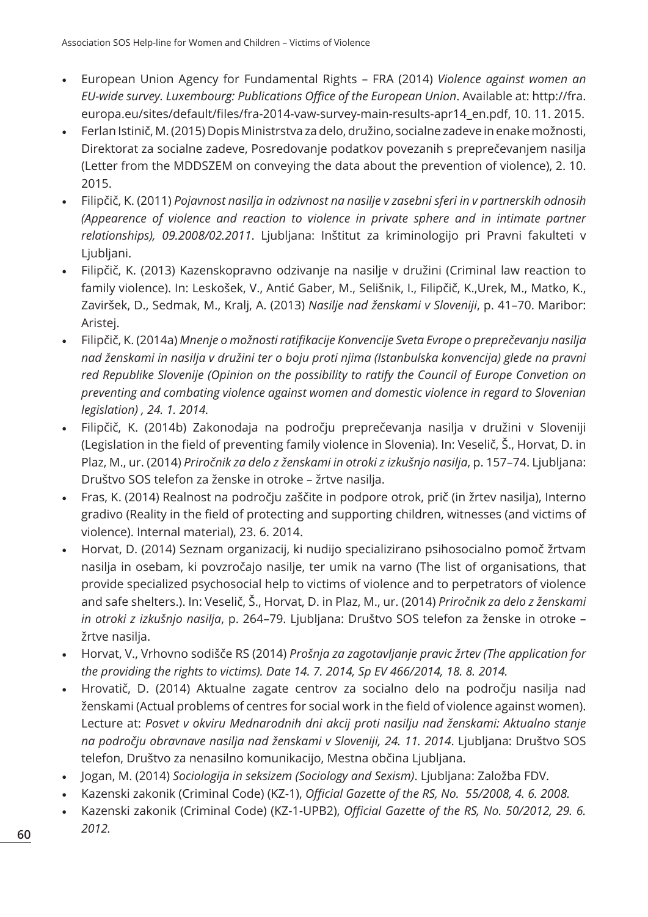- European Union Agency for Fundamental Rights – FRA (2014) *Violence against women an EU-wide survey. Luxembourg: Publications Office of the European Union*. Available at: http://fra.europa.eu/sites/default/files/fra-2014-vaw-survey-main-results-apr14_en.pdf, 10. 11. 2015.
- Ferlan Istinič, M. (2015) Dopis Ministrstva za delo, družino, socialne zadeve in enake možnosti, Direktorat za socialne zadeve, Posredovanje podatkov povezanih s preprečevanjem nasilja (Letter from the MDDSZEM on conveying the data about the prevention of violence), 2. 10. 2015.
- Filipčič, K. (2011) *Pojavnost nasilja in odzivnost na nasilje v zasebni sferi in v partnerskih odnosih (Appearence of violence and reaction to violence in private sphere and in intimate partner relationships), 09.2008/02.2011*. Ljubljana: Inštitut za kriminologijo pri Pravni fakulteti v Ljubljani.
- Filipčič, K. (2013) Kazenskopravno odzivanje na nasilje v družini (Criminal law reaction to family violence). In: Leskošek, V., Antić Gaber, M., Selišnik, I., Filipčič, K.,Urek, M., Matko, K., Zaviršek, D., Sedmak, M., Kralj, A. (2013) *Nasilje nad ženskami v Sloveniji*, p. 41–70. Maribor: Aristej.
- Filipčič, K. (2014a) *Mnenje o možnosti ratifikacije Konvencije Sveta Evrope o preprečevanju nasilja nad ženskami in nasilja v družini ter o boju proti njima (Istanbulska konvencija) glede na pravni red Republike Slovenije (Opinion on the possibility to ratify the Council of Europe Convetion on preventing and combating violence against women and domestic violence in regard to Slovenian legislation) , 24. 1. 2014.*
- Filipčič, K. (2014b) Zakonodaja na področju preprečevanja nasilja v družini v Sloveniji (Legislation in the field of preventing family violence in Slovenia). In: Veselič, Š., Horvat, D. in Plaz, M., ur. (2014) *Priročnik za delo z ženskami in otroki z izkušnjo nasilja*, p. 157–74. Ljubljana: Društvo SOS telefon za ženske in otroke – žrtve nasilja.
- Fras, K. (2014) Realnost na področju zaščite in podpore otrok, prič (in žrtev nasilja), Interno gradivo (Reality in the field of protecting and supporting children, witnesses (and victims of violence). Internal material), 23. 6. 2014.
- Horvat, D. (2014) Seznam organizacij, ki nudijo specializirano psihosocialno pomoč žrtvam nasilja in osebam, ki povzročajo nasilje, ter umik na varno (The list of organisations, that provide specialized psychosocial help to victims of violence and to perpetrators of violence and safe shelters.). In: Veselič, Š., Horvat, D. in Plaz, M., ur. (2014) *Priročnik za delo z ženskami in otroki z izkušnjo nasilja*, p. 264–79. Ljubljana: Društvo SOS telefon za ženske in otroke – žrtve nasilja.
- Horvat, V., Vrhovno sodišče RS (2014) *Prošnja za zagotavljanje pravic žrtev (The application for the providing the rights to victims). Date 14. 7. 2014, Sp EV 466/2014, 18. 8. 2014.*
- Hrovatič, D. (2014) Aktualne zagate centrov za socialno delo na področju nasilja nad ženskami (Actual problems of centres for social work in the field of violence against women). Lecture at: *Posvet v okviru Mednarodnih dni akcij proti nasilju nad ženskami: Aktualno stanje na področju obravnave nasilja nad ženskami v Sloveniji, 24. 11. 2014*. Ljubljana: Društvo SOS telefon, Društvo za nenasilno komunikacijo, Mestna občina Ljubljana.
- Jogan, M. (2014) *Sociologija in seksizem (Sociology and Sexism)*. Ljubljana: Založba FDV.
- Kazenski zakonik (Criminal Code) (KZ-1), *Official Gazette of the RS, No. 55/2008, 4. 6. 2008.*
- Kazenski zakonik (Criminal Code) (KZ-1-UPB2), *Official Gazette of the RS, No. 50/2012, 29. 6. 2012.*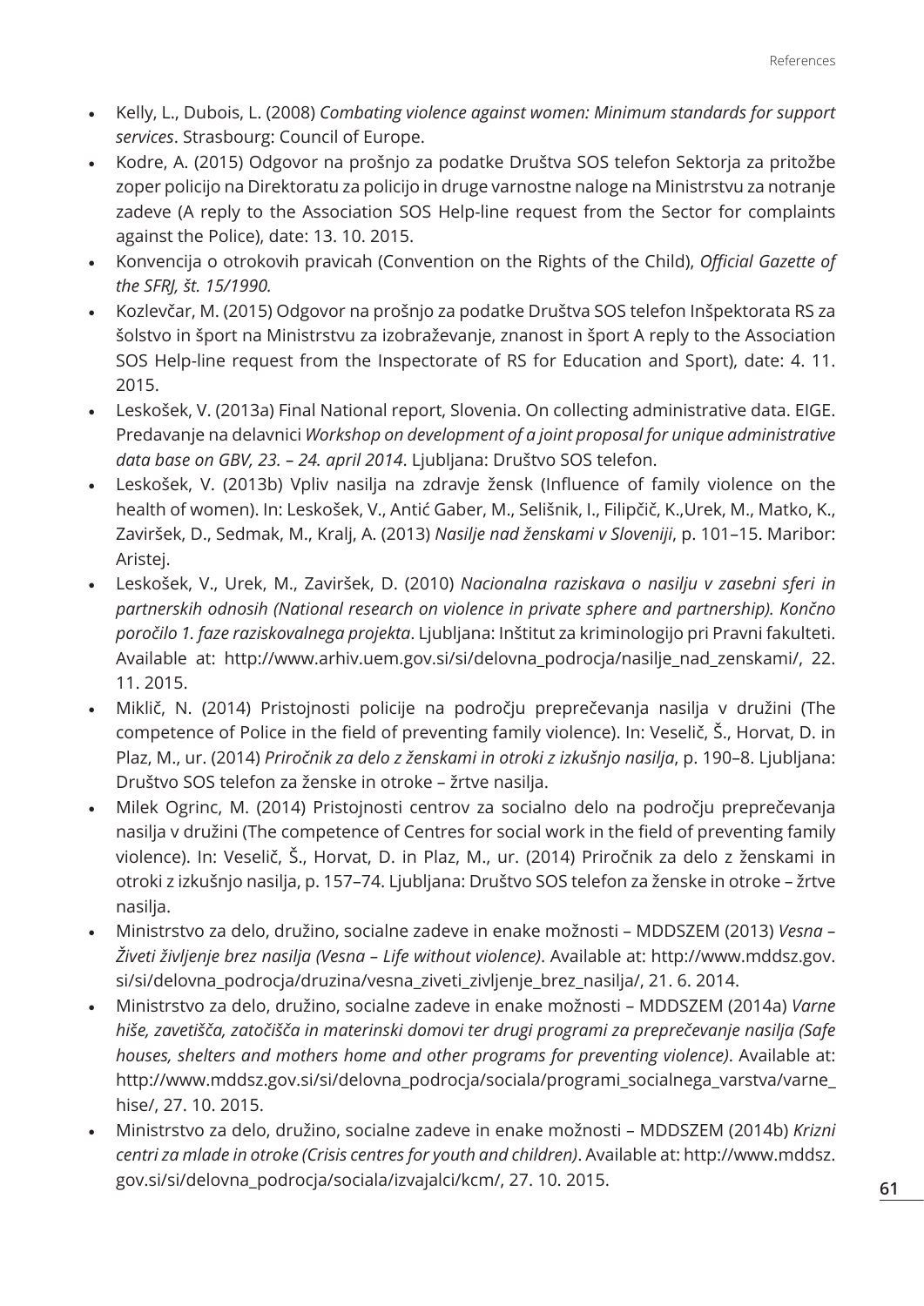- Kelly, L., Dubois, L. (2008) *Combating violence against women: Minimum standards for support services*. Strasbourg: Council of Europe.
- Kodre, A. (2015) Odgovor na prošnjo za podatke Društva SOS telefon Sektorja za pritožbe zoper policijo na Direktoratu za policijo in druge varnostne naloge na Ministrstvu za notranje zadeve (A reply to the Association SOS Help-line request from the Sector for complaints against the Police), date: 13. 10. 2015.
- Konvencija o otrokovih pravicah (Convention on the Rights of the Child), *Official Gazette of the SFRJ, št. 15/1990.*
- Kozlevčar, M. (2015) Odgovor na prošnjo za podatke Društva SOS telefon Inšpektorata RS za šolstvo in šport na Ministrstvu za izobraževanje, znanost in šport A reply to the Association SOS Help-line request from the Inspectorate of RS for Education and Sport), date: 4. 11. 2015.
- Leskošek, V. (2013a) Final National report, Slovenia. On collecting administrative data. EIGE. Predavanje na delavnici *Workshop on development of a joint proposal for unique administrative data base on GBV, 23. – 24. april 2014*. Ljubljana: Društvo SOS telefon.
- Leskošek, V. (2013b) Vpliv nasilja na zdravje žensk (Influence of family violence on the health of women). In: Leskošek, V., Antić Gaber, M., Selišnik, I., Filipčič, K.,Urek, M., Matko, K., Zaviršek, D., Sedmak, M., Kralj, A. (2013) *Nasilje nad ženskami v Sloveniji*, p. 101–15. Maribor: Aristej.
- Leskošek, V., Urek, M., Zaviršek, D. (2010) *Nacionalna raziskava o nasilju v zasebni sferi in partnerskih odnosih (National research on violence in private sphere and partnership). Končno poročilo 1. faze raziskovalnega projekta*. Ljubljana: Inštitut za kriminologijo pri Pravni fakulteti. Available at: http://www.arhiv.uem.gov.si/si/delovna_podrocja/nasilje_nad_zenskami/, 22. 11. 2015.
- Miklič, N. (2014) Pristojnosti policije na področju preprečevanja nasilja v družini (The competence of Police in the field of preventing family violence). In: Veselič, Š., Horvat, D. in Plaz, M., ur. (2014) *Priročnik za delo z ženskami in otroki z izkušnjo nasilja*, p. 190–8. Ljubljana: Društvo SOS telefon za ženske in otroke – žrtve nasilja.
- Milek Ogrinc, M. (2014) Pristojnosti centrov za socialno delo na področju preprečevanja nasilja v družini (The competence of Centres for social work in the field of preventing family violence). In: Veselič, Š., Horvat, D. in Plaz, M., ur. (2014) Priročnik za delo z ženskami in otroki z izkušnjo nasilja, p. 157–74. Ljubljana: Društvo SOS telefon za ženske in otroke – žrtve nasilja.
- Ministrstvo za delo, družino, socialne zadeve in enake možnosti – MDDSZEM (2013) *Vesna – Živeti življenje brez nasilja (Vesna – Life without violence)*. Available at: http://www.mddsz.gov.si/si/delovna_podrocja/druzina/vesna_ziveti_zivljenje_brez_nasilja/, 21. 6. 2014.
- Ministrstvo za delo, družino, socialne zadeve in enake možnosti – MDDSZEM (2014a) *Varne hiše, zavetišča, zatočišča in materinski domovi ter drugi programi za preprečevanje nasilja (Safe houses, shelters and mothers home and other programs for preventing violence)*. Available at: http://www.mddsz.gov.si/si/delovna_podrocja/sociala/programi_socialnega_varstva/varne_hise/, 27. 10. 2015.
- Ministrstvo za delo, družino, socialne zadeve in enake možnosti – MDDSZEM (2014b) *Krizni centri za mlade in otroke (Crisis centres for youth and children)*. Available at: http://www.mddsz.gov.si/si/delovna_podrocja/sociala/izvajalci/kcm/, 27. 10. 2015.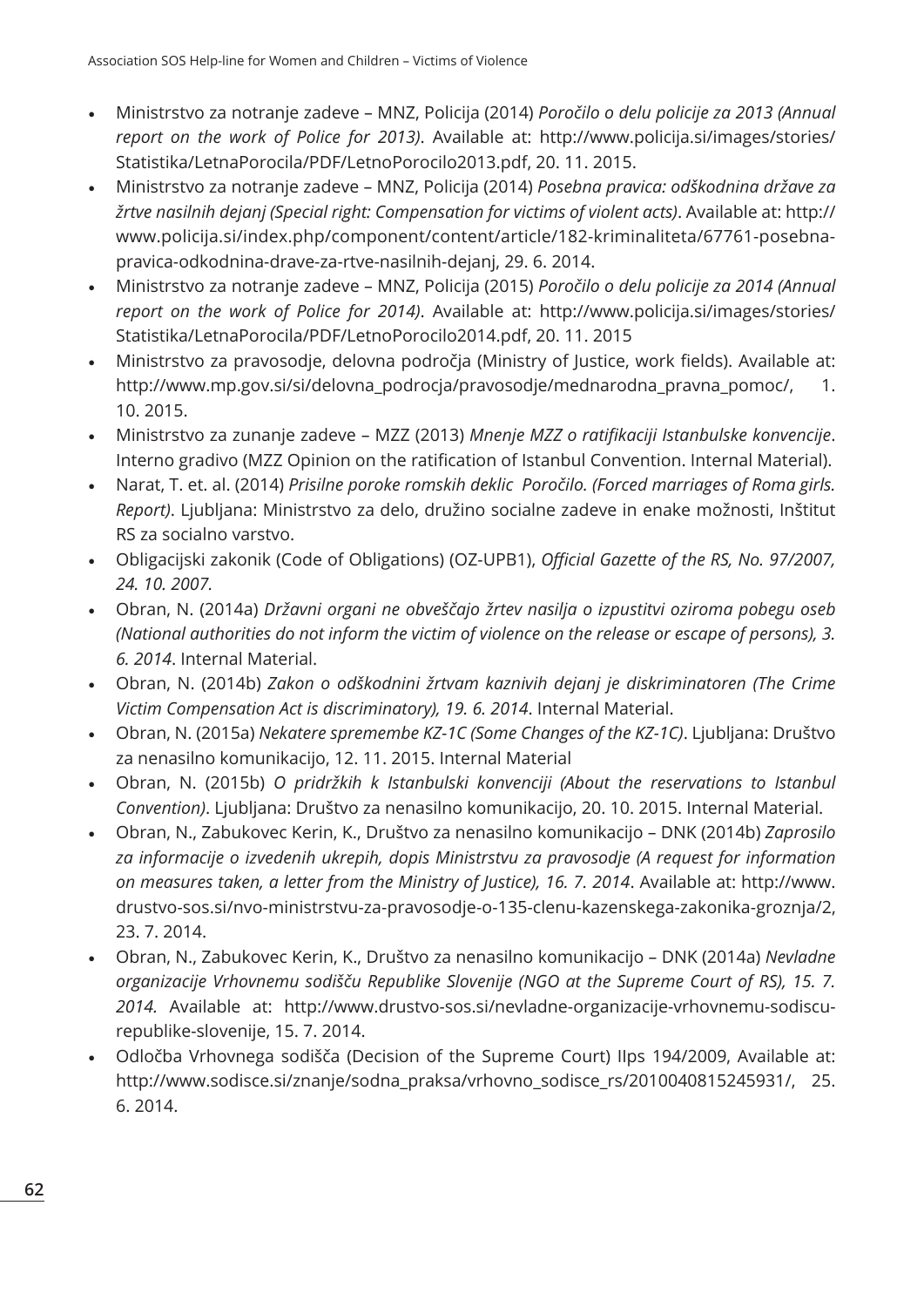- Ministrstvo za notranje zadeve – MNZ, Policija (2014) *Poročilo o delu policije za 2013 (Annual report on the work of Police for 2013)*. Available at: http://www.policija.si/images/stories/Statistika/LetnaPorocila/PDF/LetnoPorocilo2013.pdf, 20. 11. 2015.
- Ministrstvo za notranje zadeve – MNZ, Policija (2014) *Posebna pravica: odškodnina države za žrtve nasilnih dejanj (Special right: Compensation for victims of violent acts)*. Available at: http://www.policija.si/index.php/component/content/article/182-kriminaliteta/67761-posebna-pravica-odkodnina-drave-za-rtve-nasilnih-dejanj, 29. 6. 2014.
- Ministrstvo za notranje zadeve – MNZ, Policija (2015) *Poročilo o delu policije za 2014 (Annual report on the work of Police for 2014)*. Available at: http://www.policija.si/images/stories/Statistika/LetnaPorocila/PDF/LetnoPorocilo2014.pdf, 20. 11. 2015
- Ministrstvo za pravosodje, delovna področja (Ministry of Justice, work fields). Available at: http://www.mp.gov.si/si/delovna_podrocja/pravosodje/mednarodna_pravna_pomoc/, 1. 10. 2015.
- Ministrstvo za zunanje zadeve – MZZ (2013) *Mnenje MZZ o ratifikaciji Istanbulske konvencije*. Interno gradivo (MZZ Opinion on the ratification of Istanbul Convention. Internal Material).
- Narat, T. et. al. (2014) *Prisilne poroke romskih deklic Poročilo. (Forced marriages of Roma girls. Report)*. Ljubljana: Ministrstvo za delo, družino socialne zadeve in enake možnosti, Inštitut RS za socialno varstvo.
- Obligacijski zakonik (Code of Obligations) (OZ-UPB1), *Official Gazette of the RS, No. 97/2007, 24. 10. 2007.*
- Obran, N. (2014a) *Državni organi ne obveščajo žrtev nasilja o izpustitvi oziroma pobegu oseb (National authorities do not inform the victim of violence on the release or escape of persons), 3. 6. 2014*. Internal Material.
- Obran, N. (2014b) *Zakon o odškodnini žrtvam kaznivih dejanj je diskriminatoren (The Crime Victim Compensation Act is discriminatory), 19. 6. 2014*. Internal Material.
- Obran, N. (2015a) *Nekatere spremembe KZ-1C (Some Changes of the KZ-1C)*. Ljubljana: Društvo za nenasilno komunikacijo, 12. 11. 2015. Internal Material
- Obran, N. (2015b) *O pridržkih k Istanbulski konvenciji (About the reservations to Istanbul Convention)*. Ljubljana: Društvo za nenasilno komunikacijo, 20. 10. 2015. Internal Material.
- Obran, N., Zabukovec Kerin, K., Društvo za nenasilno komunikacijo – DNK (2014b) *Zaprosilo za informacije o izvedenih ukrepih, dopis Ministrstvu za pravosodje (A request for information on measures taken, a letter from the Ministry of Justice), 16. 7. 2014*. Available at: http://www.drustvo-sos.si/nvo-ministrstvu-za-pravosodje-o-135-clenu-kazenskega-zakonika-groznja/2, 23. 7. 2014.
- Obran, N., Zabukovec Kerin, K., Društvo za nenasilno komunikacijo – DNK (2014a) *Nevladne organizacije Vrhovnemu sodišču Republike Slovenije (NGO at the Supreme Court of RS), 15. 7. 2014.* Available at: http://www.drustvo-sos.si/nevladne-organizacije-vrhovnemu-sodiscu-republike-slovenije, 15. 7. 2014.
- Odločba Vrhovnega sodišča (Decision of the Supreme Court) IIps 194/2009, Available at: http://www.sodisce.si/znanje/sodna_praksa/vrhovno_sodisce_rs/2010040815245931/, 25. 6. 2014.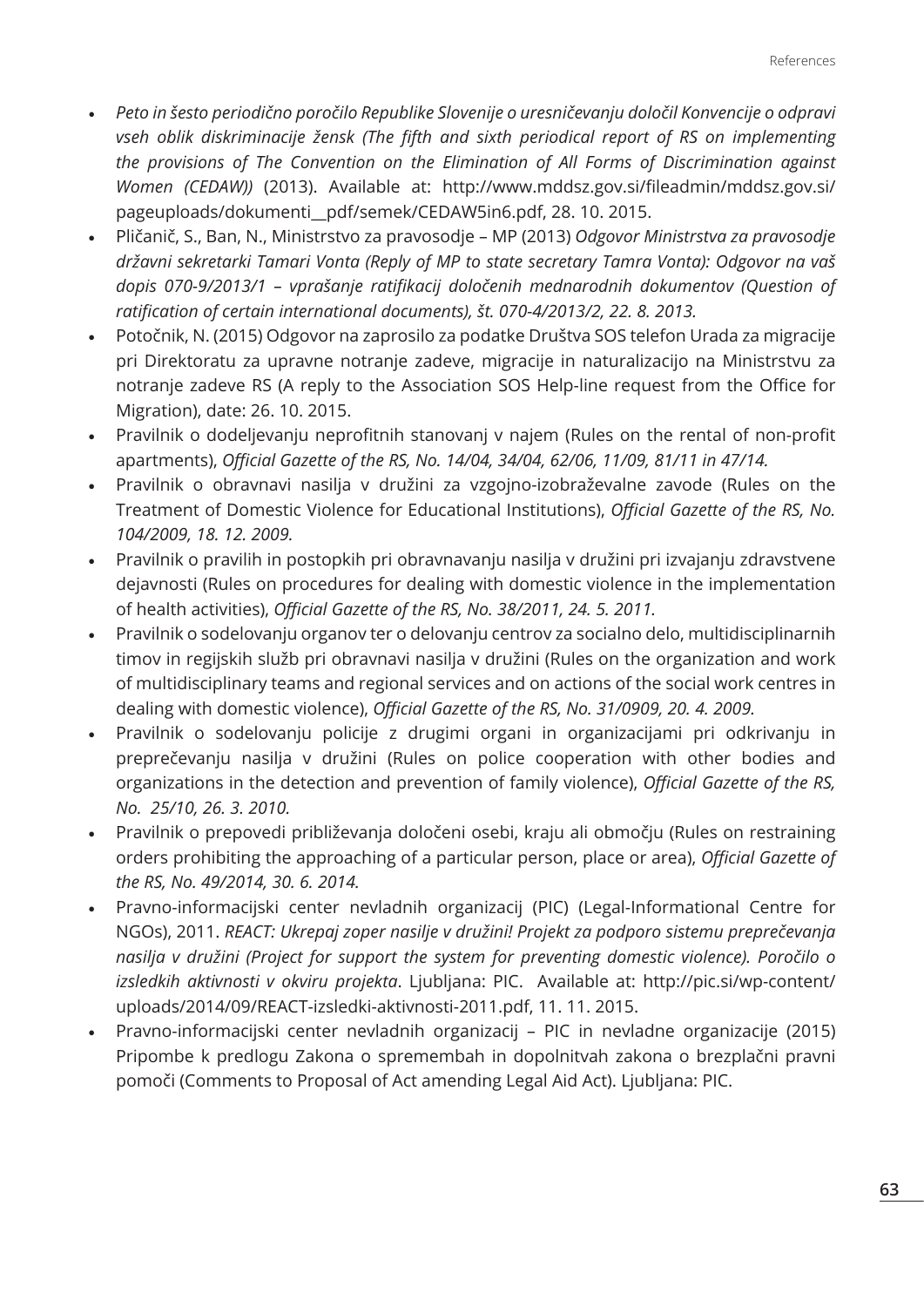- *Peto in šesto periodično poročilo Republike Slovenije o uresničevanju določil Konvencije o odpravi vseh oblik diskriminacije žensk (The fifth and sixth periodical report of RS on implementing the provisions of The Convention on the Elimination of All Forms of Discrimination against Women (CEDAW))* (2013). Available at: http://www.mddsz.gov.si/fileadmin/mddsz.gov.si/pageuploads/dokumenti__pdf/semek/CEDAW5in6.pdf, 28. 10. 2015.
- Pličanič, S., Ban, N., Ministrstvo za pravosodje – MP (2013) *Odgovor Ministrstva za pravosodje državni sekretarki Tamari Vonta (Reply of MP to state secretary Tamra Vonta): Odgovor na vaš dopis 070-9/2013/1 – vprašanje ratifikacij določenih mednarodnih dokumentov (Question of ratification of certain international documents), št. 070-4/2013/2, 22. 8. 2013.*
- Potočnik, N. (2015) Odgovor na zaprosilo za podatke Društva SOS telefon Urada za migracije pri Direktoratu za upravne notranje zadeve, migracije in naturalizacijo na Ministrstvu za notranje zadeve RS (A reply to the Association SOS Help-line request from the Office for Migration), date: 26. 10. 2015.
- Pravilnik o dodeljevanju neprofitnih stanovanj v najem (Rules on the rental of non-profit apartments), *Official Gazette of the RS, No. 14/04, 34/04, 62/06, 11/09, 81/11 in 47/14.*
- Pravilnik o obravnavi nasilja v družini za vzgojno-izobraževalne zavode (Rules on the Treatment of Domestic Violence for Educational Institutions), *Official Gazette of the RS, No. 104/2009, 18. 12. 2009.*
- Pravilnik o pravilih in postopkih pri obravnavanju nasilja v družini pri izvajanju zdravstvene dejavnosti (Rules on procedures for dealing with domestic violence in the implementation of health activities), *Official Gazette of the RS, No. 38/2011, 24. 5. 2011.*
- Pravilnik o sodelovanju organov ter o delovanju centrov za socialno delo, multidisciplinarnih timov in regijskih služb pri obravnavi nasilja v družini (Rules on the organization and work of multidisciplinary teams and regional services and on actions of the social work centres in dealing with domestic violence), *Official Gazette of the RS, No. 31/0909, 20. 4. 2009.*
- Pravilnik o sodelovanju policije z drugimi organi in organizacijami pri odkrivanju in preprečevanju nasilja v družini (Rules on police cooperation with other bodies and organizations in the detection and prevention of family violence), *Official Gazette of the RS, No. 25/10, 26. 3. 2010.*
- Pravilnik o prepovedi približevanja določeni osebi, kraju ali območju (Rules on restraining orders prohibiting the approaching of a particular person, place or area), *Official Gazette of the RS, No. 49/2014, 30. 6. 2014.*
- Pravno-informacijski center nevladnih organizacij (PIC) (Legal-Informational Centre for NGOs), 2011. *REACT: Ukrepaj zoper nasilje v družini! Projekt za podporo sistemu preprečevanja nasilja v družini (Project for support the system for preventing domestic violence). Poročilo o izsledkih aktivnosti v okviru projekta*. Ljubljana: PIC. Available at: http://pic.si/wp-content/uploads/2014/09/REACT-izsledki-aktivnosti-2011.pdf, 11. 11. 2015.
- Pravno-informacijski center nevladnih organizacij – PIC in nevladne organizacije (2015) Pripombe k predlogu Zakona o spremembah in dopolnitvah zakona o brezplačni pravni pomoči (Comments to Proposal of Act amending Legal Aid Act). Ljubljana: PIC.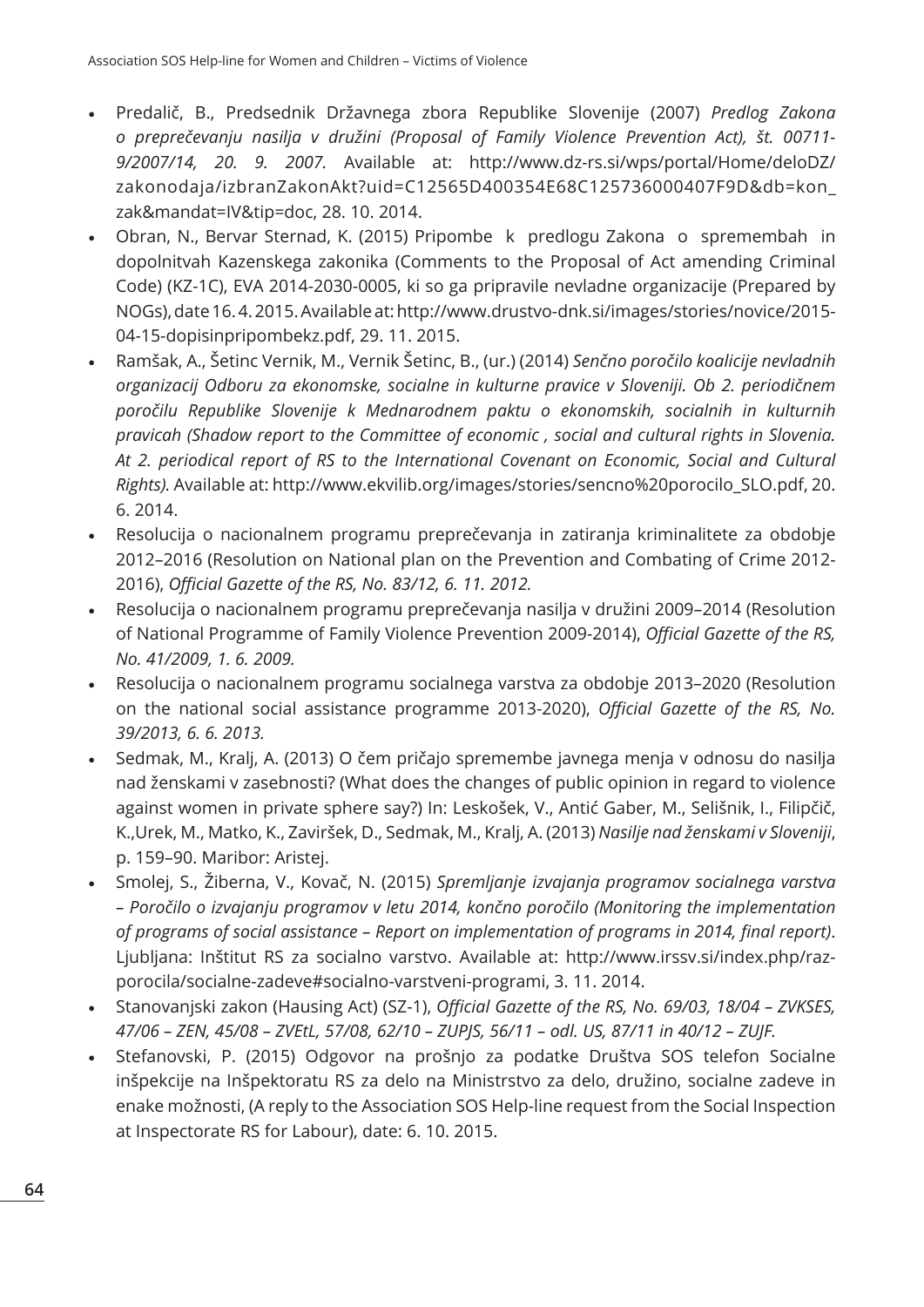- Predalič, B., Predsednik Državnega zbora Republike Slovenije (2007) *Predlog Zakona o preprečevanju nasilja v družini (Proposal of Family Violence Prevention Act), št. 00711-9/2007/14, 20. 9. 2007.* Available at: http://www.dz-rs.si/wps/portal/Home/deloDZ/zakonodaja/izbranZakonAkt?uid=C12565D400354E68C125736000407F9D&db=kon_zak&mandat=IV&tip=doc, 28. 10. 2014.
- Obran, N., Bervar Sternad, K. (2015) Pripombe k predlogu Zakona o spremembah in dopolnitvah Kazenskega zakonika (Comments to the Proposal of Act amending Criminal Code) (KZ-1C), EVA 2014-2030-0005, ki so ga pripravile nevladne organizacije (Prepared by NOGs), date 16. 4. 2015. Available at: http://www.drustvo-dnk.si/images/stories/novice/2015-04-15-dopisinpripombekz.pdf, 29. 11. 2015.
- Ramšak, A., Šetinc Vernik, M., Vernik Šetinc, B., (ur.) (2014) *Senčno poročilo koalicije nevladnih organizacij Odboru za ekonomske, socialne in kulturne pravice v Sloveniji. Ob 2. periodičnem poročilu Republike Slovenije k Mednarodnem paktu o ekonomskih, socialnih in kulturnih pravicah (Shadow report to the Committee of economic , social and cultural rights in Slovenia. At 2. periodical report of RS to the International Covenant on Economic, Social and Cultural Rights).* Available at: http://www.ekvilib.org/images/stories/sencno%20porocilo_SLO.pdf, 20. 6. 2014.
- Resolucija o nacionalnem programu preprečevanja in zatiranja kriminalitete za obdobje 2012–2016 (Resolution on National plan on the Prevention and Combating of Crime 2012-2016), *Official Gazette of the RS, No. 83/12, 6. 11. 2012.*
- Resolucija o nacionalnem programu preprečevanja nasilja v družini 2009–2014 (Resolution of National Programme of Family Violence Prevention 2009-2014), *Official Gazette of the RS, No. 41/2009, 1. 6. 2009.*
- Resolucija o nacionalnem programu socialnega varstva za obdobje 2013–2020 (Resolution on the national social assistance programme 2013-2020), *Official Gazette of the RS, No. 39/2013, 6. 6. 2013.*
- Sedmak, M., Kralj, A. (2013) O čem pričajo spremembe javnega menja v odnosu do nasilja nad ženskami v zasebnosti? (What does the changes of public opinion in regard to violence against women in private sphere say?) In: Leskošek, V., Antić Gaber, M., Selišnik, I., Filipčič, K.,Urek, M., Matko, K., Zaviršek, D., Sedmak, M., Kralj, A. (2013) *Nasilje nad ženskami v Sloveniji*, p. 159–90. Maribor: Aristej.
- Smolej, S., Žiberna, V., Kovač, N. (2015) *Spremljanje izvajanja programov socialnega varstva – Poročilo o izvajanju programov v letu 2014, končno poročilo (Monitoring the implementation of programs of social assistance – Report on implementation of programs in 2014, final report)*. Ljubljana: Inštitut RS za socialno varstvo. Available at: http://www.irssv.si/index.php/raz-porocila/socialne-zadeve#socialno-varstveni-programi, 3. 11. 2014.
- Stanovanjski zakon (Hausing Act) (SZ-1), *Official Gazette of the RS, No. 69/03, 18/04 – ZVKSES, 47/06 – ZEN, 45/08 – ZVEtL, 57/08, 62/10 – ZUPJS, 56/11 – odl. US, 87/11 in 40/12 – ZUJF.*
- Stefanovski, P. (2015) Odgovor na prošnjo za podatke Društva SOS telefon Socialne inšpekcije na Inšpektoratu RS za delo na Ministrstvo za delo, družino, socialne zadeve in enake možnosti, (A reply to the Association SOS Help-line request from the Social Inspection at Inspectorate RS for Labour), date: 6. 10. 2015.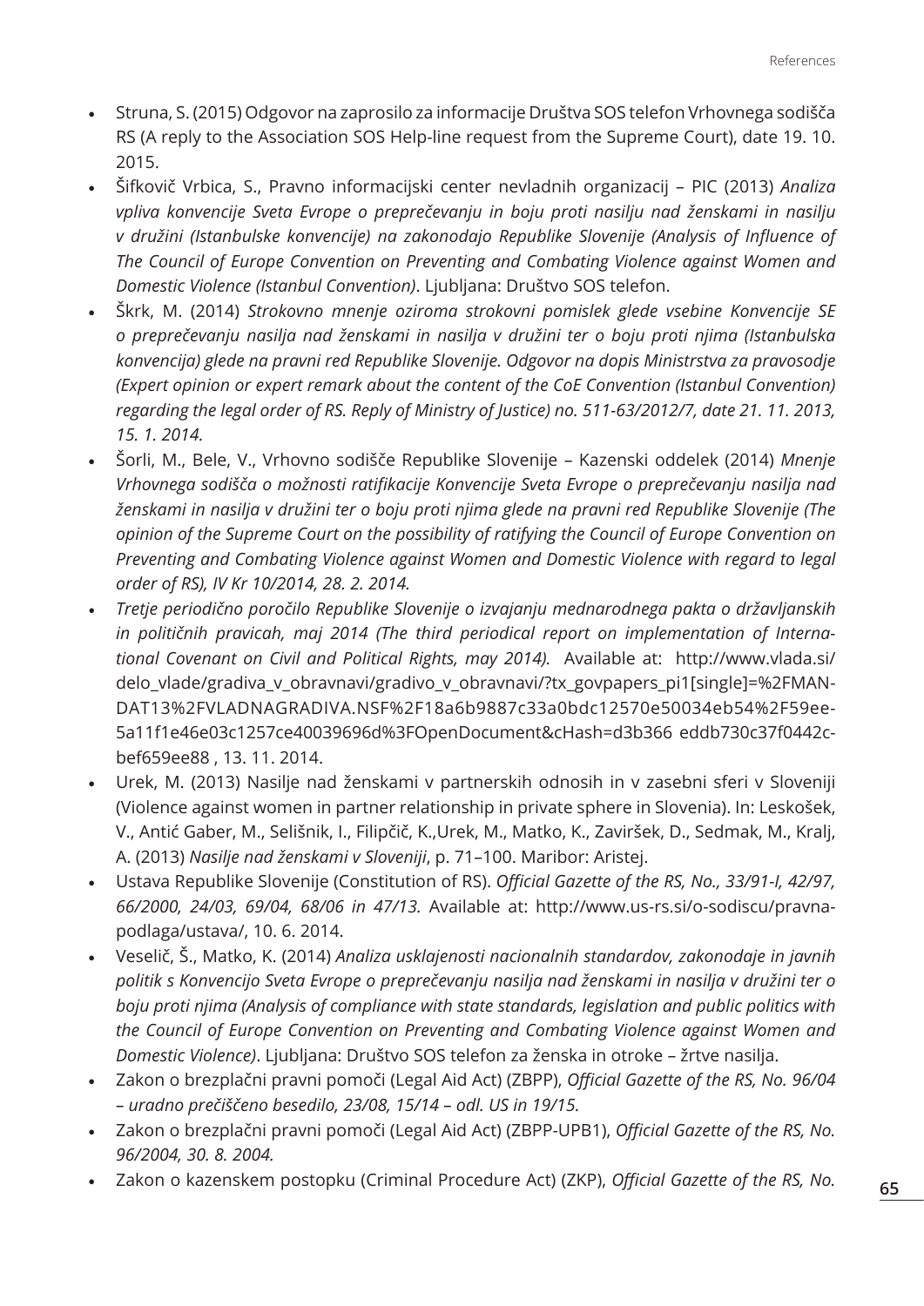- Struna, S. (2015) Odgovor na zaprosilo za informacije Društva SOS telefon Vrhovnega sodišča RS (A reply to the Association SOS Help-line request from the Supreme Court), date 19. 10. 2015.
- Šifkovič Vrbica, S., Pravno informacijski center nevladnih organizacij – PIC (2013) *Analiza vpliva konvencije Sveta Evrope o preprečevanju in boju proti nasilju nad ženskami in nasilju v družini (Istanbulske konvencije) na zakonodajo Republike Slovenije (Analysis of Influence of The Council of Europe Convention on Preventing and Combating Violence against Women and Domestic Violence (Istanbul Convention)*. Ljubljana: Društvo SOS telefon.
- Škrk, M. (2014) *Strokovno mnenje oziroma strokovni pomislek glede vsebine Konvencije SE o preprečevanju nasilja nad ženskami in nasilja v družini ter o boju proti njima (Istanbulska konvencija) glede na pravni red Republike Slovenije. Odgovor na dopis Ministrstva za pravosodje (Expert opinion or expert remark about the content of the CoE Convention (Istanbul Convention) regarding the legal order of RS. Reply of Ministry of Justice) no. 511-63/2012/7, date 21. 11. 2013, 15. 1. 2014.*
- Šorli, M., Bele, V., Vrhovno sodišče Republike Slovenije – Kazenski oddelek (2014) *Mnenje Vrhovnega sodišča o možnosti ratifikacije Konvencije Sveta Evrope o preprečevanju nasilja nad ženskami in nasilja v družini ter o boju proti njima glede na pravni red Republike Slovenije (The opinion of the Supreme Court on the possibility of ratifying the Council of Europe Convention on Preventing and Combating Violence against Women and Domestic Violence with regard to legal order of RS), IV Kr 10/2014, 28. 2. 2014.*
- *Tretje periodično poročilo Republike Slovenije o izvajanju mednarodnega pakta o državljanskih in političnih pravicah, maj 2014 (The third periodical report on implementation of International Covenant on Civil and Political Rights, may 2014).* Available at: http://www.vlada.si/delo_vlade/gradiva_v_obravnavi/gradivo_v_obravnavi/?tx_govpapers_pi1[single]=%2FMANDAT13%2FVLADNAGRADIVA.NSF%2F18a6b9887c33a0bdc12570e50034eb54%2F59ee5a11f1e46e03c1257ce40039696d%3FOpenDocument&cHash=d3b366 eddb730c37f0442cbef659ee88 , 13. 11. 2014.
- Urek, M. (2013) Nasilje nad ženskami v partnerskih odnosih in v zasebni sferi v Sloveniji (Violence against women in partner relationship in private sphere in Slovenia). In: Leskošek, V., Antić Gaber, M., Selišnik, I., Filipčič, K.,Urek, M., Matko, K., Zaviršek, D., Sedmak, M., Kralj, A. (2013) *Nasilje nad ženskami v Sloveniji*, p. 71–100. Maribor: Aristej.
- Ustava Republike Slovenije (Constitution of RS). *Official Gazette of the RS, No., 33/91-I, 42/97, 66/2000, 24/03, 69/04, 68/06 in 47/13.* Available at: http://www.us-rs.si/o-sodiscu/pravna-podlaga/ustava/, 10. 6. 2014.
- Veselič, Š., Matko, K. (2014) *Analiza usklajenosti nacionalnih standardov, zakonodaje in javnih politik s Konvencijo Sveta Evrope o preprečevanju nasilja nad ženskami in nasilja v družini ter o boju proti njima (Analysis of compliance with state standards, legislation and public politics with the Council of Europe Convention on Preventing and Combating Violence against Women and Domestic Violence)*. Ljubljana: Društvo SOS telefon za ženska in otroke – žrtve nasilja.
- Zakon o brezplačni pravni pomoči (Legal Aid Act) (ZBPP), *Official Gazette of the RS, No. 96/04 – uradno prečiščeno besedilo, 23/08, 15/14 – odl. US in 19/15.*
- Zakon o brezplačni pravni pomoči (Legal Aid Act) (ZBPP-UPB1), *Official Gazette of the RS, No. 96/2004, 30. 8. 2004.*
- Zakon o kazenskem postopku (Criminal Procedure Act) (ZKP), *Official Gazette of the RS, No.*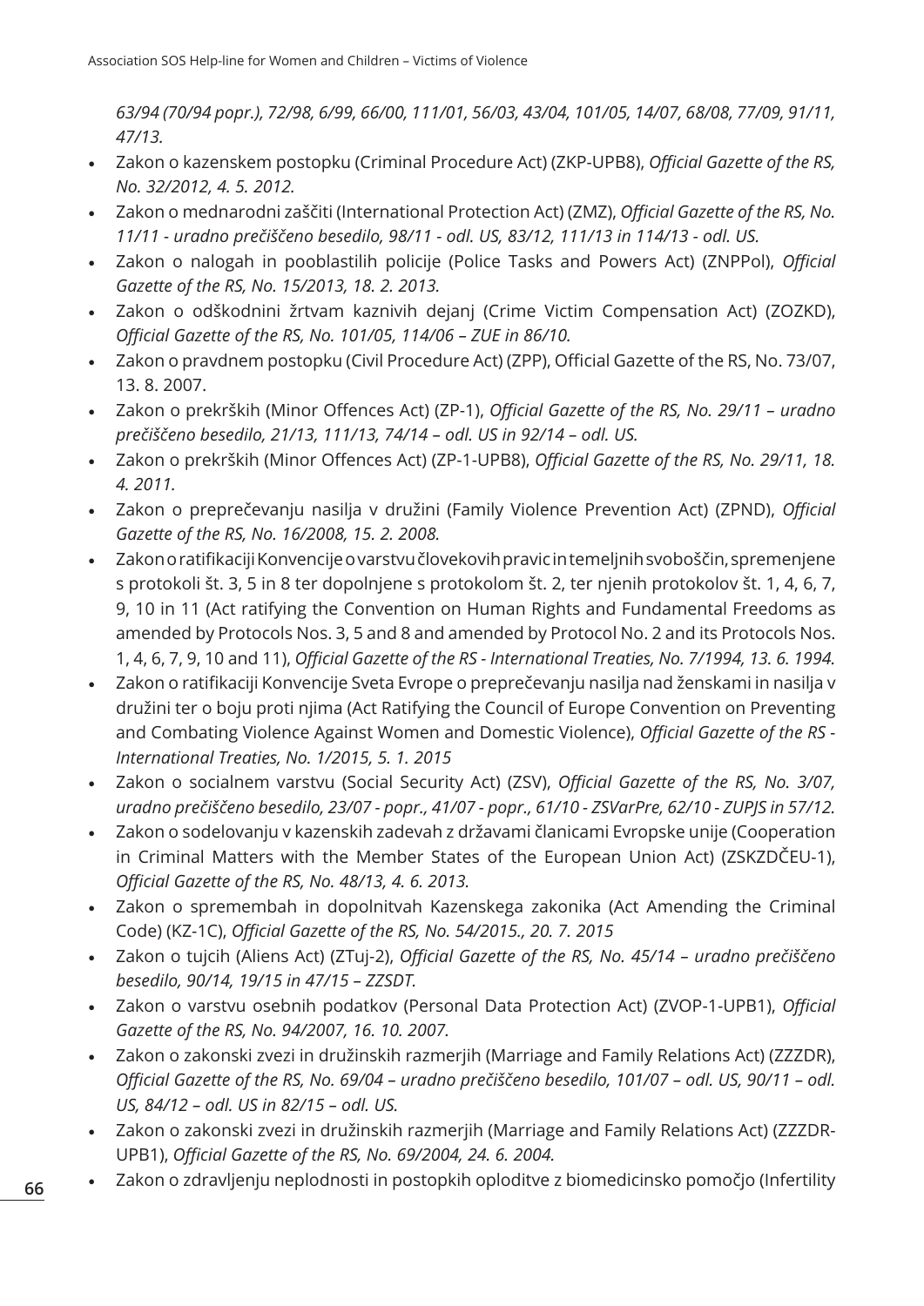*63/94 (70/94 popr.), 72/98, 6/99, 66/00, 111/01, 56/03, 43/04, 101/05, 14/07, 68/08, 77/09, 91/11, 47/13.*

- Zakon o kazenskem postopku (Criminal Procedure Act) (ZKP-UPB8), *Official Gazette of the RS, No. 32/2012, 4. 5. 2012.*
- Zakon o mednarodni zaščiti (International Protection Act) (ZMZ), *Official Gazette of the RS, No. 11/11 - uradno prečiščeno besedilo, 98/11 - odl. US, 83/12, 111/13 in 114/13 - odl. US.*
- Zakon o nalogah in pooblastilih policije (Police Tasks and Powers Act) (ZNPPol), *Official Gazette of the RS, No. 15/2013, 18. 2. 2013.*
- Zakon o odškodnini žrtvam kaznivih dejanj (Crime Victim Compensation Act) (ZOZKD), *Official Gazette of the RS, No. 101/05, 114/06 – ZUE in 86/10.*
- Zakon o pravdnem postopku (Civil Procedure Act) (ZPP), Official Gazette of the RS, No. 73/07, 13. 8. 2007.
- Zakon o prekrških (Minor Offences Act) (ZP-1), *Official Gazette of the RS, No. 29/11 – uradno prečiščeno besedilo, 21/13, 111/13, 74/14 – odl. US in 92/14 – odl. US.*
- Zakon o prekrških (Minor Offences Act) (ZP-1-UPB8), *Official Gazette of the RS, No. 29/11, 18. 4. 2011.*
- Zakon o preprečevanju nasilja v družini (Family Violence Prevention Act) (ZPND), *Official Gazette of the RS, No. 16/2008, 15. 2. 2008.*
- Zakon o ratifikaciji Konvencije o varstvu človekovih pravic in temeljnih svoboščin, spremenjene s protokoli št. 3, 5 in 8 ter dopolnjene s protokolom št. 2, ter njenih protokolov št. 1, 4, 6, 7, 9, 10 in 11 (Act ratifying the Convention on Human Rights and Fundamental Freedoms as amended by Protocols Nos. 3, 5 and 8 and amended by Protocol No. 2 and its Protocols Nos. 1, 4, 6, 7, 9, 10 and 11), *Official Gazette of the RS - International Treaties, No. 7/1994, 13. 6. 1994.*
- Zakon o ratifikaciji Konvencije Sveta Evrope o preprečevanju nasilja nad ženskami in nasilja v družini ter o boju proti njima (Act Ratifying the Council of Europe Convention on Preventing and Combating Violence Against Women and Domestic Violence), *Official Gazette of the RS - International Treaties, No. 1/2015, 5. 1. 2015*
- Zakon o socialnem varstvu (Social Security Act) (ZSV), *Official Gazette of the RS, No. 3/07, uradno prečiščeno besedilo, 23/07 - popr., 41/07 - popr., 61/10 - ZSVarPre, 62/10 - ZUPJS in 57/12.*
- Zakon o sodelovanju v kazenskih zadevah z državami članicami Evropske unije (Cooperation in Criminal Matters with the Member States of the European Union Act) (ZSKZDČEU-1), *Official Gazette of the RS, No. 48/13, 4. 6. 2013.*
- Zakon o spremembah in dopolnitvah Kazenskega zakonika (Act Amending the Criminal Code) (KZ-1C), *Official Gazette of the RS, No. 54/2015., 20. 7. 2015*
- Zakon o tujcih (Aliens Act) (ZTuj-2), *Official Gazette of the RS, No. 45/14 – uradno prečiščeno besedilo, 90/14, 19/15 in 47/15 – ZZSDT.*
- Zakon o varstvu osebnih podatkov (Personal Data Protection Act) (ZVOP-1-UPB1), *Official Gazette of the RS, No. 94/2007, 16. 10. 2007.*
- Zakon o zakonski zvezi in družinskih razmerjih (Marriage and Family Relations Act) (ZZZDR), *Official Gazette of the RS, No. 69/04 – uradno prečiščeno besedilo, 101/07 – odl. US, 90/11 – odl. US, 84/12 – odl. US in 82/15 – odl. US.*
- Zakon o zakonski zvezi in družinskih razmerjih (Marriage and Family Relations Act) (ZZZDR-UPB1), *Official Gazette of the RS, No. 69/2004, 24. 6. 2004.*
- Zakon o zdravljenju neplodnosti in postopkih oploditve z biomedicinsko pomočjo (Infertility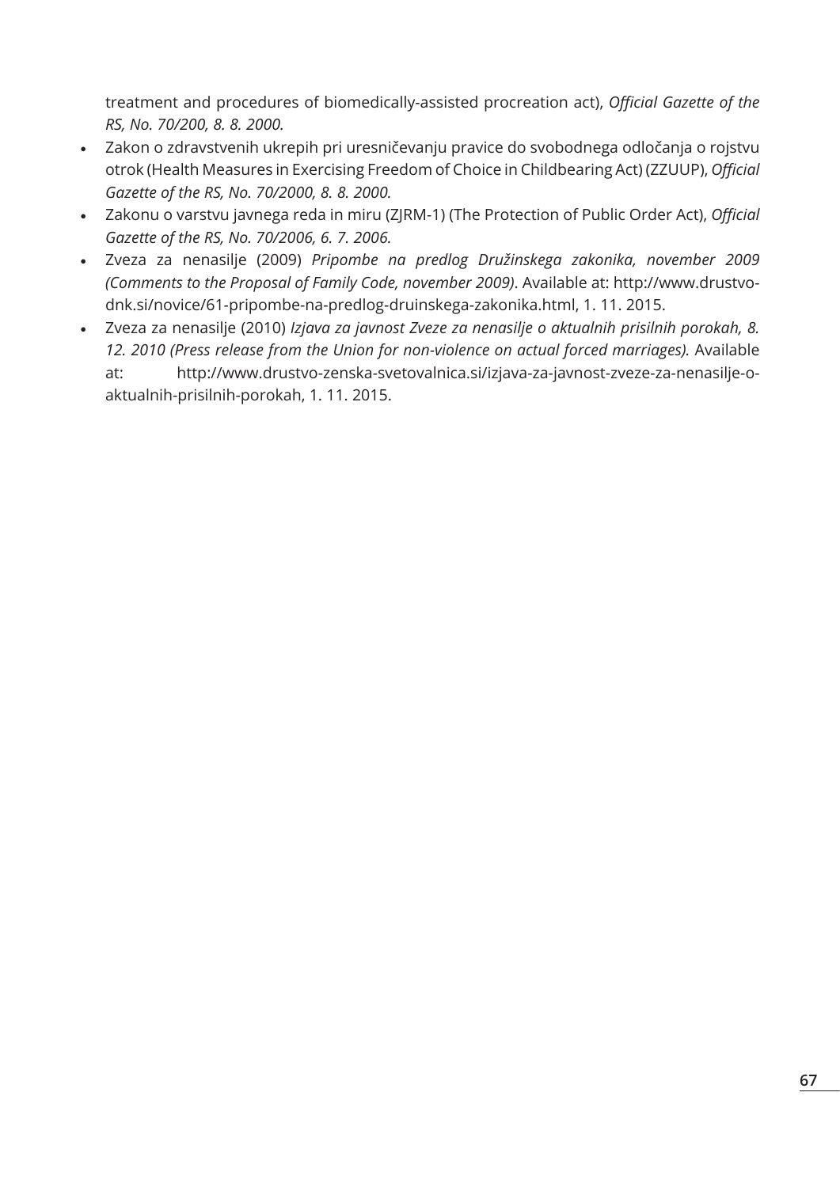treatment and procedures of biomedically-assisted procreation act), *Official Gazette of the RS, No. 70/200, 8. 8. 2000.*

- Zakon o zdravstvenih ukrepih pri uresničevanju pravice do svobodnega odločanja o rojstvu otrok (Health Measures in Exercising Freedom of Choice in Childbearing Act) (ZZUUP), *Official Gazette of the RS, No. 70/2000, 8. 8. 2000.*
- Zakonu o varstvu javnega reda in miru (ZJRM-1) (The Protection of Public Order Act), *Official Gazette of the RS, No. 70/2006, 6. 7. 2006.*
- Zveza za nenasilje (2009) *Pripombe na predlog Družinskega zakonika, november 2009 (Comments to the Proposal of Family Code, november 2009)*. Available at: http://www.drustvo-dnk.si/novice/61-pripombe-na-predlog-druinskega-zakonika.html, 1. 11. 2015.
- Zveza za nenasilje (2010) *Izjava za javnost Zveze za nenasilje o aktualnih prisilnih porokah, 8. 12. 2010 (Press release from the Union for non-violence on actual forced marriages).* Available at: http://www.drustvo-zenska-svetovalnica.si/izjava-za-javnost-zveze-za-nenasilje-o-aktualnih-prisilnih-porokah, 1. 11. 2015.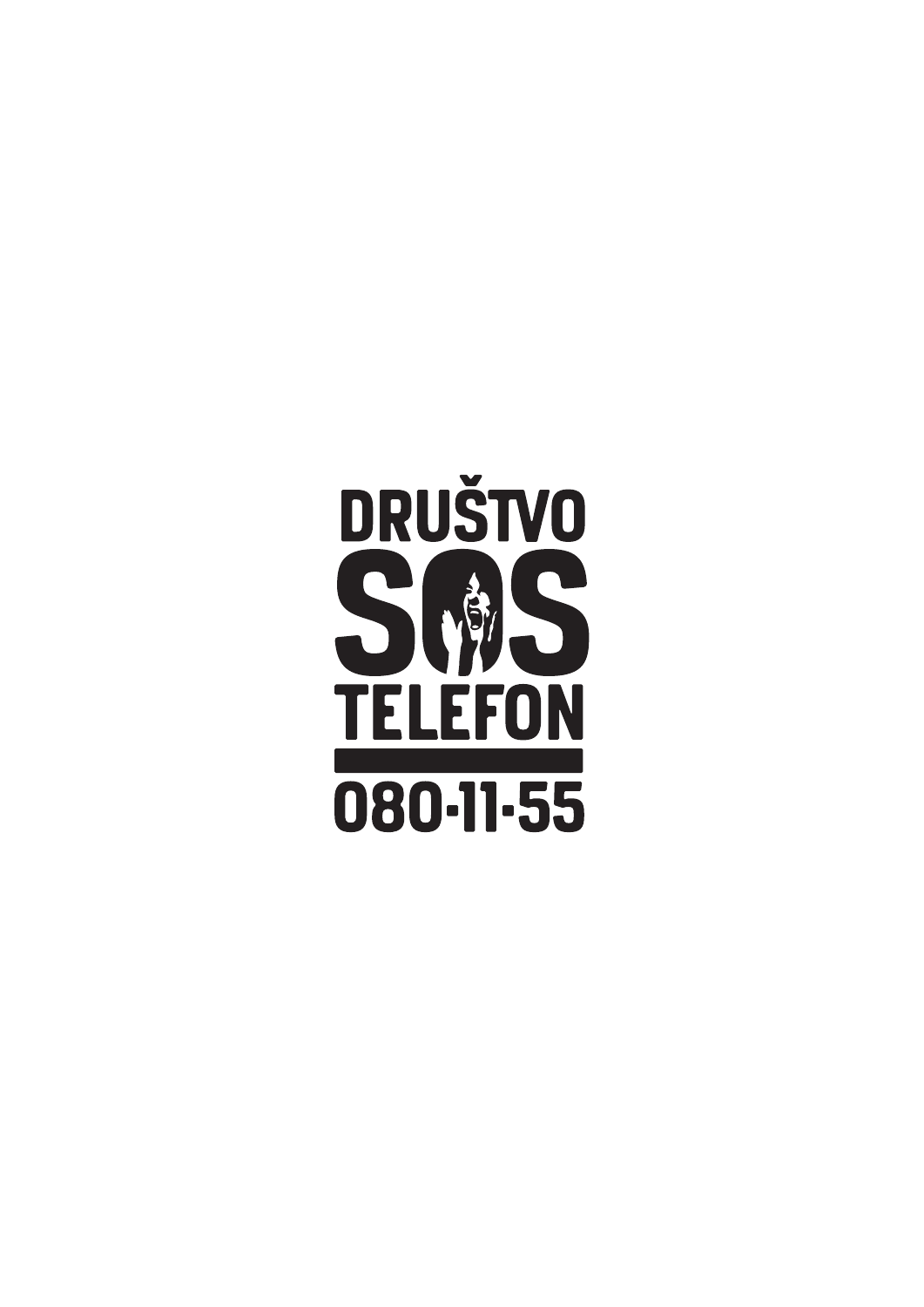DRUŠTVO

SOS

TELEFON

080-11-55